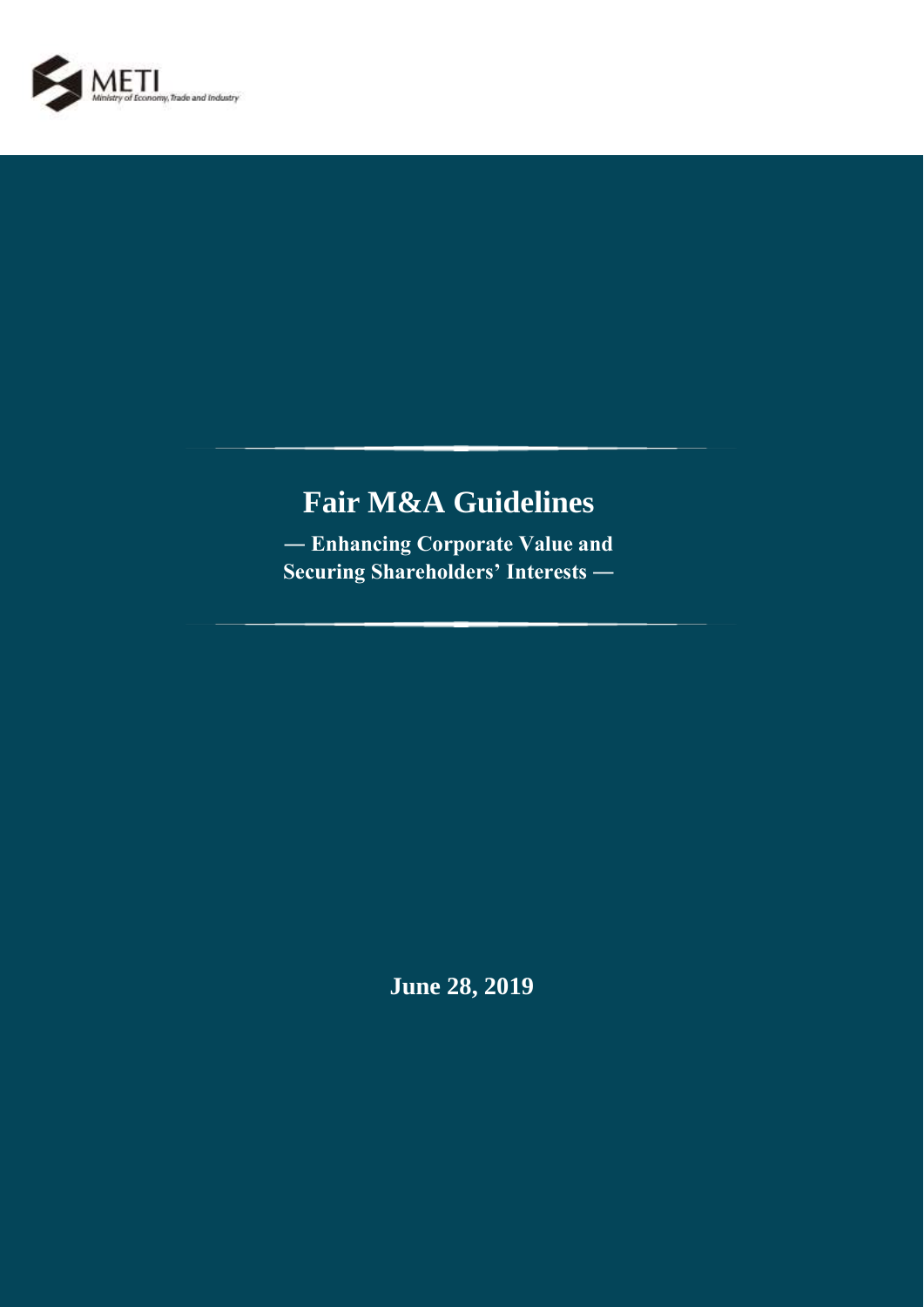METI
Ministry of Economy, Trade and Industry

# Fair M&A Guidelines

**— Enhancing Corporate Value and Securing Shareholders' Interests —**

**June 28, 2019**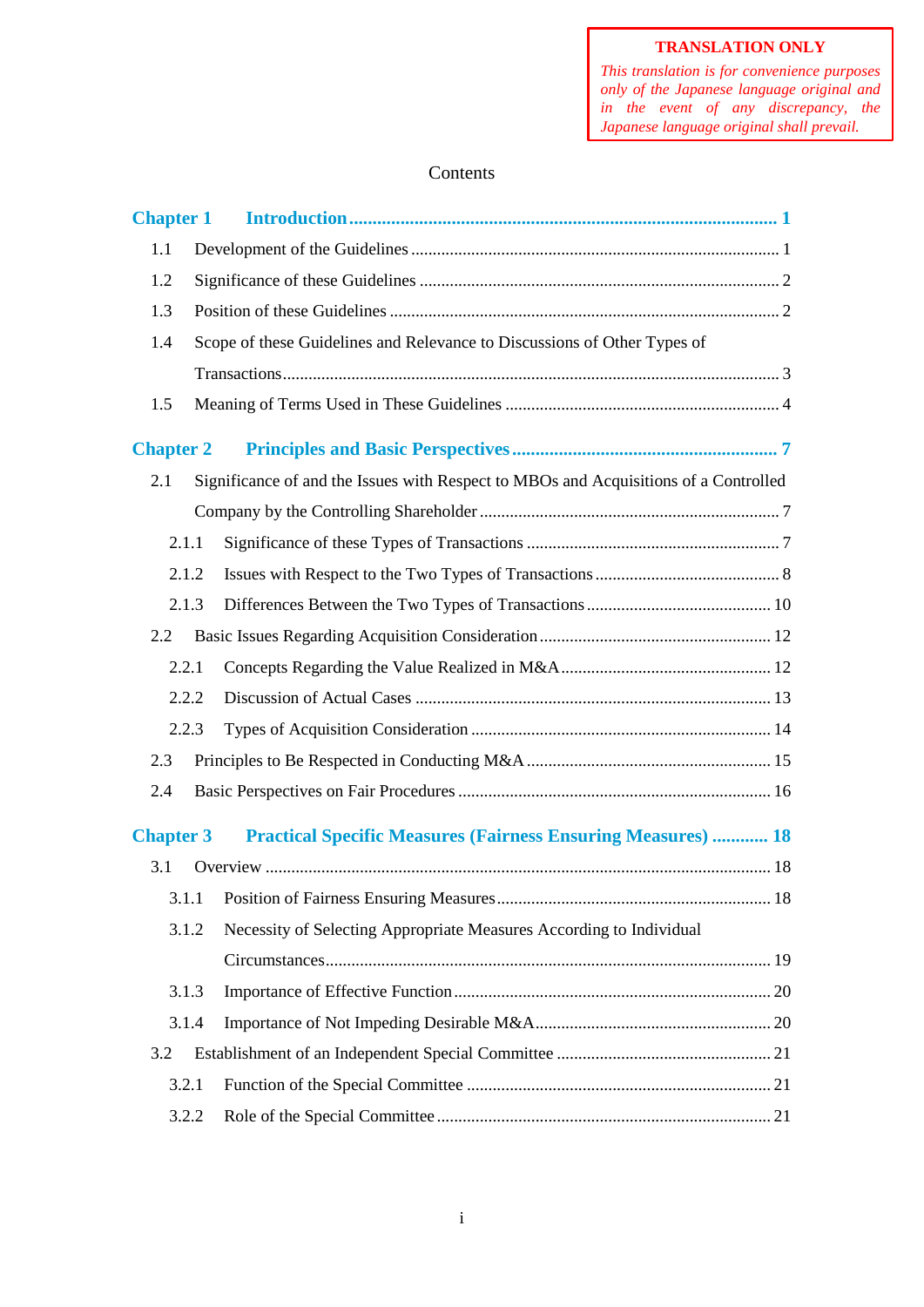**TRANSLATION ONLY**

*This translation is for convenience purposes only of the Japanese language original and in the event of any discrepancy, the Japanese language original shall prevail.*

Contents

**Chapter 1 Introduction** ..... 1

- 1.1 Development of the Guidelines ..... 1
- 1.2 Significance of these Guidelines ..... 2
- 1.3 Position of these Guidelines ..... 2
- 1.4 Scope of these Guidelines and Relevance to Discussions of Other Types of Transactions ..... 3
- 1.5 Meaning of Terms Used in These Guidelines ..... 4

**Chapter 2 Principles and Basic Perspectives** ..... 7

- 2.1 Significance of and the Issues with Respect to MBOs and Acquisitions of a Controlled Company by the Controlling Shareholder ..... 7
  - 2.1.1 Significance of these Types of Transactions ..... 7
  - 2.1.2 Issues with Respect to the Two Types of Transactions ..... 8
  - 2.1.3 Differences Between the Two Types of Transactions ..... 10
- 2.2 Basic Issues Regarding Acquisition Consideration ..... 12
  - 2.2.1 Concepts Regarding the Value Realized in M&A ..... 12
  - 2.2.2 Discussion of Actual Cases ..... 13
  - 2.2.3 Types of Acquisition Consideration ..... 14
- 2.3 Principles to Be Respected in Conducting M&A ..... 15
- 2.4 Basic Perspectives on Fair Procedures ..... 16

**Chapter 3 Practical Specific Measures (Fairness Ensuring Measures)** ..... 18

- 3.1 Overview ..... 18
  - 3.1.1 Position of Fairness Ensuring Measures ..... 18
  - 3.1.2 Necessity of Selecting Appropriate Measures According to Individual Circumstances ..... 19
  - 3.1.3 Importance of Effective Function ..... 20
  - 3.1.4 Importance of Not Impeding Desirable M&A ..... 20
- 3.2 Establishment of an Independent Special Committee ..... 21
  - 3.2.1 Function of the Special Committee ..... 21
  - 3.2.2 Role of the Special Committee ..... 21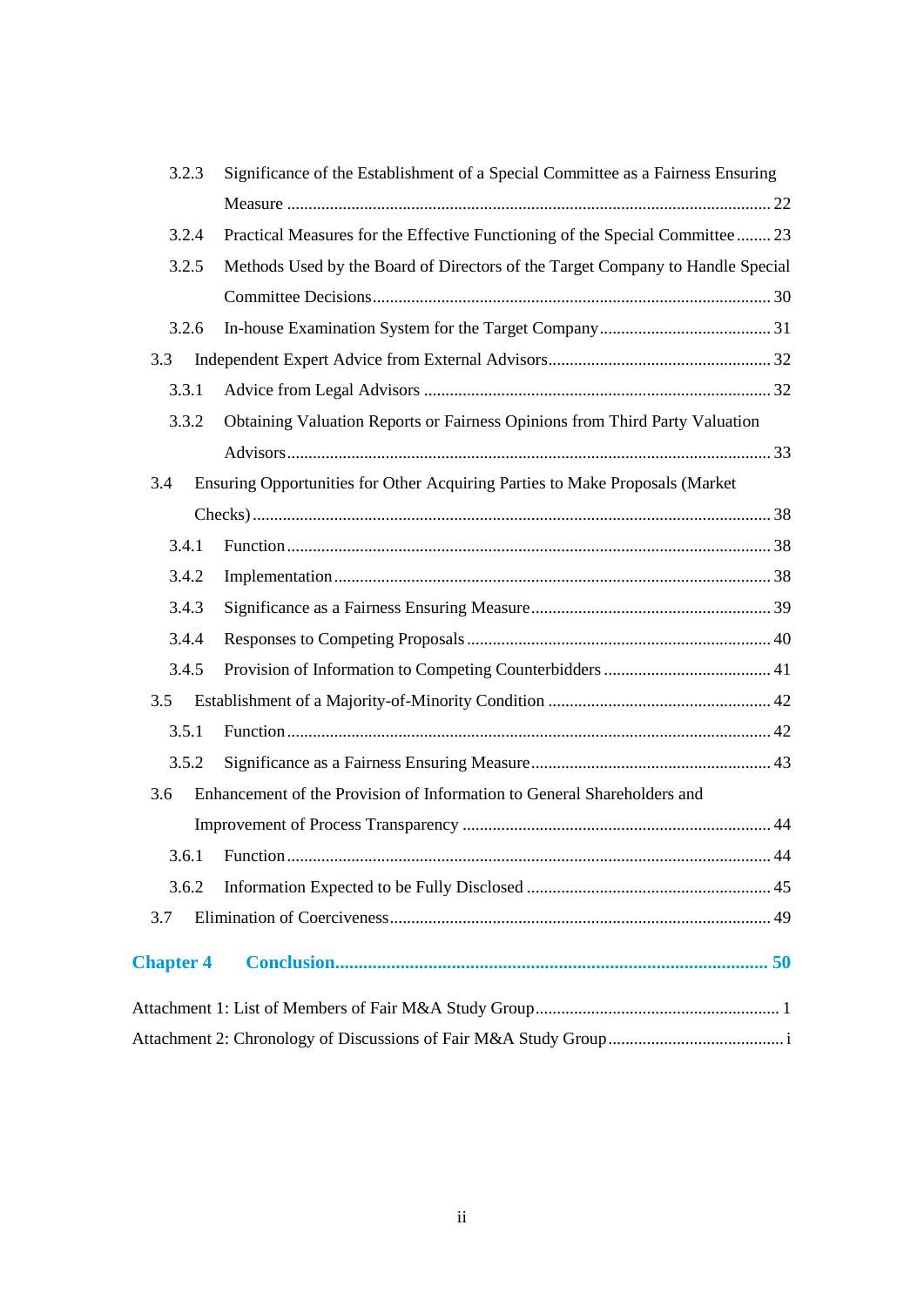3.2.3 Significance of the Establishment of a Special Committee as a Fairness Ensuring Measure ........ 22

3.2.4 Practical Measures for the Effective Functioning of the Special Committee ........ 23

3.2.5 Methods Used by the Board of Directors of the Target Company to Handle Special Committee Decisions ........ 30

3.2.6 In-house Examination System for the Target Company ........ 31

3.3 Independent Expert Advice from External Advisors ........ 32

3.3.1 Advice from Legal Advisors ........ 32

3.3.2 Obtaining Valuation Reports or Fairness Opinions from Third Party Valuation Advisors ........ 33

3.4 Ensuring Opportunities for Other Acquiring Parties to Make Proposals (Market Checks) ........ 38

3.4.1 Function ........ 38

3.4.2 Implementation ........ 38

3.4.3 Significance as a Fairness Ensuring Measure ........ 39

3.4.4 Responses to Competing Proposals ........ 40

3.4.5 Provision of Information to Competing Counterbidders ........ 41

3.5 Establishment of a Majority-of-Minority Condition ........ 42

3.5.1 Function ........ 42

3.5.2 Significance as a Fairness Ensuring Measure ........ 43

3.6 Enhancement of the Provision of Information to General Shareholders and Improvement of Process Transparency ........ 44

3.6.1 Function ........ 44

3.6.2 Information Expected to be Fully Disclosed ........ 45

3.7 Elimination of Coerciveness ........ 49

**Chapter 4 Conclusion ........ 50**

Attachment 1: List of Members of Fair M&A Study Group ........ 1

Attachment 2: Chronology of Discussions of Fair M&A Study Group ........ i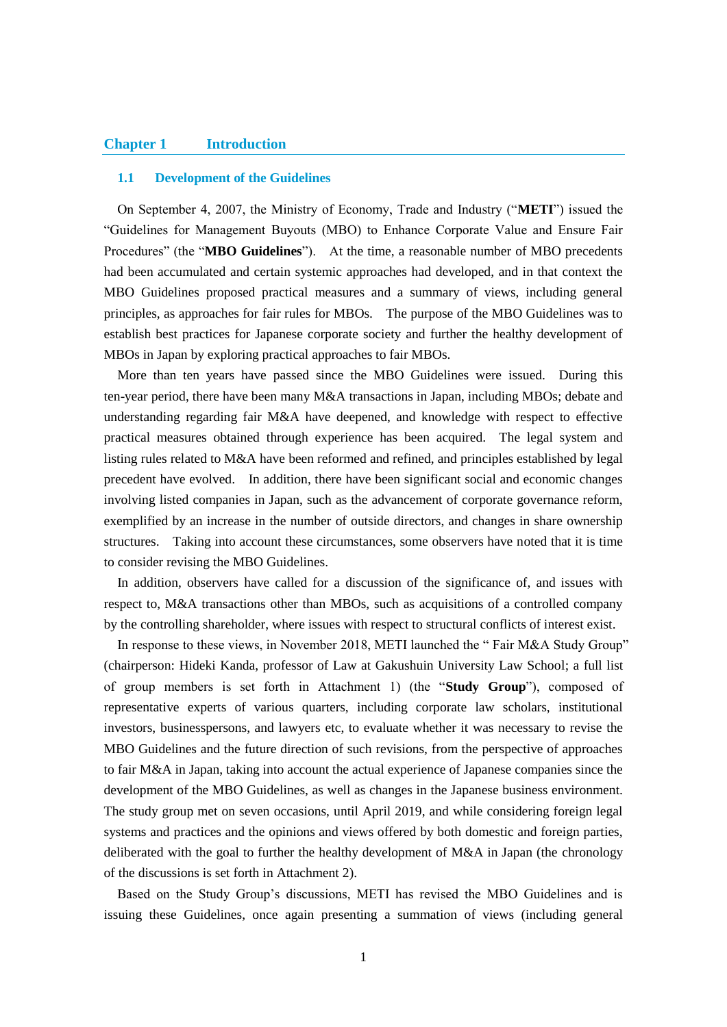# Chapter 1 Introduction

## 1.1 Development of the Guidelines

On September 4, 2007, the Ministry of Economy, Trade and Industry ("**METI**") issued the "Guidelines for Management Buyouts (MBO) to Enhance Corporate Value and Ensure Fair Procedures" (the "**MBO Guidelines**"). At the time, a reasonable number of MBO precedents had been accumulated and certain systemic approaches had developed, and in that context the MBO Guidelines proposed practical measures and a summary of views, including general principles, as approaches for fair rules for MBOs. The purpose of the MBO Guidelines was to establish best practices for Japanese corporate society and further the healthy development of MBOs in Japan by exploring practical approaches to fair MBOs.

More than ten years have passed since the MBO Guidelines were issued. During this ten-year period, there have been many M&A transactions in Japan, including MBOs; debate and understanding regarding fair M&A have deepened, and knowledge with respect to effective practical measures obtained through experience has been acquired. The legal system and listing rules related to M&A have been reformed and refined, and principles established by legal precedent have evolved. In addition, there have been significant social and economic changes involving listed companies in Japan, such as the advancement of corporate governance reform, exemplified by an increase in the number of outside directors, and changes in share ownership structures. Taking into account these circumstances, some observers have noted that it is time to consider revising the MBO Guidelines.

In addition, observers have called for a discussion of the significance of, and issues with respect to, M&A transactions other than MBOs, such as acquisitions of a controlled company by the controlling shareholder, where issues with respect to structural conflicts of interest exist.

In response to these views, in November 2018, METI launched the " Fair M&A Study Group" (chairperson: Hideki Kanda, professor of Law at Gakushuin University Law School; a full list of group members is set forth in Attachment 1) (the "**Study Group**"), composed of representative experts of various quarters, including corporate law scholars, institutional investors, businesspersons, and lawyers etc, to evaluate whether it was necessary to revise the MBO Guidelines and the future direction of such revisions, from the perspective of approaches to fair M&A in Japan, taking into account the actual experience of Japanese companies since the development of the MBO Guidelines, as well as changes in the Japanese business environment. The study group met on seven occasions, until April 2019, and while considering foreign legal systems and practices and the opinions and views offered by both domestic and foreign parties, deliberated with the goal to further the healthy development of M&A in Japan (the chronology of the discussions is set forth in Attachment 2).

Based on the Study Group's discussions, METI has revised the MBO Guidelines and is issuing these Guidelines, once again presenting a summation of views (including general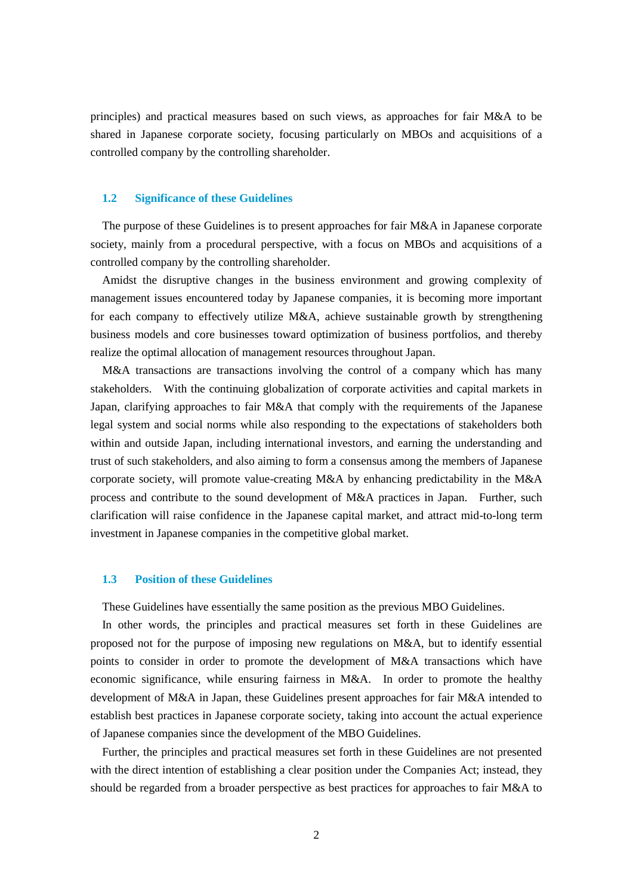principles) and practical measures based on such views, as approaches for fair M&A to be shared in Japanese corporate society, focusing particularly on MBOs and acquisitions of a controlled company by the controlling shareholder.

### 1.2 Significance of these Guidelines

The purpose of these Guidelines is to present approaches for fair M&A in Japanese corporate society, mainly from a procedural perspective, with a focus on MBOs and acquisitions of a controlled company by the controlling shareholder.

Amidst the disruptive changes in the business environment and growing complexity of management issues encountered today by Japanese companies, it is becoming more important for each company to effectively utilize M&A, achieve sustainable growth by strengthening business models and core businesses toward optimization of business portfolios, and thereby realize the optimal allocation of management resources throughout Japan.

M&A transactions are transactions involving the control of a company which has many stakeholders. With the continuing globalization of corporate activities and capital markets in Japan, clarifying approaches to fair M&A that comply with the requirements of the Japanese legal system and social norms while also responding to the expectations of stakeholders both within and outside Japan, including international investors, and earning the understanding and trust of such stakeholders, and also aiming to form a consensus among the members of Japanese corporate society, will promote value-creating M&A by enhancing predictability in the M&A process and contribute to the sound development of M&A practices in Japan. Further, such clarification will raise confidence in the Japanese capital market, and attract mid-to-long term investment in Japanese companies in the competitive global market.

### 1.3 Position of these Guidelines

These Guidelines have essentially the same position as the previous MBO Guidelines.

In other words, the principles and practical measures set forth in these Guidelines are proposed not for the purpose of imposing new regulations on M&A, but to identify essential points to consider in order to promote the development of M&A transactions which have economic significance, while ensuring fairness in M&A. In order to promote the healthy development of M&A in Japan, these Guidelines present approaches for fair M&A intended to establish best practices in Japanese corporate society, taking into account the actual experience of Japanese companies since the development of the MBO Guidelines.

Further, the principles and practical measures set forth in these Guidelines are not presented with the direct intention of establishing a clear position under the Companies Act; instead, they should be regarded from a broader perspective as best practices for approaches to fair M&A to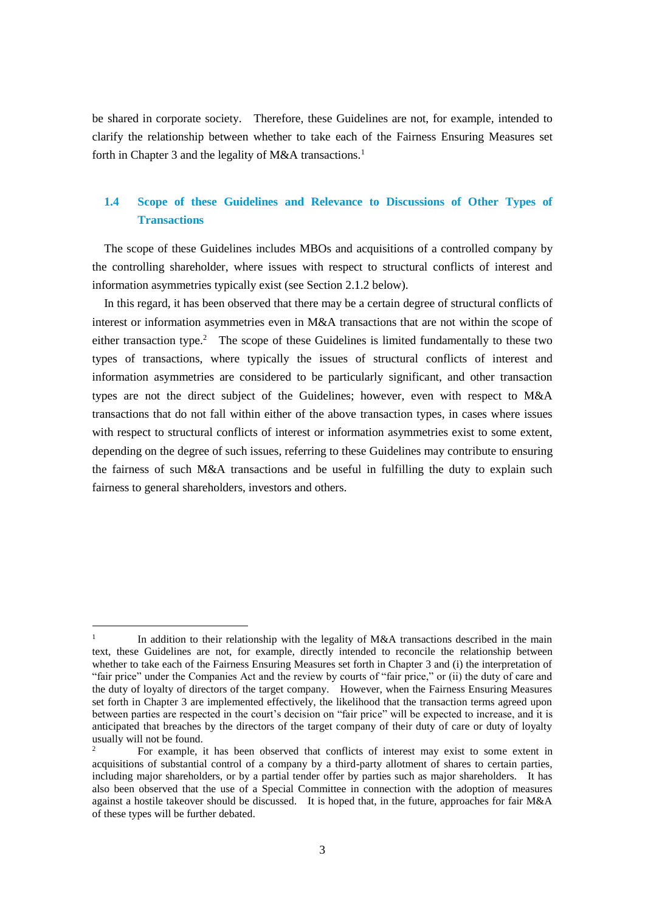be shared in corporate society. Therefore, these Guidelines are not, for example, intended to clarify the relationship between whether to take each of the Fairness Ensuring Measures set forth in Chapter 3 and the legality of M&A transactions.[1]

## 1.4 Scope of these Guidelines and Relevance to Discussions of Other Types of Transactions

The scope of these Guidelines includes MBOs and acquisitions of a controlled company by the controlling shareholder, where issues with respect to structural conflicts of interest and information asymmetries typically exist (see Section 2.1.2 below).

In this regard, it has been observed that there may be a certain degree of structural conflicts of interest or information asymmetries even in M&A transactions that are not within the scope of either transaction type.[2] The scope of these Guidelines is limited fundamentally to these two types of transactions, where typically the issues of structural conflicts of interest and information asymmetries are considered to be particularly significant, and other transaction types are not the direct subject of the Guidelines; however, even with respect to M&A transactions that do not fall within either of the above transaction types, in cases where issues with respect to structural conflicts of interest or information asymmetries exist to some extent, depending on the degree of such issues, referring to these Guidelines may contribute to ensuring the fairness of such M&A transactions and be useful in fulfilling the duty to explain such fairness to general shareholders, investors and others.

---

[1] In addition to their relationship with the legality of M&A transactions described in the main text, these Guidelines are not, for example, directly intended to reconcile the relationship between whether to take each of the Fairness Ensuring Measures set forth in Chapter 3 and (i) the interpretation of "fair price" under the Companies Act and the review by courts of "fair price," or (ii) the duty of care and the duty of loyalty of directors of the target company. However, when the Fairness Ensuring Measures set forth in Chapter 3 are implemented effectively, the likelihood that the transaction terms agreed upon between parties are respected in the court's decision on "fair price" will be expected to increase, and it is anticipated that breaches by the directors of the target company of their duty of care or duty of loyalty usually will not be found.

[2] For example, it has been observed that conflicts of interest may exist to some extent in acquisitions of substantial control of a company by a third-party allotment of shares to certain parties, including major shareholders, or by a partial tender offer by parties such as major shareholders. It has also been observed that the use of a Special Committee in connection with the adoption of measures against a hostile takeover should be discussed. It is hoped that, in the future, approaches for fair M&A of these types will be further debated.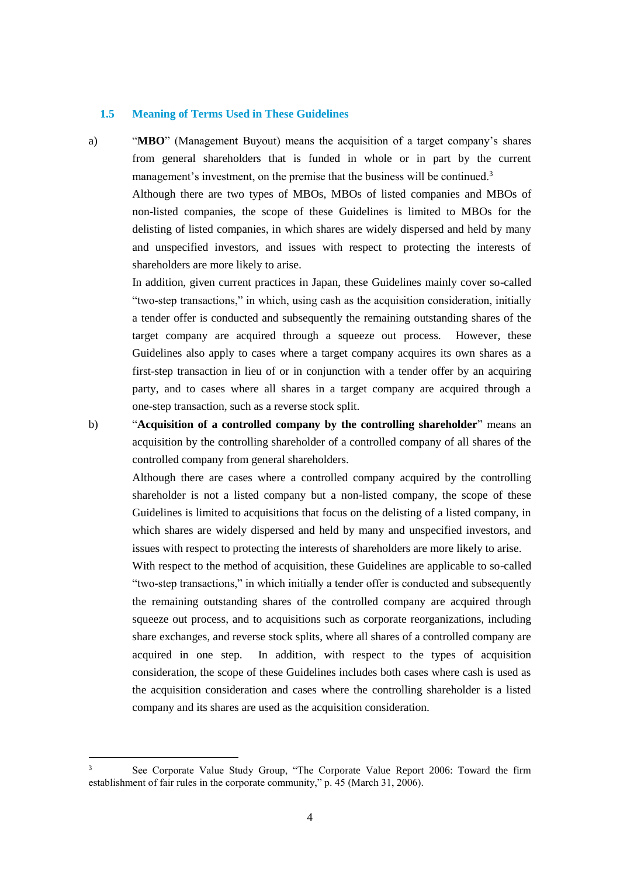### 1.5 Meaning of Terms Used in These Guidelines

a) "**MBO**" (Management Buyout) means the acquisition of a target company's shares from general shareholders that is funded in whole or in part by the current management's investment, on the premise that the business will be continued.[3]

Although there are two types of MBOs, MBOs of listed companies and MBOs of non-listed companies, the scope of these Guidelines is limited to MBOs for the delisting of listed companies, in which shares are widely dispersed and held by many and unspecified investors, and issues with respect to protecting the interests of shareholders are more likely to arise.

In addition, given current practices in Japan, these Guidelines mainly cover so-called "two-step transactions," in which, using cash as the acquisition consideration, initially a tender offer is conducted and subsequently the remaining outstanding shares of the target company are acquired through a squeeze out process. However, these Guidelines also apply to cases where a target company acquires its own shares as a first-step transaction in lieu of or in conjunction with a tender offer by an acquiring party, and to cases where all shares in a target company are acquired through a one-step transaction, such as a reverse stock split.

b) "**Acquisition of a controlled company by the controlling shareholder**" means an acquisition by the controlling shareholder of a controlled company of all shares of the controlled company from general shareholders.

Although there are cases where a controlled company acquired by the controlling shareholder is not a listed company but a non-listed company, the scope of these Guidelines is limited to acquisitions that focus on the delisting of a listed company, in which shares are widely dispersed and held by many and unspecified investors, and issues with respect to protecting the interests of shareholders are more likely to arise.

With respect to the method of acquisition, these Guidelines are applicable to so-called "two-step transactions," in which initially a tender offer is conducted and subsequently the remaining outstanding shares of the controlled company are acquired through squeeze out process, and to acquisitions such as corporate reorganizations, including share exchanges, and reverse stock splits, where all shares of a controlled company are acquired in one step. In addition, with respect to the types of acquisition consideration, the scope of these Guidelines includes both cases where cash is used as the acquisition consideration and cases where the controlling shareholder is a listed company and its shares are used as the acquisition consideration.

---

[3] See Corporate Value Study Group, "The Corporate Value Report 2006: Toward the firm establishment of fair rules in the corporate community," p. 45 (March 31, 2006).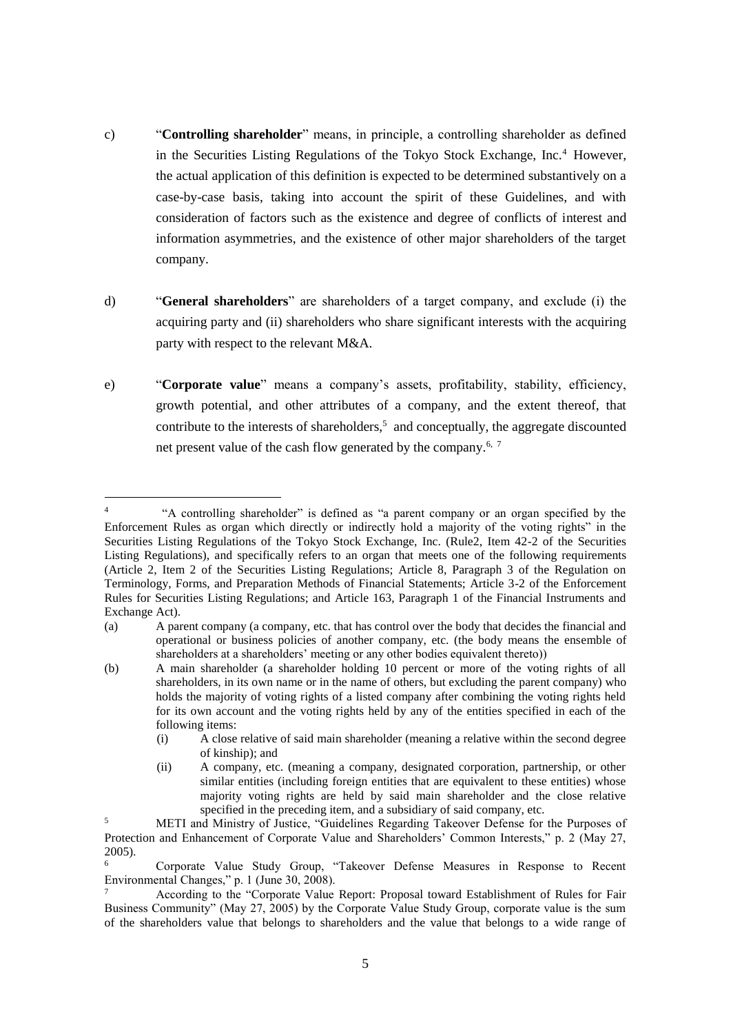c) "**Controlling shareholder**" means, in principle, a controlling shareholder as defined in the Securities Listing Regulations of the Tokyo Stock Exchange, Inc.[4] However, the actual application of this definition is expected to be determined substantively on a case-by-case basis, taking into account the spirit of these Guidelines, and with consideration of factors such as the existence and degree of conflicts of interest and information asymmetries, and the existence of other major shareholders of the target company.

d) "**General shareholders**" are shareholders of a target company, and exclude (i) the acquiring party and (ii) shareholders who share significant interests with the acquiring party with respect to the relevant M&A.

e) "**Corporate value**" means a company's assets, profitability, stability, efficiency, growth potential, and other attributes of a company, and the extent thereof, that contribute to the interests of shareholders,[5] and conceptually, the aggregate discounted net present value of the cash flow generated by the company.[6, 7]

---

[4] "A controlling shareholder" is defined as "a parent company or an organ specified by the Enforcement Rules as organ which directly or indirectly hold a majority of the voting rights" in the Securities Listing Regulations of the Tokyo Stock Exchange, Inc. (Rule2, Item 42-2 of the Securities Listing Regulations), and specifically refers to an organ that meets one of the following requirements (Article 2, Item 2 of the Securities Listing Regulations; Article 8, Paragraph 3 of the Regulation on Terminology, Forms, and Preparation Methods of Financial Statements; Article 3-2 of the Enforcement Rules for Securities Listing Regulations; and Article 163, Paragraph 1 of the Financial Instruments and Exchange Act).

(a) A parent company (a company, etc. that has control over the body that decides the financial and operational or business policies of another company, etc. (the body means the ensemble of shareholders at a shareholders' meeting or any other bodies equivalent thereto))

(b) A main shareholder (a shareholder holding 10 percent or more of the voting rights of all shareholders, in its own name or in the name of others, but excluding the parent company) who holds the majority of voting rights of a listed company after combining the voting rights held for its own account and the voting rights held by any of the entities specified in each of the following items:

  (i) A close relative of said main shareholder (meaning a relative within the second degree of kinship); and

  (ii) A company, etc. (meaning a company, designated corporation, partnership, or other similar entities (including foreign entities that are equivalent to these entities) whose majority voting rights are held by said main shareholder and the close relative specified in the preceding item, and a subsidiary of said company, etc.

[5] METI and Ministry of Justice, "Guidelines Regarding Takeover Defense for the Purposes of Protection and Enhancement of Corporate Value and Shareholders' Common Interests," p. 2 (May 27, 2005).

[6] Corporate Value Study Group, "Takeover Defense Measures in Response to Recent Environmental Changes," p. 1 (June 30, 2008).

[7] According to the "Corporate Value Report: Proposal toward Establishment of Rules for Fair Business Community" (May 27, 2005) by the Corporate Value Study Group, corporate value is the sum of the shareholders value that belongs to shareholders and the value that belongs to a wide range of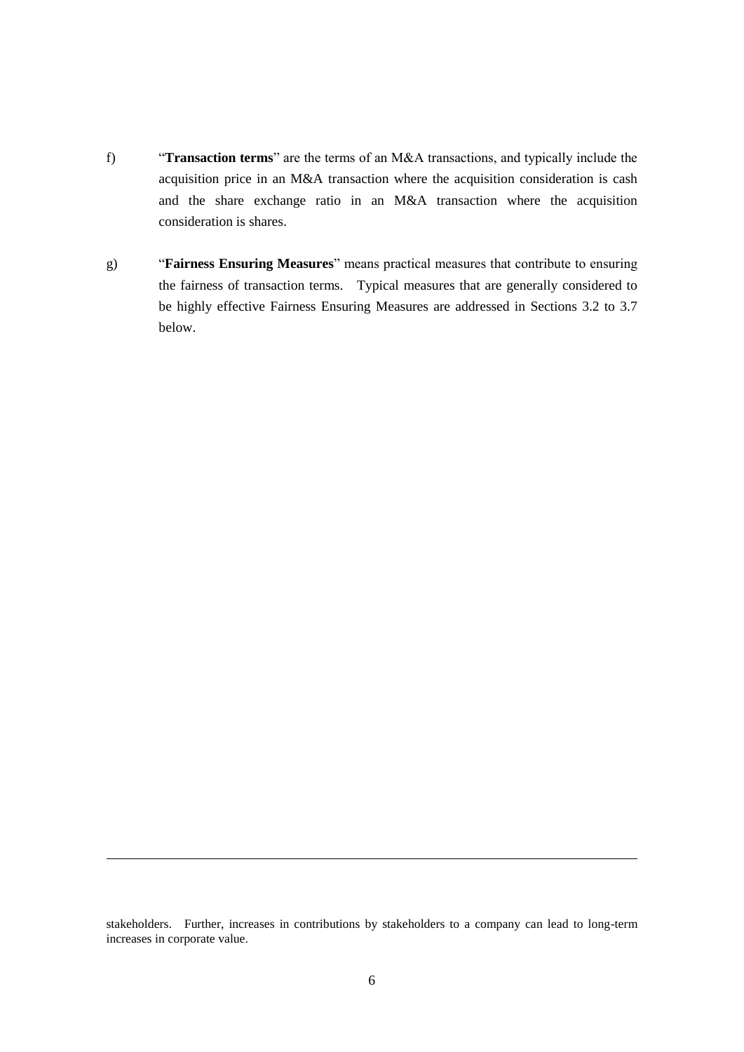f) "**Transaction terms**" are the terms of an M&A transactions, and typically include the acquisition price in an M&A transaction where the acquisition consideration is cash and the share exchange ratio in an M&A transaction where the acquisition consideration is shares.

g) "**Fairness Ensuring Measures**" means practical measures that contribute to ensuring the fairness of transaction terms. Typical measures that are generally considered to be highly effective Fairness Ensuring Measures are addressed in Sections 3.2 to 3.7 below.

---

stakeholders. Further, increases in contributions by stakeholders to a company can lead to long-term increases in corporate value.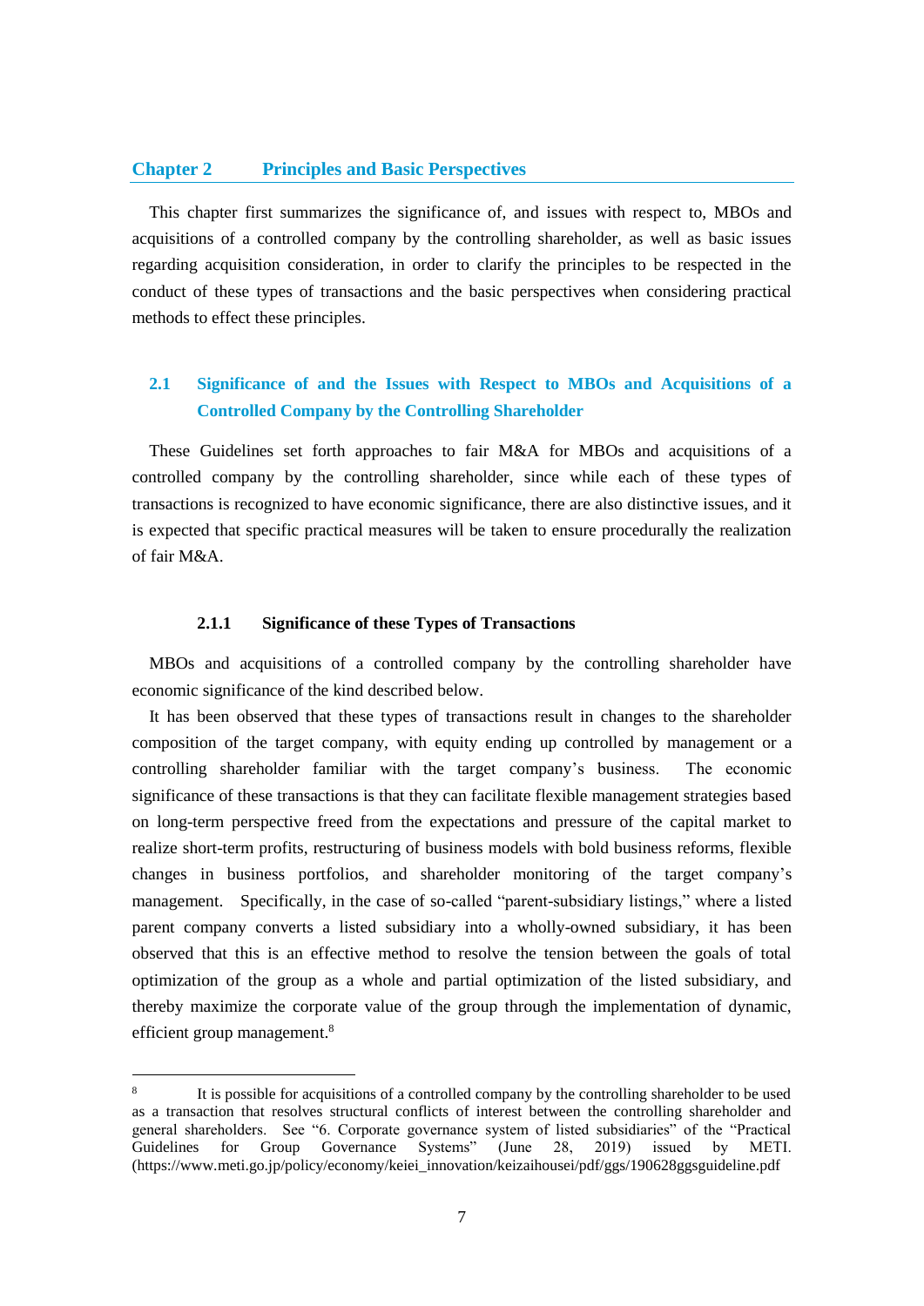# Chapter 2 Principles and Basic Perspectives

This chapter first summarizes the significance of, and issues with respect to, MBOs and acquisitions of a controlled company by the controlling shareholder, as well as basic issues regarding acquisition consideration, in order to clarify the principles to be respected in the conduct of these types of transactions and the basic perspectives when considering practical methods to effect these principles.

## 2.1 Significance of and the Issues with Respect to MBOs and Acquisitions of a Controlled Company by the Controlling Shareholder

These Guidelines set forth approaches to fair M&A for MBOs and acquisitions of a controlled company by the controlling shareholder, since while each of these types of transactions is recognized to have economic significance, there are also distinctive issues, and it is expected that specific practical measures will be taken to ensure procedurally the realization of fair M&A.

### 2.1.1 Significance of these Types of Transactions

MBOs and acquisitions of a controlled company by the controlling shareholder have economic significance of the kind described below.

It has been observed that these types of transactions result in changes to the shareholder composition of the target company, with equity ending up controlled by management or a controlling shareholder familiar with the target company's business. The economic significance of these transactions is that they can facilitate flexible management strategies based on long-term perspective freed from the expectations and pressure of the capital market to realize short-term profits, restructuring of business models with bold business reforms, flexible changes in business portfolios, and shareholder monitoring of the target company's management. Specifically, in the case of so-called "parent-subsidiary listings," where a listed parent company converts a listed subsidiary into a wholly-owned subsidiary, it has been observed that this is an effective method to resolve the tension between the goals of total optimization of the group as a whole and partial optimization of the listed subsidiary, and thereby maximize the corporate value of the group through the implementation of dynamic, efficient group management.[8]

---

[8] It is possible for acquisitions of a controlled company by the controlling shareholder to be used as a transaction that resolves structural conflicts of interest between the controlling shareholder and general shareholders. See "6. Corporate governance system of listed subsidiaries" of the "Practical Guidelines for Group Governance Systems" (June 28, 2019) issued by METI. (https://www.meti.go.jp/policy/economy/keiei_innovation/keizaihousei/pdf/ggs/190628ggsguideline.pdf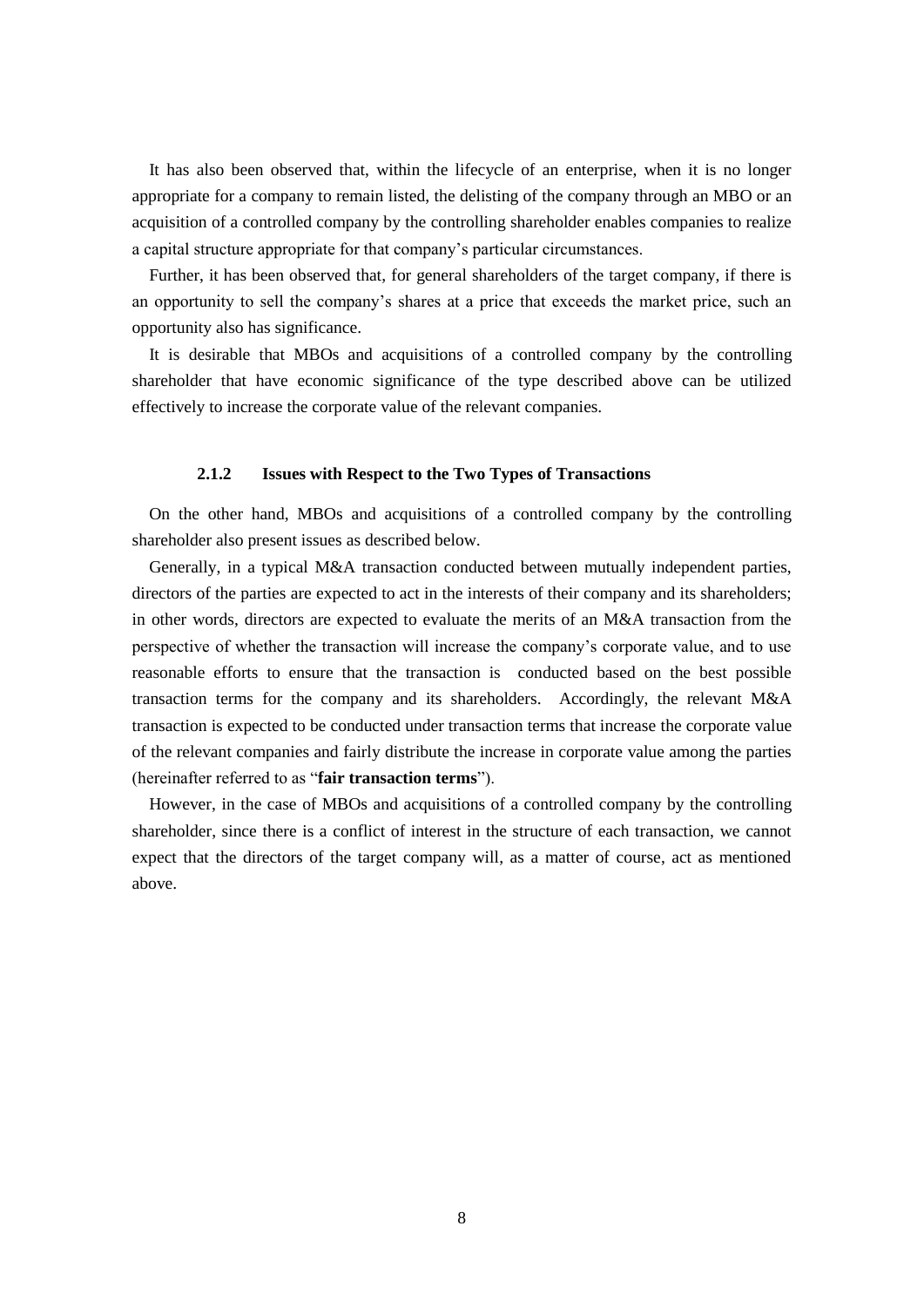It has also been observed that, within the lifecycle of an enterprise, when it is no longer appropriate for a company to remain listed, the delisting of the company through an MBO or an acquisition of a controlled company by the controlling shareholder enables companies to realize a capital structure appropriate for that company's particular circumstances.

Further, it has been observed that, for general shareholders of the target company, if there is an opportunity to sell the company's shares at a price that exceeds the market price, such an opportunity also has significance.

It is desirable that MBOs and acquisitions of a controlled company by the controlling shareholder that have economic significance of the type described above can be utilized effectively to increase the corporate value of the relevant companies.

### 2.1.2 Issues with Respect to the Two Types of Transactions

On the other hand, MBOs and acquisitions of a controlled company by the controlling shareholder also present issues as described below.

Generally, in a typical M&A transaction conducted between mutually independent parties, directors of the parties are expected to act in the interests of their company and its shareholders; in other words, directors are expected to evaluate the merits of an M&A transaction from the perspective of whether the transaction will increase the company's corporate value, and to use reasonable efforts to ensure that the transaction is conducted based on the best possible transaction terms for the company and its shareholders. Accordingly, the relevant M&A transaction is expected to be conducted under transaction terms that increase the corporate value of the relevant companies and fairly distribute the increase in corporate value among the parties (hereinafter referred to as "**fair transaction terms**").

However, in the case of MBOs and acquisitions of a controlled company by the controlling shareholder, since there is a conflict of interest in the structure of each transaction, we cannot expect that the directors of the target company will, as a matter of course, act as mentioned above.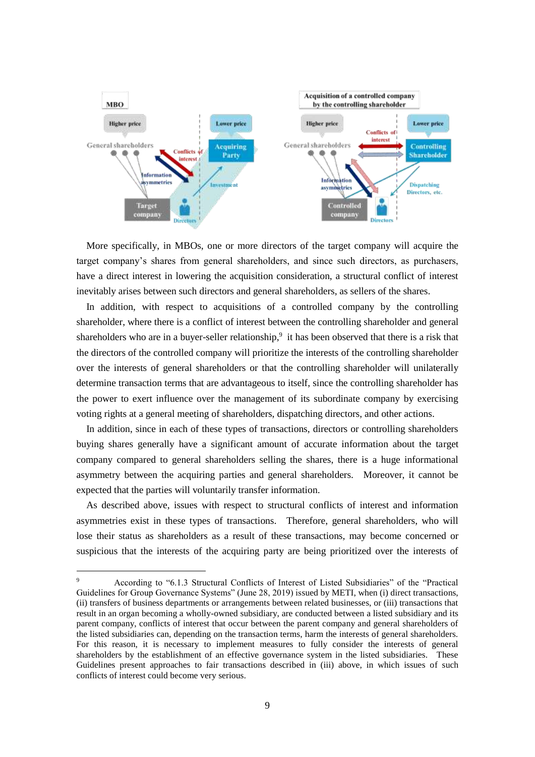More specifically, in MBOs, one or more directors of the target company will acquire the target company's shares from general shareholders, and since such directors, as purchasers, have a direct interest in lowering the acquisition consideration, a structural conflict of interest inevitably arises between such directors and general shareholders, as sellers of the shares.

In addition, with respect to acquisitions of a controlled company by the controlling shareholder, where there is a conflict of interest between the controlling shareholder and general shareholders who are in a buyer-seller relationship,[9] it has been observed that there is a risk that the directors of the controlled company will prioritize the interests of the controlling shareholder over the interests of general shareholders or that the controlling shareholder will unilaterally determine transaction terms that are advantageous to itself, since the controlling shareholder has the power to exert influence over the management of its subordinate company by exercising voting rights at a general meeting of shareholders, dispatching directors, and other actions.

In addition, since in each of these types of transactions, directors or controlling shareholders buying shares generally have a significant amount of accurate information about the target company compared to general shareholders selling the shares, there is a huge informational asymmetry between the acquiring parties and general shareholders. Moreover, it cannot be expected that the parties will voluntarily transfer information.

As described above, issues with respect to structural conflicts of interest and information asymmetries exist in these types of transactions. Therefore, general shareholders, who will lose their status as shareholders as a result of these transactions, may become concerned or suspicious that the interests of the acquiring party are being prioritized over the interests of

---

[9] According to "6.1.3 Structural Conflicts of Interest of Listed Subsidiaries" of the "Practical Guidelines for Group Governance Systems" (June 28, 2019) issued by METI, when (i) direct transactions, (ii) transfers of business departments or arrangements between related businesses, or (iii) transactions that result in an organ becoming a wholly-owned subsidiary, are conducted between a listed subsidiary and its parent company, conflicts of interest that occur between the parent company and general shareholders of the listed subsidiaries can, depending on the transaction terms, harm the interests of general shareholders. For this reason, it is necessary to implement measures to fully consider the interests of general shareholders by the establishment of an effective governance system in the listed subsidiaries. These Guidelines present approaches to fair transactions described in (iii) above, in which issues of such conflicts of interest could become very serious.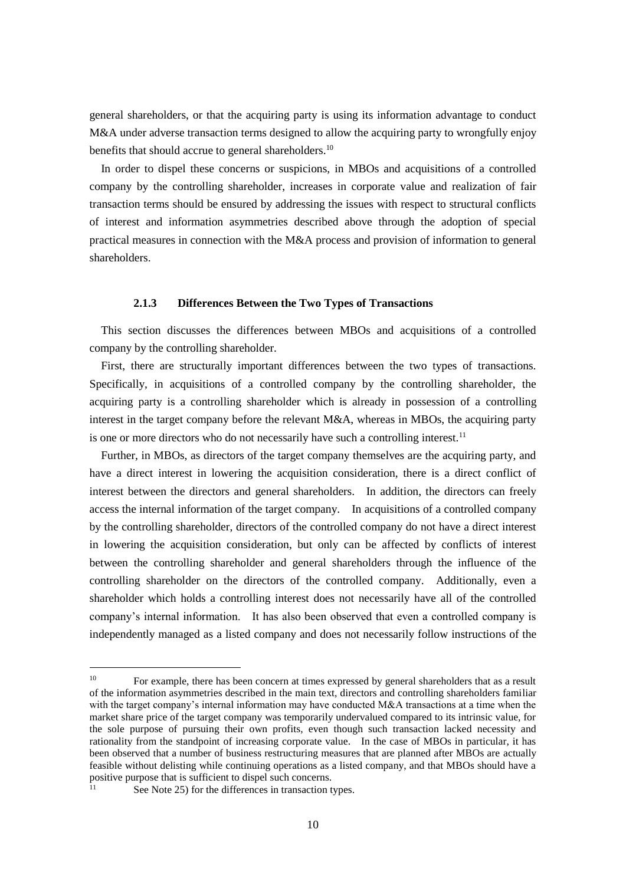general shareholders, or that the acquiring party is using its information advantage to conduct M&A under adverse transaction terms designed to allow the acquiring party to wrongfully enjoy benefits that should accrue to general shareholders.[10]

In order to dispel these concerns or suspicions, in MBOs and acquisitions of a controlled company by the controlling shareholder, increases in corporate value and realization of fair transaction terms should be ensured by addressing the issues with respect to structural conflicts of interest and information asymmetries described above through the adoption of special practical measures in connection with the M&A process and provision of information to general shareholders.

### 2.1.3 Differences Between the Two Types of Transactions

This section discusses the differences between MBOs and acquisitions of a controlled company by the controlling shareholder.

First, there are structurally important differences between the two types of transactions. Specifically, in acquisitions of a controlled company by the controlling shareholder, the acquiring party is a controlling shareholder which is already in possession of a controlling interest in the target company before the relevant M&A, whereas in MBOs, the acquiring party is one or more directors who do not necessarily have such a controlling interest.[11]

Further, in MBOs, as directors of the target company themselves are the acquiring party, and have a direct interest in lowering the acquisition consideration, there is a direct conflict of interest between the directors and general shareholders. In addition, the directors can freely access the internal information of the target company. In acquisitions of a controlled company by the controlling shareholder, directors of the controlled company do not have a direct interest in lowering the acquisition consideration, but only can be affected by conflicts of interest between the controlling shareholder and general shareholders through the influence of the controlling shareholder on the directors of the controlled company. Additionally, even a shareholder which holds a controlling interest does not necessarily have all of the controlled company's internal information. It has also been observed that even a controlled company is independently managed as a listed company and does not necessarily follow instructions of the

---

[10] For example, there has been concern at times expressed by general shareholders that as a result of the information asymmetries described in the main text, directors and controlling shareholders familiar with the target company's internal information may have conducted M&A transactions at a time when the market share price of the target company was temporarily undervalued compared to its intrinsic value, for the sole purpose of pursuing their own profits, even though such transaction lacked necessity and rationality from the standpoint of increasing corporate value. In the case of MBOs in particular, it has been observed that a number of business restructuring measures that are planned after MBOs are actually feasible without delisting while continuing operations as a listed company, and that MBOs should have a positive purpose that is sufficient to dispel such concerns.

[11] See Note 25) for the differences in transaction types.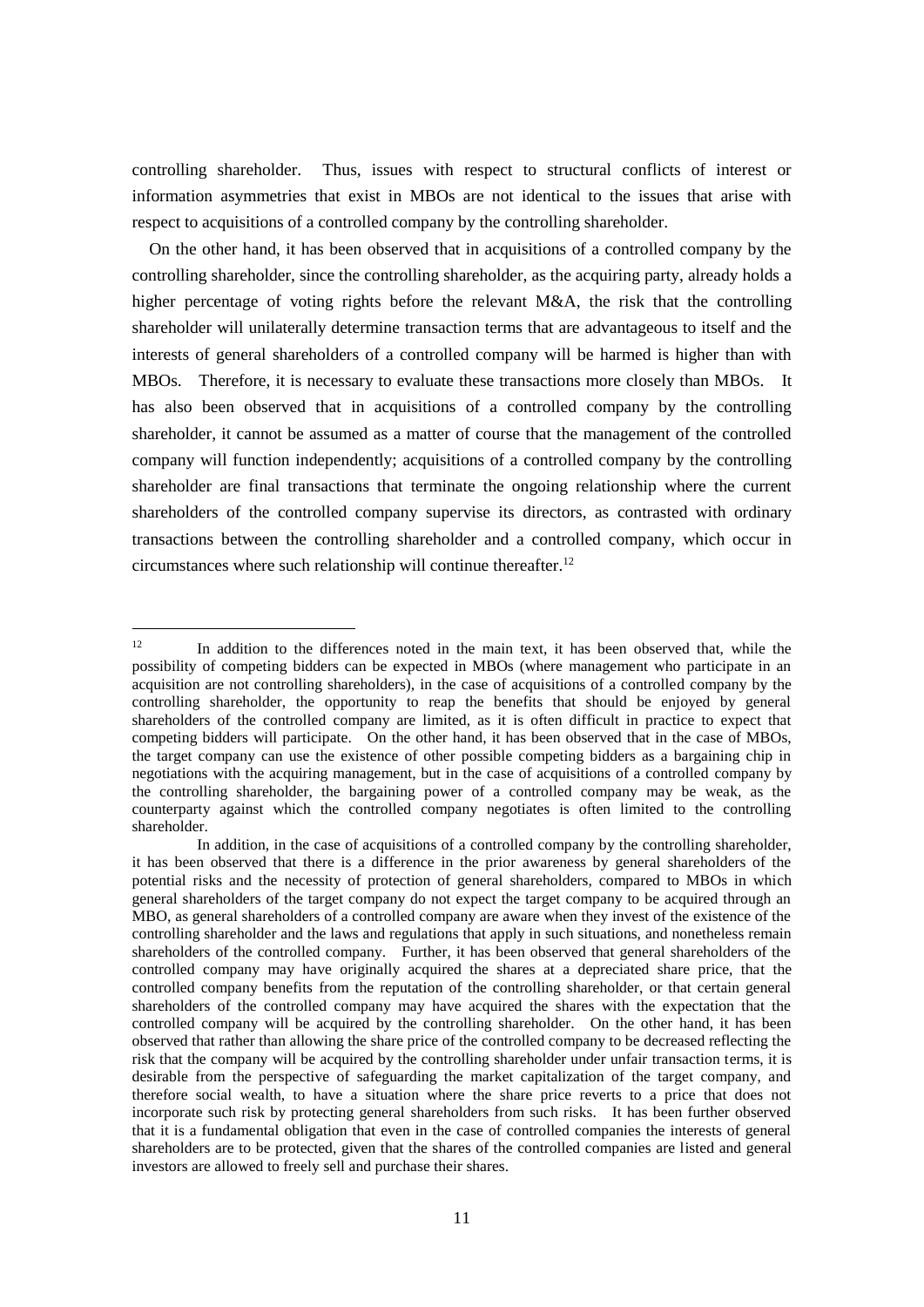controlling shareholder. Thus, issues with respect to structural conflicts of interest or information asymmetries that exist in MBOs are not identical to the issues that arise with respect to acquisitions of a controlled company by the controlling shareholder.

On the other hand, it has been observed that in acquisitions of a controlled company by the controlling shareholder, since the controlling shareholder, as the acquiring party, already holds a higher percentage of voting rights before the relevant M&A, the risk that the controlling shareholder will unilaterally determine transaction terms that are advantageous to itself and the interests of general shareholders of a controlled company will be harmed is higher than with MBOs. Therefore, it is necessary to evaluate these transactions more closely than MBOs. It has also been observed that in acquisitions of a controlled company by the controlling shareholder, it cannot be assumed as a matter of course that the management of the controlled company will function independently; acquisitions of a controlled company by the controlling shareholder are final transactions that terminate the ongoing relationship where the current shareholders of the controlled company supervise its directors, as contrasted with ordinary transactions between the controlling shareholder and a controlled company, which occur in circumstances where such relationship will continue thereafter.[12]

---

[12] In addition to the differences noted in the main text, it has been observed that, while the possibility of competing bidders can be expected in MBOs (where management who participate in an acquisition are not controlling shareholders), in the case of acquisitions of a controlled company by the controlling shareholder, the opportunity to reap the benefits that should be enjoyed by general shareholders of the controlled company are limited, as it is often difficult in practice to expect that competing bidders will participate. On the other hand, it has been observed that in the case of MBOs, the target company can use the existence of other possible competing bidders as a bargaining chip in negotiations with the acquiring management, but in the case of acquisitions of a controlled company by the controlling shareholder, the bargaining power of a controlled company may be weak, as the counterparty against which the controlled company negotiates is often limited to the controlling shareholder.

In addition, in the case of acquisitions of a controlled company by the controlling shareholder, it has been observed that there is a difference in the prior awareness by general shareholders of the potential risks and the necessity of protection of general shareholders, compared to MBOs in which general shareholders of the target company do not expect the target company to be acquired through an MBO, as general shareholders of a controlled company are aware when they invest of the existence of the controlling shareholder and the laws and regulations that apply in such situations, and nonetheless remain shareholders of the controlled company. Further, it has been observed that general shareholders of the controlled company may have originally acquired the shares at a depreciated share price, that the controlled company benefits from the reputation of the controlling shareholder, or that certain general shareholders of the controlled company may have acquired the shares with the expectation that the controlled company will be acquired by the controlling shareholder. On the other hand, it has been observed that rather than allowing the share price of the controlled company to be decreased reflecting the risk that the company will be acquired by the controlling shareholder under unfair transaction terms, it is desirable from the perspective of safeguarding the market capitalization of the target company, and therefore social wealth, to have a situation where the share price reverts to a price that does not incorporate such risk by protecting general shareholders from such risks. It has been further observed that it is a fundamental obligation that even in the case of controlled companies the interests of general shareholders are to be protected, given that the shares of the controlled companies are listed and general investors are allowed to freely sell and purchase their shares.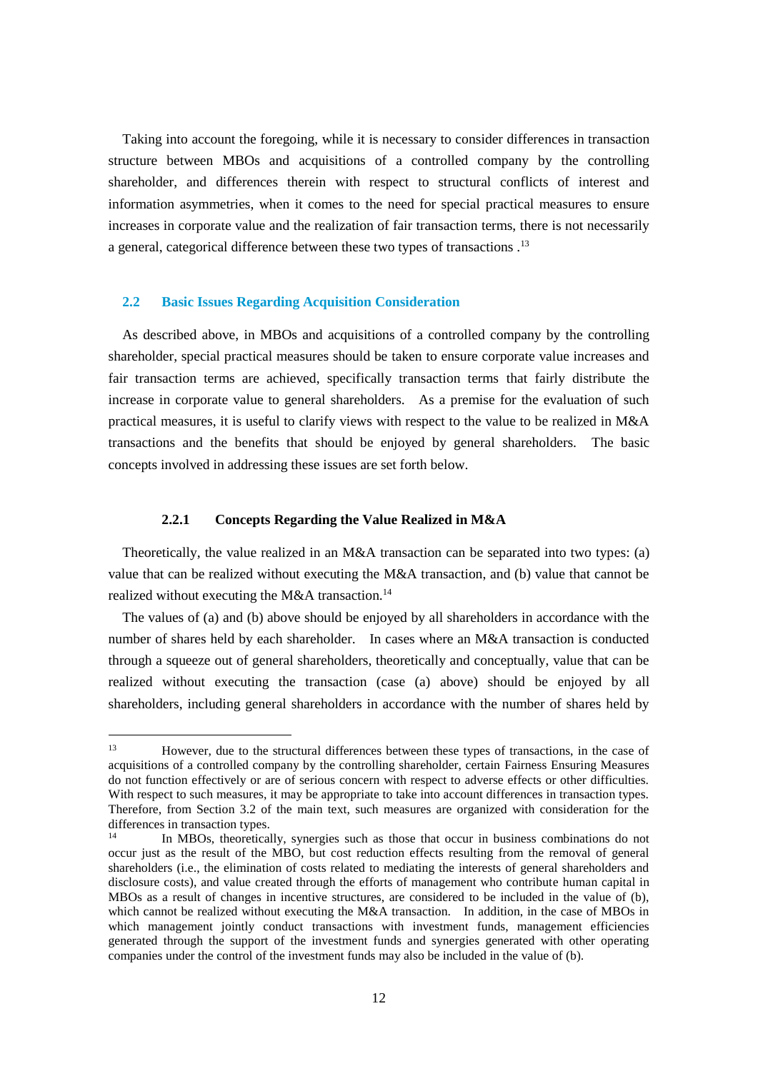Taking into account the foregoing, while it is necessary to consider differences in transaction structure between MBOs and acquisitions of a controlled company by the controlling shareholder, and differences therein with respect to structural conflicts of interest and information asymmetries, when it comes to the need for special practical measures to ensure increases in corporate value and the realization of fair transaction terms, there is not necessarily a general, categorical difference between these two types of transactions .[13]

## 2.2 Basic Issues Regarding Acquisition Consideration

As described above, in MBOs and acquisitions of a controlled company by the controlling shareholder, special practical measures should be taken to ensure corporate value increases and fair transaction terms are achieved, specifically transaction terms that fairly distribute the increase in corporate value to general shareholders. As a premise for the evaluation of such practical measures, it is useful to clarify views with respect to the value to be realized in M&A transactions and the benefits that should be enjoyed by general shareholders. The basic concepts involved in addressing these issues are set forth below.

### 2.2.1 Concepts Regarding the Value Realized in M&A

Theoretically, the value realized in an M&A transaction can be separated into two types: (a) value that can be realized without executing the M&A transaction, and (b) value that cannot be realized without executing the M&A transaction.[14]

The values of (a) and (b) above should be enjoyed by all shareholders in accordance with the number of shares held by each shareholder. In cases where an M&A transaction is conducted through a squeeze out of general shareholders, theoretically and conceptually, value that can be realized without executing the transaction (case (a) above) should be enjoyed by all shareholders, including general shareholders in accordance with the number of shares held by

---

[13] However, due to the structural differences between these types of transactions, in the case of acquisitions of a controlled company by the controlling shareholder, certain Fairness Ensuring Measures do not function effectively or are of serious concern with respect to adverse effects or other difficulties. With respect to such measures, it may be appropriate to take into account differences in transaction types. Therefore, from Section 3.2 of the main text, such measures are organized with consideration for the differences in transaction types.

[14] In MBOs, theoretically, synergies such as those that occur in business combinations do not occur just as the result of the MBO, but cost reduction effects resulting from the removal of general shareholders (i.e., the elimination of costs related to mediating the interests of general shareholders and disclosure costs), and value created through the efforts of management who contribute human capital in MBOs as a result of changes in incentive structures, are considered to be included in the value of (b), which cannot be realized without executing the M&A transaction. In addition, in the case of MBOs in which management jointly conduct transactions with investment funds, management efficiencies generated through the support of the investment funds and synergies generated with other operating companies under the control of the investment funds may also be included in the value of (b).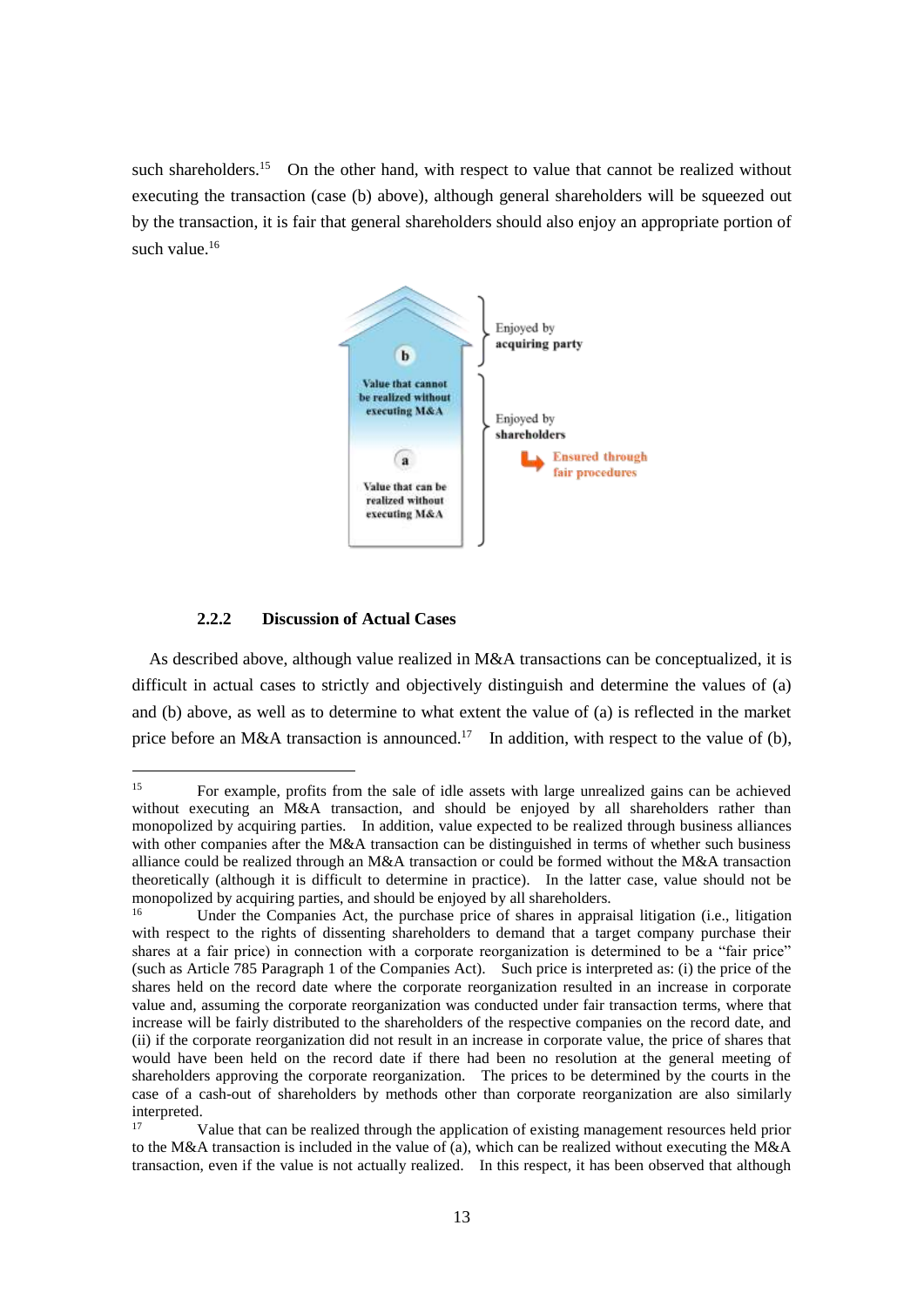such shareholders.[15] On the other hand, with respect to value that cannot be realized without executing the transaction (case (b) above), although general shareholders will be squeezed out by the transaction, it is fair that general shareholders should also enjoy an appropriate portion of such value.[16]

b

Value that cannot be realized without executing M&A

a

Value that can be realized without executing M&A

Enjoyed by **acquiring party**

Enjoyed by **shareholders**

Ensured through fair procedures

#### 2.2.2 Discussion of Actual Cases

As described above, although value realized in M&A transactions can be conceptualized, it is difficult in actual cases to strictly and objectively distinguish and determine the values of (a) and (b) above, as well as to determine to what extent the value of (a) is reflected in the market price before an M&A transaction is announced.[17] In addition, with respect to the value of (b),

---

[15] For example, profits from the sale of idle assets with large unrealized gains can be achieved without executing an M&A transaction, and should be enjoyed by all shareholders rather than monopolized by acquiring parties. In addition, value expected to be realized through business alliances with other companies after the M&A transaction can be distinguished in terms of whether such business alliance could be realized through an M&A transaction or could be formed without the M&A transaction theoretically (although it is difficult to determine in practice). In the latter case, value should not be monopolized by acquiring parties, and should be enjoyed by all shareholders.

[16] Under the Companies Act, the purchase price of shares in appraisal litigation (i.e., litigation with respect to the rights of dissenting shareholders to demand that a target company purchase their shares at a fair price) in connection with a corporate reorganization is determined to be a "fair price" (such as Article 785 Paragraph 1 of the Companies Act). Such price is interpreted as: (i) the price of the shares held on the record date where the corporate reorganization resulted in an increase in corporate value and, assuming the corporate reorganization was conducted under fair transaction terms, where that increase will be fairly distributed to the shareholders of the respective companies on the record date, and (ii) if the corporate reorganization did not result in an increase in corporate value, the price of shares that would have been held on the record date if there had been no resolution at the general meeting of shareholders approving the corporate reorganization. The prices to be determined by the courts in the case of a cash-out of shareholders by methods other than corporate reorganization are also similarly interpreted.

[17] Value that can be realized through the application of existing management resources held prior to the M&A transaction is included in the value of (a), which can be realized without executing the M&A transaction, even if the value is not actually realized. In this respect, it has been observed that although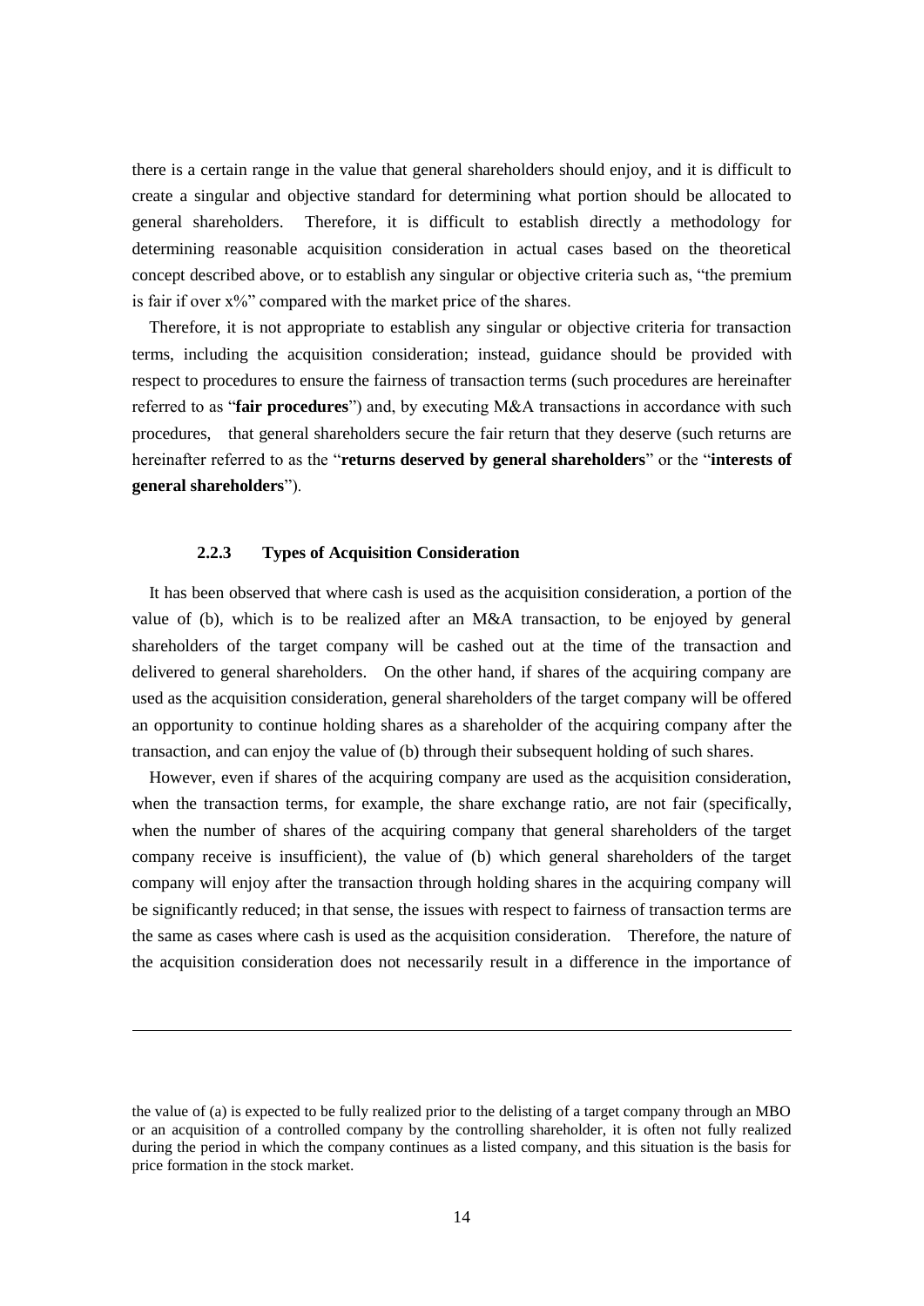there is a certain range in the value that general shareholders should enjoy, and it is difficult to create a singular and objective standard for determining what portion should be allocated to general shareholders. Therefore, it is difficult to establish directly a methodology for determining reasonable acquisition consideration in actual cases based on the theoretical concept described above, or to establish any singular or objective criteria such as, "the premium is fair if over x%" compared with the market price of the shares.

Therefore, it is not appropriate to establish any singular or objective criteria for transaction terms, including the acquisition consideration; instead, guidance should be provided with respect to procedures to ensure the fairness of transaction terms (such procedures are hereinafter referred to as "**fair procedures**") and, by executing M&A transactions in accordance with such procedures, that general shareholders secure the fair return that they deserve (such returns are hereinafter referred to as the "**returns deserved by general shareholders**" or the "**interests of general shareholders**").

### 2.2.3 Types of Acquisition Consideration

It has been observed that where cash is used as the acquisition consideration, a portion of the value of (b), which is to be realized after an M&A transaction, to be enjoyed by general shareholders of the target company will be cashed out at the time of the transaction and delivered to general shareholders. On the other hand, if shares of the acquiring company are used as the acquisition consideration, general shareholders of the target company will be offered an opportunity to continue holding shares as a shareholder of the acquiring company after the transaction, and can enjoy the value of (b) through their subsequent holding of such shares.

However, even if shares of the acquiring company are used as the acquisition consideration, when the transaction terms, for example, the share exchange ratio, are not fair (specifically, when the number of shares of the acquiring company that general shareholders of the target company receive is insufficient), the value of (b) which general shareholders of the target company will enjoy after the transaction through holding shares in the acquiring company will be significantly reduced; in that sense, the issues with respect to fairness of transaction terms are the same as cases where cash is used as the acquisition consideration. Therefore, the nature of the acquisition consideration does not necessarily result in a difference in the importance of

---

the value of (a) is expected to be fully realized prior to the delisting of a target company through an MBO or an acquisition of a controlled company by the controlling shareholder, it is often not fully realized during the period in which the company continues as a listed company, and this situation is the basis for price formation in the stock market.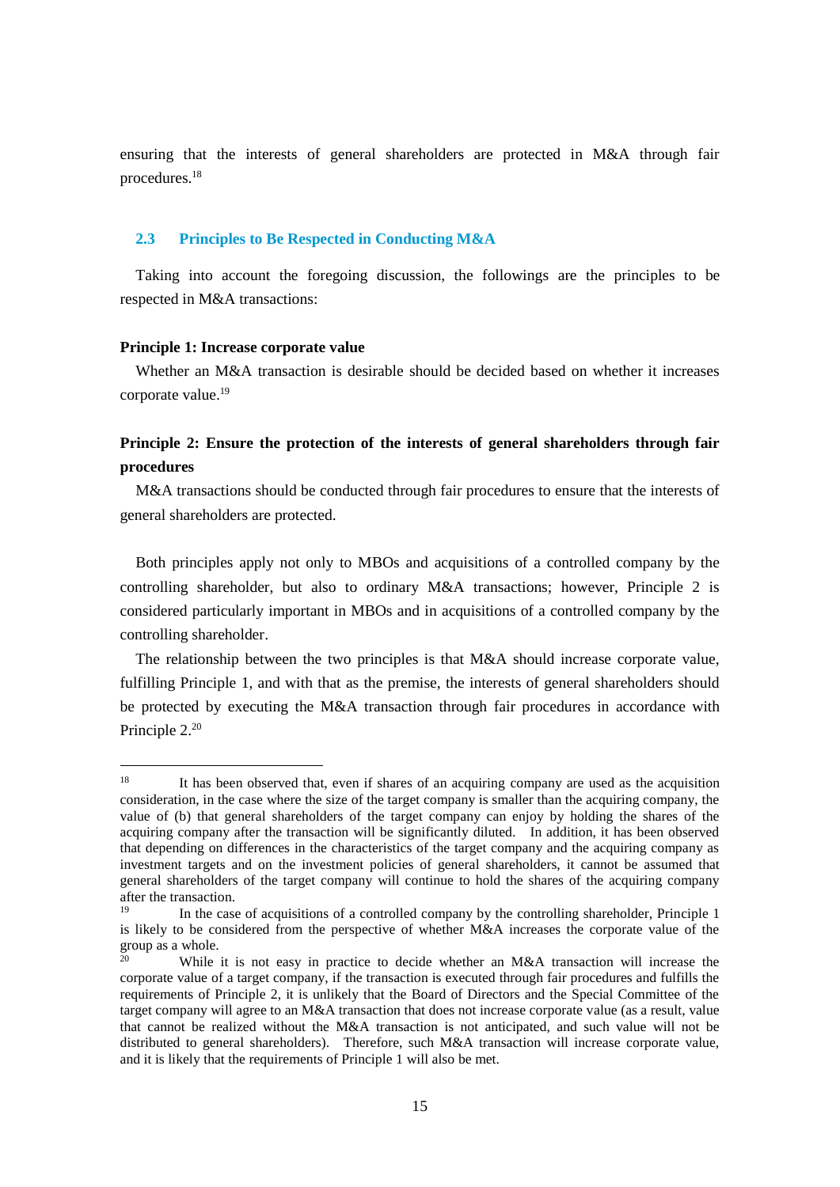ensuring that the interests of general shareholders are protected in M&A through fair procedures.[18]

### 2.3 Principles to Be Respected in Conducting M&A

Taking into account the foregoing discussion, the followings are the principles to be respected in M&A transactions:

**Principle 1: Increase corporate value**

Whether an M&A transaction is desirable should be decided based on whether it increases corporate value.[19]

**Principle 2: Ensure the protection of the interests of general shareholders through fair procedures**

M&A transactions should be conducted through fair procedures to ensure that the interests of general shareholders are protected.

Both principles apply not only to MBOs and acquisitions of a controlled company by the controlling shareholder, but also to ordinary M&A transactions; however, Principle 2 is considered particularly important in MBOs and in acquisitions of a controlled company by the controlling shareholder.

The relationship between the two principles is that M&A should increase corporate value, fulfilling Principle 1, and with that as the premise, the interests of general shareholders should be protected by executing the M&A transaction through fair procedures in accordance with Principle 2.[20]

---

[18] It has been observed that, even if shares of an acquiring company are used as the acquisition consideration, in the case where the size of the target company is smaller than the acquiring company, the value of (b) that general shareholders of the target company can enjoy by holding the shares of the acquiring company after the transaction will be significantly diluted. In addition, it has been observed that depending on differences in the characteristics of the target company and the acquiring company as investment targets and on the investment policies of general shareholders, it cannot be assumed that general shareholders of the target company will continue to hold the shares of the acquiring company after the transaction.

[19] In the case of acquisitions of a controlled company by the controlling shareholder, Principle 1 is likely to be considered from the perspective of whether M&A increases the corporate value of the group as a whole.

[20] While it is not easy in practice to decide whether an M&A transaction will increase the corporate value of a target company, if the transaction is executed through fair procedures and fulfills the requirements of Principle 2, it is unlikely that the Board of Directors and the Special Committee of the target company will agree to an M&A transaction that does not increase corporate value (as a result, value that cannot be realized without the M&A transaction is not anticipated, and such value will not be distributed to general shareholders). Therefore, such M&A transaction will increase corporate value, and it is likely that the requirements of Principle 1 will also be met.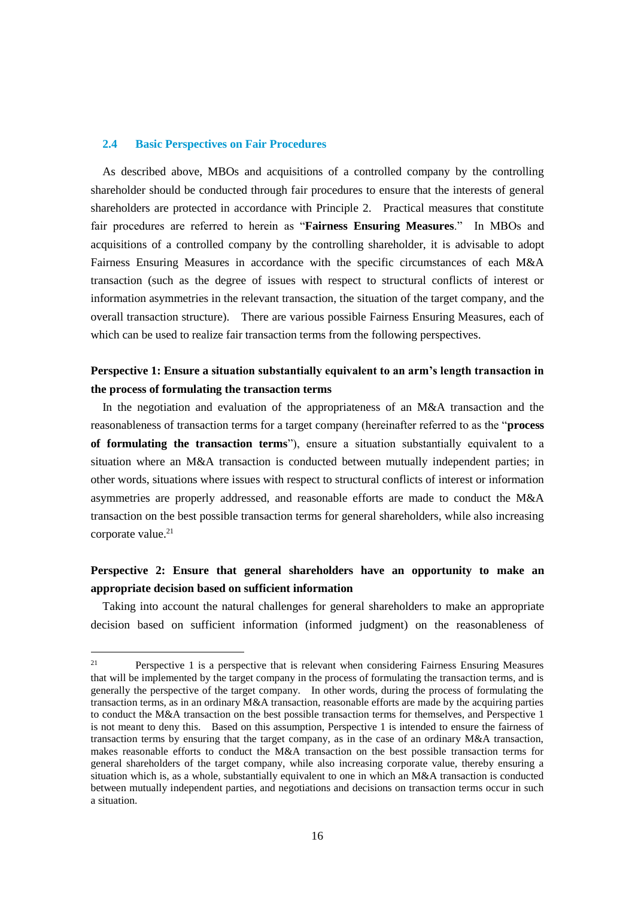### 2.4 Basic Perspectives on Fair Procedures

As described above, MBOs and acquisitions of a controlled company by the controlling shareholder should be conducted through fair procedures to ensure that the interests of general shareholders are protected in accordance with Principle 2. Practical measures that constitute fair procedures are referred to herein as "**Fairness Ensuring Measures**." In MBOs and acquisitions of a controlled company by the controlling shareholder, it is advisable to adopt Fairness Ensuring Measures in accordance with the specific circumstances of each M&A transaction (such as the degree of issues with respect to structural conflicts of interest or information asymmetries in the relevant transaction, the situation of the target company, and the overall transaction structure). There are various possible Fairness Ensuring Measures, each of which can be used to realize fair transaction terms from the following perspectives.

**Perspective 1: Ensure a situation substantially equivalent to an arm's length transaction in the process of formulating the transaction terms**

In the negotiation and evaluation of the appropriateness of an M&A transaction and the reasonableness of transaction terms for a target company (hereinafter referred to as the "**process of formulating the transaction terms**"), ensure a situation substantially equivalent to a situation where an M&A transaction is conducted between mutually independent parties; in other words, situations where issues with respect to structural conflicts of interest or information asymmetries are properly addressed, and reasonable efforts are made to conduct the M&A transaction on the best possible transaction terms for general shareholders, while also increasing corporate value.[21]

**Perspective 2: Ensure that general shareholders have an opportunity to make an appropriate decision based on sufficient information**

Taking into account the natural challenges for general shareholders to make an appropriate decision based on sufficient information (informed judgment) on the reasonableness of

---

[21] Perspective 1 is a perspective that is relevant when considering Fairness Ensuring Measures that will be implemented by the target company in the process of formulating the transaction terms, and is generally the perspective of the target company. In other words, during the process of formulating the transaction terms, as in an ordinary M&A transaction, reasonable efforts are made by the acquiring parties to conduct the M&A transaction on the best possible transaction terms for themselves, and Perspective 1 is not meant to deny this. Based on this assumption, Perspective 1 is intended to ensure the fairness of transaction terms by ensuring that the target company, as in the case of an ordinary M&A transaction, makes reasonable efforts to conduct the M&A transaction on the best possible transaction terms for general shareholders of the target company, while also increasing corporate value, thereby ensuring a situation which is, as a whole, substantially equivalent to one in which an M&A transaction is conducted between mutually independent parties, and negotiations and decisions on transaction terms occur in such a situation.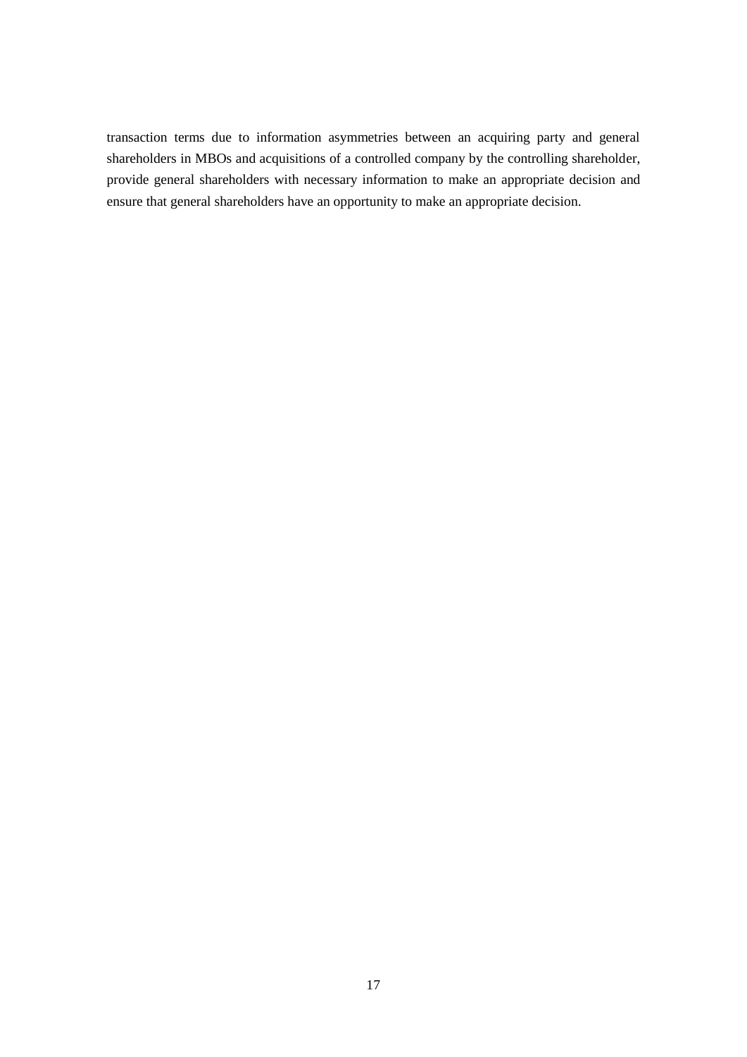transaction terms due to information asymmetries between an acquiring party and general shareholders in MBOs and acquisitions of a controlled company by the controlling shareholder, provide general shareholders with necessary information to make an appropriate decision and ensure that general shareholders have an opportunity to make an appropriate decision.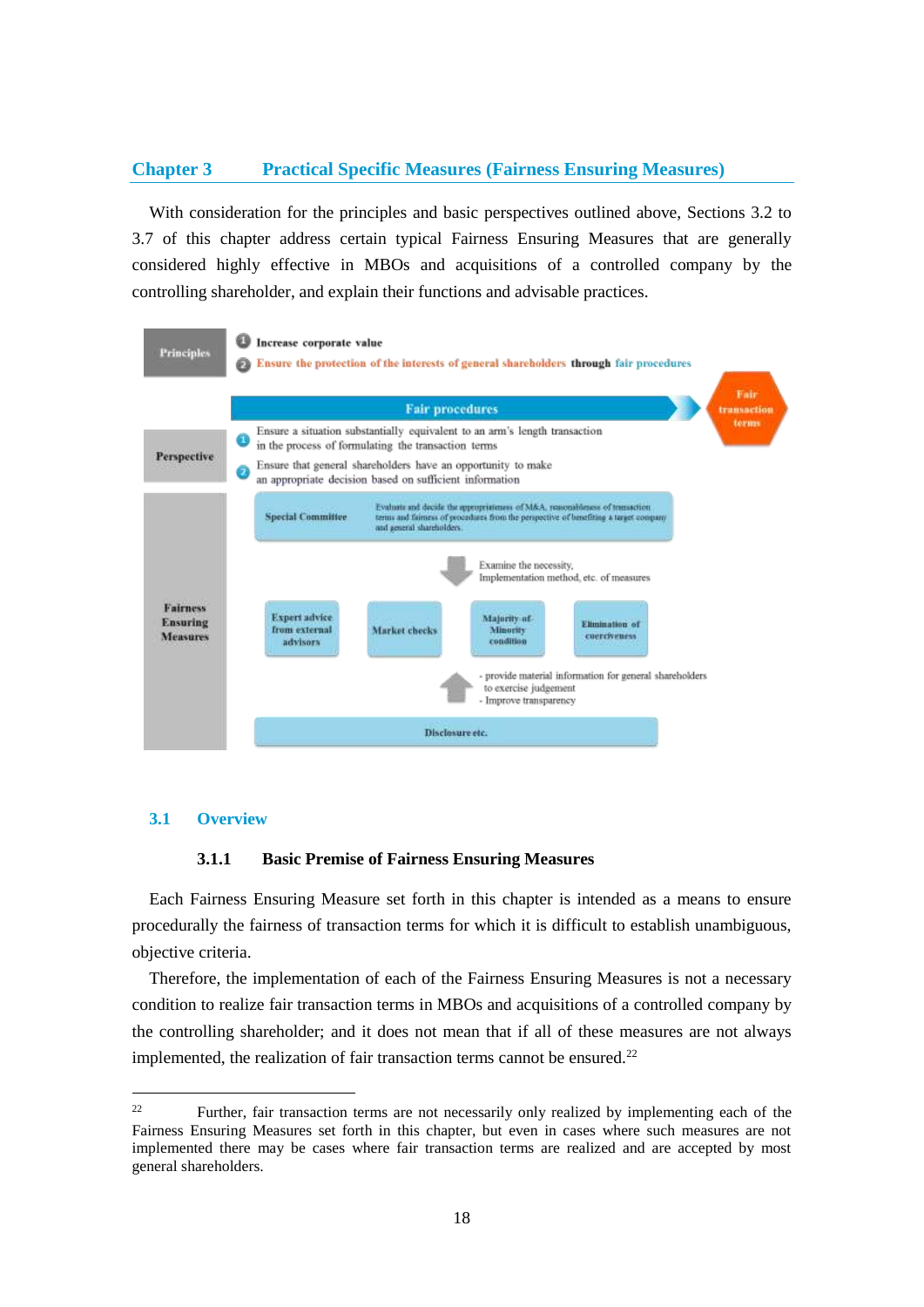## Chapter 3 Practical Specific Measures (Fairness Ensuring Measures)

With consideration for the principles and basic perspectives outlined above, Sections 3.2 to 3.7 of this chapter address certain typical Fairness Ensuring Measures that are generally considered highly effective in MBOs and acquisitions of a controlled company by the controlling shareholder, and explain their functions and advisable practices.

**Principles**

1. Increase corporate value
2. Ensure the protection of the interests of general shareholders through fair procedures

Fair procedures → Fair transaction terms

**Perspective**

1. Ensure a situation substantially equivalent to an arm's length transaction in the process of formulating the transaction terms
2. Ensure that general shareholders have an opportunity to make an appropriate decision based on sufficient information

**Fairness Ensuring Measures**

- Special Committee: Evaluate and decide the appropriateness of M&A, reasonableness of transaction terms and fairness of procedures from the perspective of benefiting a target company and general shareholders.
  - Examine the necessity, Implementation method, etc. of measures
- Expert advice from external advisors
- Market checks
- Majority-of-Minority condition
- Elimination of coerciveness
  - provide material information for general shareholders to exercise judgement
  - Improve transparency
- Disclosure etc.

## 3.1 Overview

### 3.1.1 Basic Premise of Fairness Ensuring Measures

Each Fairness Ensuring Measure set forth in this chapter is intended as a means to ensure procedurally the fairness of transaction terms for which it is difficult to establish unambiguous, objective criteria.

Therefore, the implementation of each of the Fairness Ensuring Measures is not a necessary condition to realize fair transaction terms in MBOs and acquisitions of a controlled company by the controlling shareholder; and it does not mean that if all of these measures are not always implemented, the realization of fair transaction terms cannot be ensured.[22]

---

[22] Further, fair transaction terms are not necessarily only realized by implementing each of the Fairness Ensuring Measures set forth in this chapter, but even in cases where such measures are not implemented there may be cases where fair transaction terms are realized and are accepted by most general shareholders.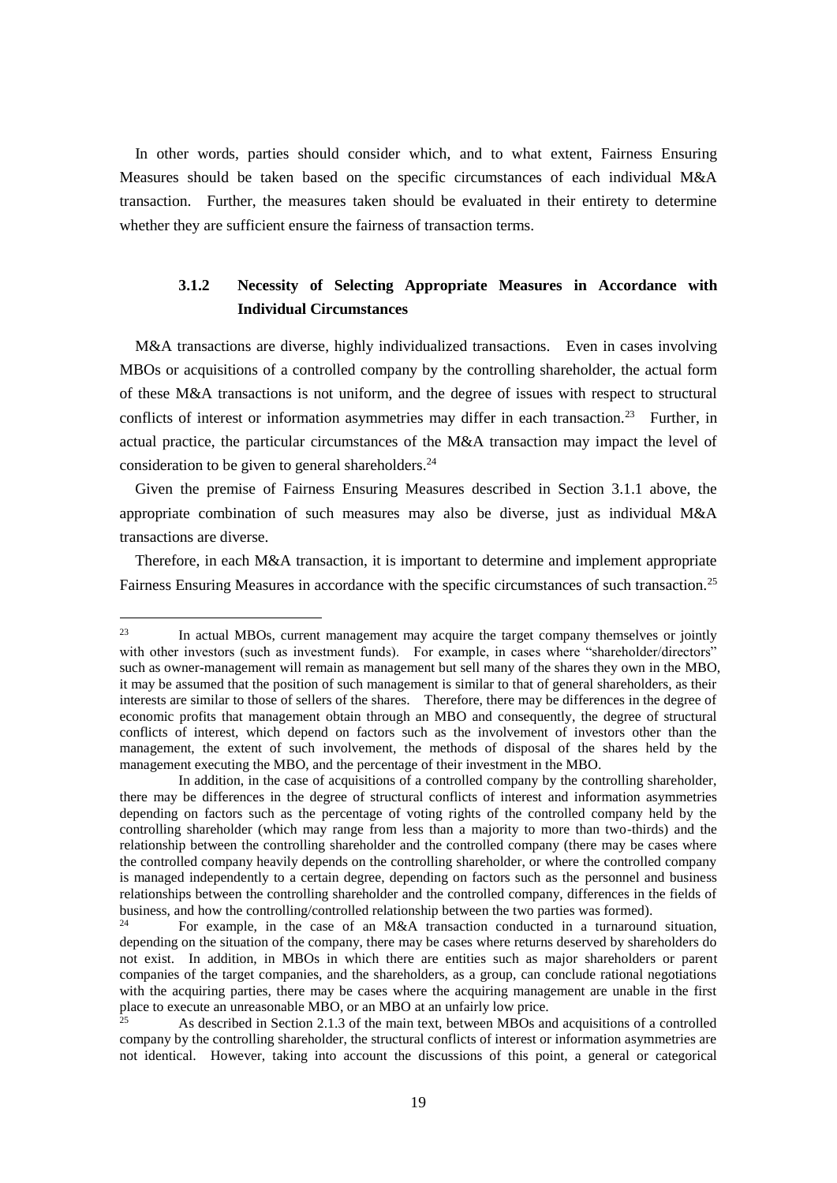In other words, parties should consider which, and to what extent, Fairness Ensuring Measures should be taken based on the specific circumstances of each individual M&A transaction. Further, the measures taken should be evaluated in their entirety to determine whether they are sufficient ensure the fairness of transaction terms.

### 3.1.2 Necessity of Selecting Appropriate Measures in Accordance with Individual Circumstances

M&A transactions are diverse, highly individualized transactions. Even in cases involving MBOs or acquisitions of a controlled company by the controlling shareholder, the actual form of these M&A transactions is not uniform, and the degree of issues with respect to structural conflicts of interest or information asymmetries may differ in each transaction.[23] Further, in actual practice, the particular circumstances of the M&A transaction may impact the level of consideration to be given to general shareholders.[24]

Given the premise of Fairness Ensuring Measures described in Section 3.1.1 above, the appropriate combination of such measures may also be diverse, just as individual M&A transactions are diverse.

Therefore, in each M&A transaction, it is important to determine and implement appropriate Fairness Ensuring Measures in accordance with the specific circumstances of such transaction.[25]

---

[23] In actual MBOs, current management may acquire the target company themselves or jointly with other investors (such as investment funds). For example, in cases where "shareholder/directors" such as owner-management will remain as management but sell many of the shares they own in the MBO, it may be assumed that the position of such management is similar to that of general shareholders, as their interests are similar to those of sellers of the shares. Therefore, there may be differences in the degree of economic profits that management obtain through an MBO and consequently, the degree of structural conflicts of interest, which depend on factors such as the involvement of investors other than the management, the extent of such involvement, the methods of disposal of the shares held by the management executing the MBO, and the percentage of their investment in the MBO.

In addition, in the case of acquisitions of a controlled company by the controlling shareholder, there may be differences in the degree of structural conflicts of interest and information asymmetries depending on factors such as the percentage of voting rights of the controlled company held by the controlling shareholder (which may range from less than a majority to more than two-thirds) and the relationship between the controlling shareholder and the controlled company (there may be cases where the controlled company heavily depends on the controlling shareholder, or where the controlled company is managed independently to a certain degree, depending on factors such as the personnel and business relationships between the controlling shareholder and the controlled company, differences in the fields of business, and how the controlling/controlled relationship between the two parties was formed).

[24] For example, in the case of an M&A transaction conducted in a turnaround situation, depending on the situation of the company, there may be cases where returns deserved by shareholders do not exist. In addition, in MBOs in which there are entities such as major shareholders or parent companies of the target companies, and the shareholders, as a group, can conclude rational negotiations with the acquiring parties, there may be cases where the acquiring management are unable in the first place to execute an unreasonable MBO, or an MBO at an unfairly low price.

[25] As described in Section 2.1.3 of the main text, between MBOs and acquisitions of a controlled company by the controlling shareholder, the structural conflicts of interest or information asymmetries are not identical. However, taking into account the discussions of this point, a general or categorical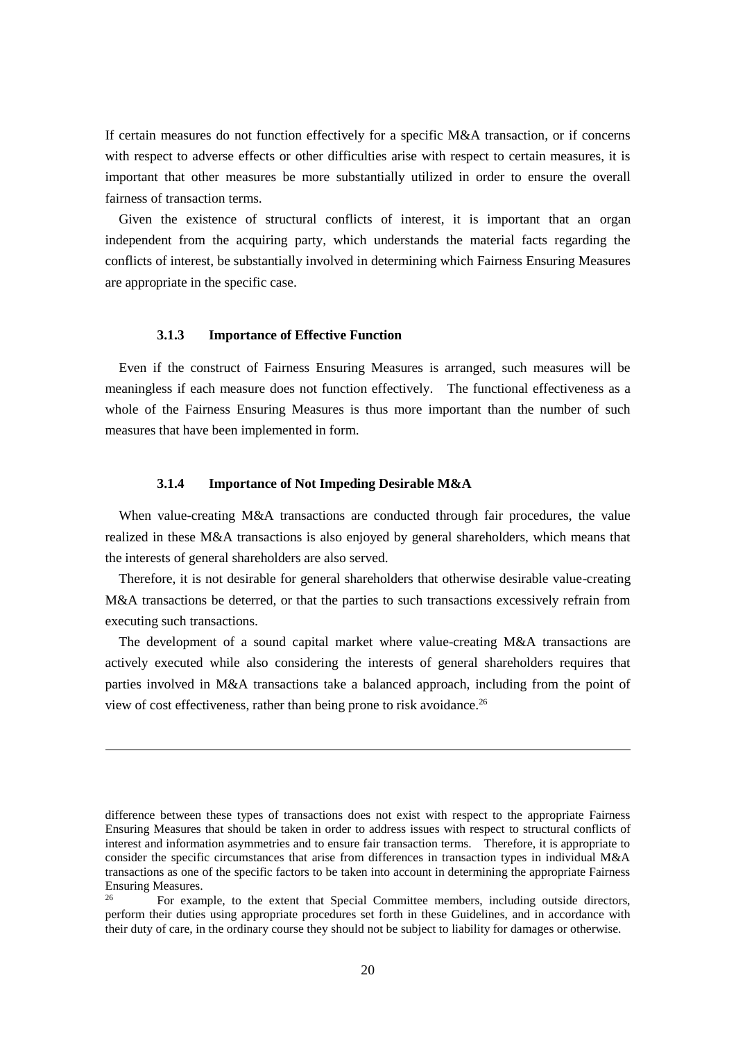If certain measures do not function effectively for a specific M&A transaction, or if concerns with respect to adverse effects or other difficulties arise with respect to certain measures, it is important that other measures be more substantially utilized in order to ensure the overall fairness of transaction terms.

Given the existence of structural conflicts of interest, it is important that an organ independent from the acquiring party, which understands the material facts regarding the conflicts of interest, be substantially involved in determining which Fairness Ensuring Measures are appropriate in the specific case.

#### 3.1.3 Importance of Effective Function

Even if the construct of Fairness Ensuring Measures is arranged, such measures will be meaningless if each measure does not function effectively. The functional effectiveness as a whole of the Fairness Ensuring Measures is thus more important than the number of such measures that have been implemented in form.

#### 3.1.4 Importance of Not Impeding Desirable M&A

When value-creating M&A transactions are conducted through fair procedures, the value realized in these M&A transactions is also enjoyed by general shareholders, which means that the interests of general shareholders are also served.

Therefore, it is not desirable for general shareholders that otherwise desirable value-creating M&A transactions be deterred, or that the parties to such transactions excessively refrain from executing such transactions.

The development of a sound capital market where value-creating M&A transactions are actively executed while also considering the interests of general shareholders requires that parties involved in M&A transactions take a balanced approach, including from the point of view of cost effectiveness, rather than being prone to risk avoidance.[26]

---

difference between these types of transactions does not exist with respect to the appropriate Fairness Ensuring Measures that should be taken in order to address issues with respect to structural conflicts of interest and information asymmetries and to ensure fair transaction terms. Therefore, it is appropriate to consider the specific circumstances that arise from differences in transaction types in individual M&A transactions as one of the specific factors to be taken into account in determining the appropriate Fairness Ensuring Measures.

[26] For example, to the extent that Special Committee members, including outside directors, perform their duties using appropriate procedures set forth in these Guidelines, and in accordance with their duty of care, in the ordinary course they should not be subject to liability for damages or otherwise.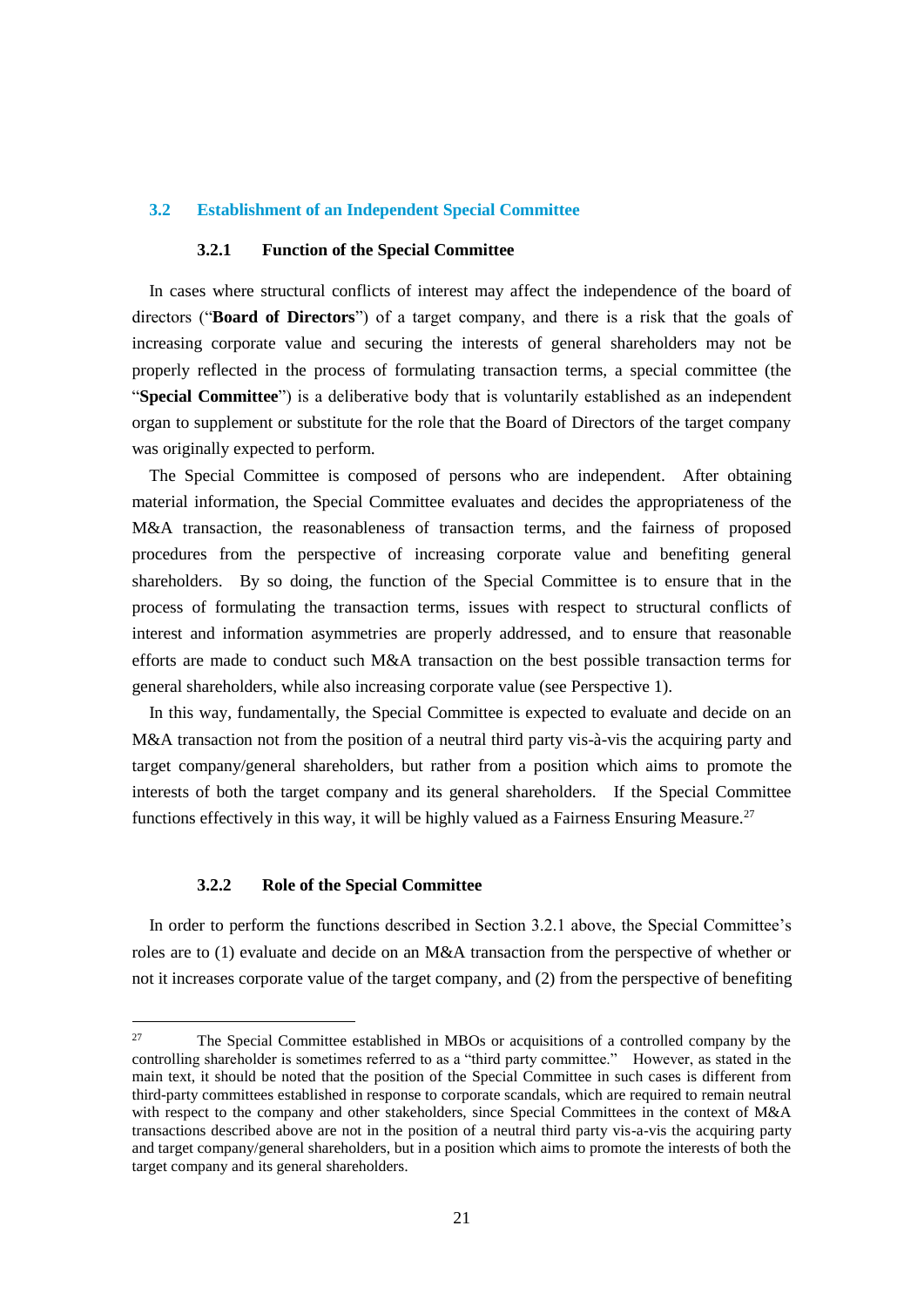## 3.2 Establishment of an Independent Special Committee

### 3.2.1 Function of the Special Committee

In cases where structural conflicts of interest may affect the independence of the board of directors ("**Board of Directors**") of a target company, and there is a risk that the goals of increasing corporate value and securing the interests of general shareholders may not be properly reflected in the process of formulating transaction terms, a special committee (the "**Special Committee**") is a deliberative body that is voluntarily established as an independent organ to supplement or substitute for the role that the Board of Directors of the target company was originally expected to perform.

The Special Committee is composed of persons who are independent. After obtaining material information, the Special Committee evaluates and decides the appropriateness of the M&A transaction, the reasonableness of transaction terms, and the fairness of proposed procedures from the perspective of increasing corporate value and benefiting general shareholders. By so doing, the function of the Special Committee is to ensure that in the process of formulating the transaction terms, issues with respect to structural conflicts of interest and information asymmetries are properly addressed, and to ensure that reasonable efforts are made to conduct such M&A transaction on the best possible transaction terms for general shareholders, while also increasing corporate value (see Perspective 1).

In this way, fundamentally, the Special Committee is expected to evaluate and decide on an M&A transaction not from the position of a neutral third party vis-à-vis the acquiring party and target company/general shareholders, but rather from a position which aims to promote the interests of both the target company and its general shareholders. If the Special Committee functions effectively in this way, it will be highly valued as a Fairness Ensuring Measure.[27]

### 3.2.2 Role of the Special Committee

In order to perform the functions described in Section 3.2.1 above, the Special Committee's roles are to (1) evaluate and decide on an M&A transaction from the perspective of whether or not it increases corporate value of the target company, and (2) from the perspective of benefiting

---

[27] The Special Committee established in MBOs or acquisitions of a controlled company by the controlling shareholder is sometimes referred to as a "third party committee." However, as stated in the main text, it should be noted that the position of the Special Committee in such cases is different from third-party committees established in response to corporate scandals, which are required to remain neutral with respect to the company and other stakeholders, since Special Committees in the context of M&A transactions described above are not in the position of a neutral third party vis-a-vis the acquiring party and target company/general shareholders, but in a position which aims to promote the interests of both the target company and its general shareholders.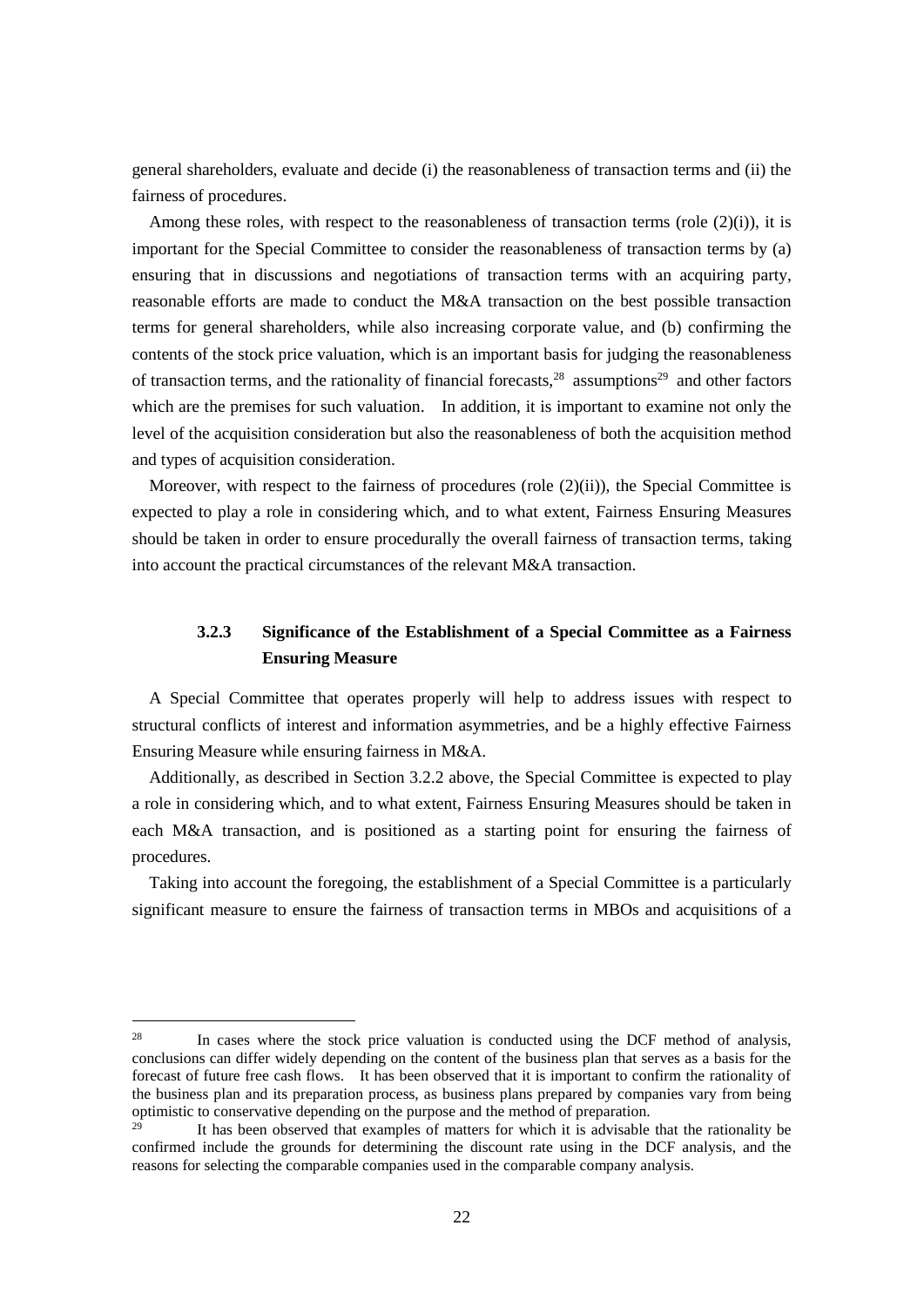general shareholders, evaluate and decide (i) the reasonableness of transaction terms and (ii) the fairness of procedures.

Among these roles, with respect to the reasonableness of transaction terms (role (2)(i)), it is important for the Special Committee to consider the reasonableness of transaction terms by (a) ensuring that in discussions and negotiations of transaction terms with an acquiring party, reasonable efforts are made to conduct the M&A transaction on the best possible transaction terms for general shareholders, while also increasing corporate value, and (b) confirming the contents of the stock price valuation, which is an important basis for judging the reasonableness of transaction terms, and the rationality of financial forecasts,[28] assumptions[29] and other factors which are the premises for such valuation. In addition, it is important to examine not only the level of the acquisition consideration but also the reasonableness of both the acquisition method and types of acquisition consideration.

Moreover, with respect to the fairness of procedures (role (2)(ii)), the Special Committee is expected to play a role in considering which, and to what extent, Fairness Ensuring Measures should be taken in order to ensure procedurally the overall fairness of transaction terms, taking into account the practical circumstances of the relevant M&A transaction.

### 3.2.3 Significance of the Establishment of a Special Committee as a Fairness Ensuring Measure

A Special Committee that operates properly will help to address issues with respect to structural conflicts of interest and information asymmetries, and be a highly effective Fairness Ensuring Measure while ensuring fairness in M&A.

Additionally, as described in Section 3.2.2 above, the Special Committee is expected to play a role in considering which, and to what extent, Fairness Ensuring Measures should be taken in each M&A transaction, and is positioned as a starting point for ensuring the fairness of procedures.

Taking into account the foregoing, the establishment of a Special Committee is a particularly significant measure to ensure the fairness of transaction terms in MBOs and acquisitions of a

---

[28] In cases where the stock price valuation is conducted using the DCF method of analysis, conclusions can differ widely depending on the content of the business plan that serves as a basis for the forecast of future free cash flows. It has been observed that it is important to confirm the rationality of the business plan and its preparation process, as business plans prepared by companies vary from being optimistic to conservative depending on the purpose and the method of preparation.

[29] It has been observed that examples of matters for which it is advisable that the rationality be confirmed include the grounds for determining the discount rate using in the DCF analysis, and the reasons for selecting the comparable companies used in the comparable company analysis.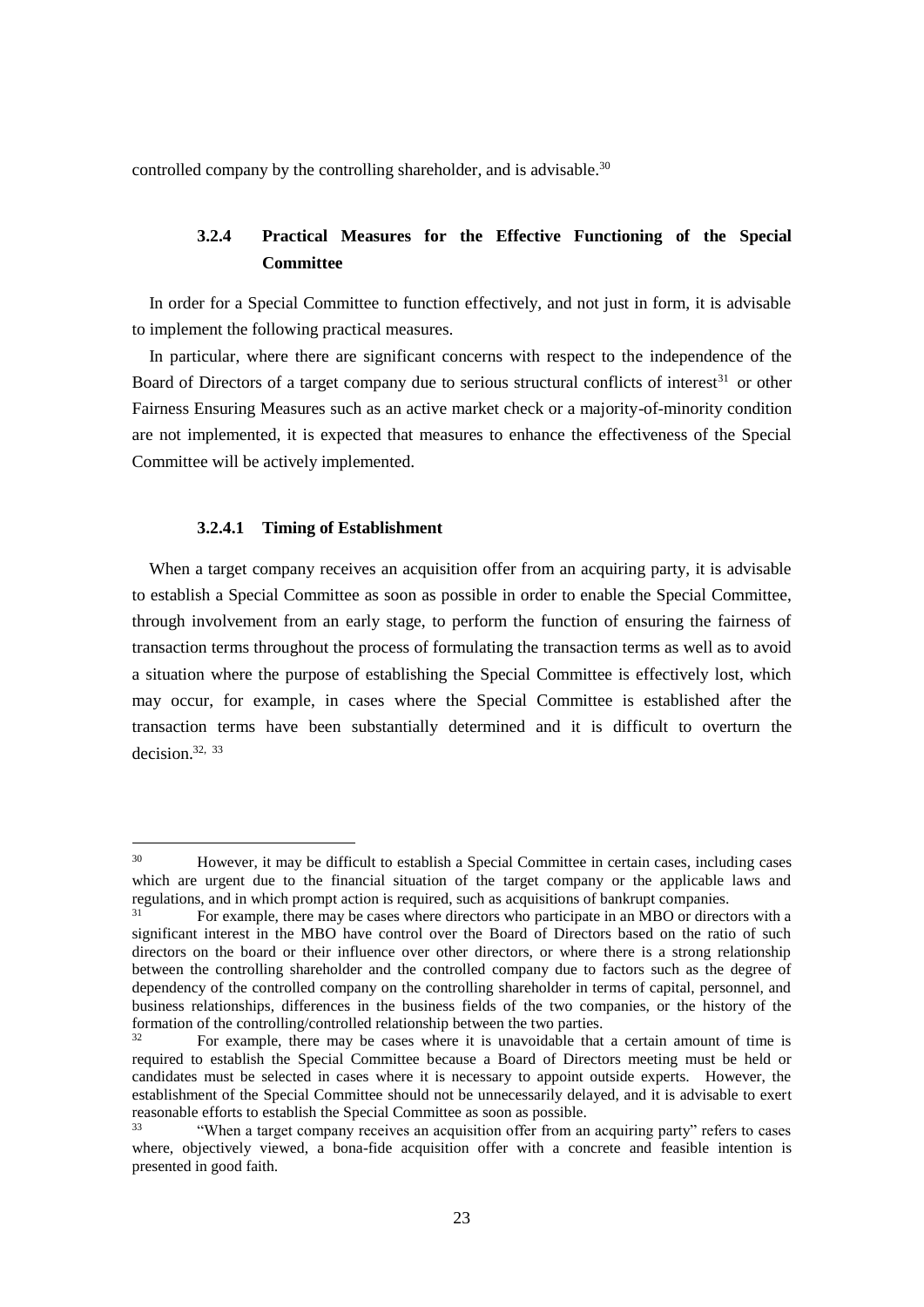controlled company by the controlling shareholder, and is advisable.[30]

### 3.2.4 Practical Measures for the Effective Functioning of the Special Committee

In order for a Special Committee to function effectively, and not just in form, it is advisable to implement the following practical measures.

In particular, where there are significant concerns with respect to the independence of the Board of Directors of a target company due to serious structural conflicts of interest[31] or other Fairness Ensuring Measures such as an active market check or a majority-of-minority condition are not implemented, it is expected that measures to enhance the effectiveness of the Special Committee will be actively implemented.

#### 3.2.4.1 Timing of Establishment

When a target company receives an acquisition offer from an acquiring party, it is advisable to establish a Special Committee as soon as possible in order to enable the Special Committee, through involvement from an early stage, to perform the function of ensuring the fairness of transaction terms throughout the process of formulating the transaction terms as well as to avoid a situation where the purpose of establishing the Special Committee is effectively lost, which may occur, for example, in cases where the Special Committee is established after the transaction terms have been substantially determined and it is difficult to overturn the decision.[32, 33]

---

[30] However, it may be difficult to establish a Special Committee in certain cases, including cases which are urgent due to the financial situation of the target company or the applicable laws and regulations, and in which prompt action is required, such as acquisitions of bankrupt companies.

[31] For example, there may be cases where directors who participate in an MBO or directors with a significant interest in the MBO have control over the Board of Directors based on the ratio of such directors on the board or their influence over other directors, or where there is a strong relationship between the controlling shareholder and the controlled company due to factors such as the degree of dependency of the controlled company on the controlling shareholder in terms of capital, personnel, and business relationships, differences in the business fields of the two companies, or the history of the formation of the controlling/controlled relationship between the two parties.

[32] For example, there may be cases where it is unavoidable that a certain amount of time is required to establish the Special Committee because a Board of Directors meeting must be held or candidates must be selected in cases where it is necessary to appoint outside experts. However, the establishment of the Special Committee should not be unnecessarily delayed, and it is advisable to exert reasonable efforts to establish the Special Committee as soon as possible.

[33] "When a target company receives an acquisition offer from an acquiring party" refers to cases where, objectively viewed, a bona-fide acquisition offer with a concrete and feasible intention is presented in good faith.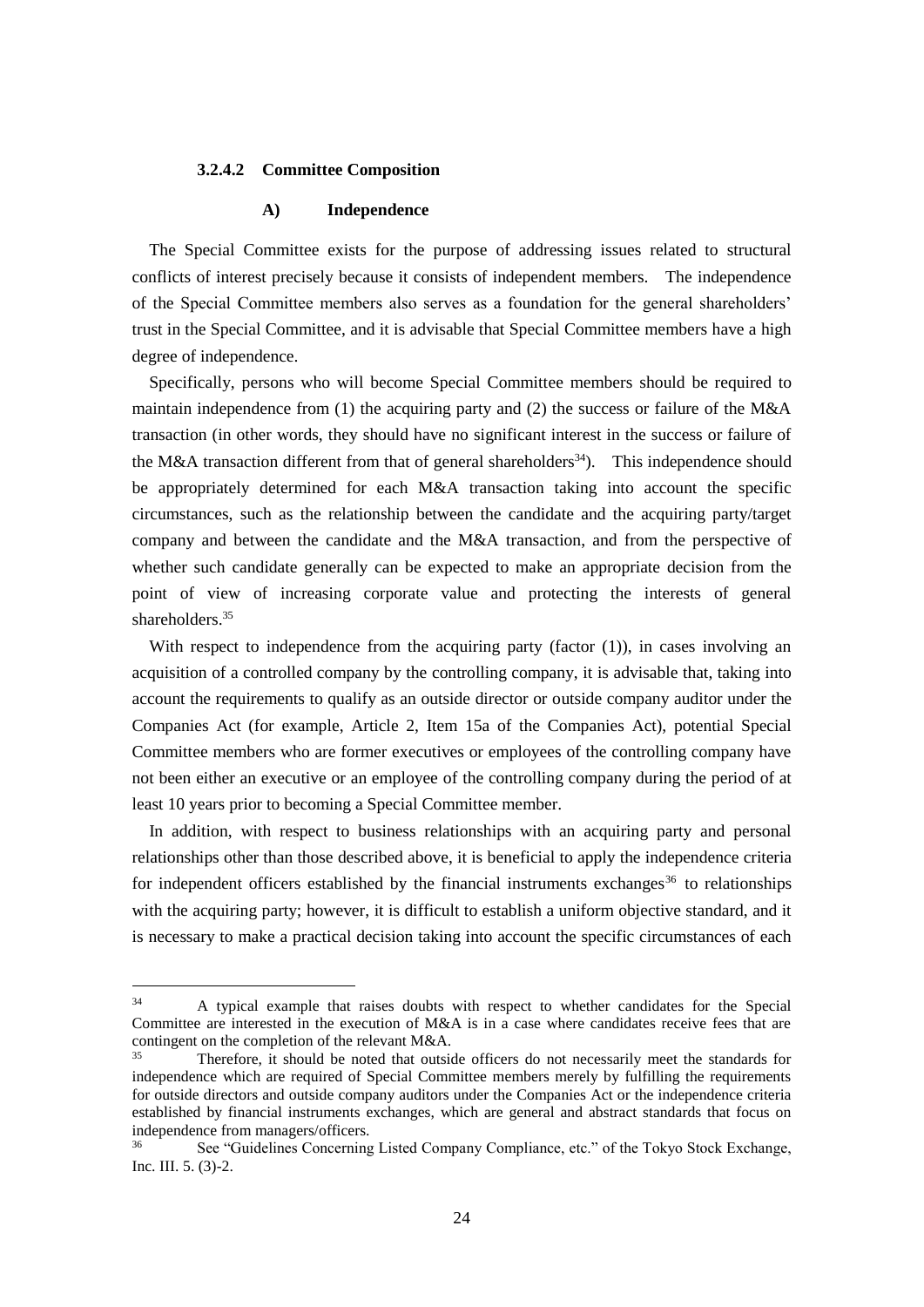#### 3.2.4.2 Committee Composition

##### A) Independence

The Special Committee exists for the purpose of addressing issues related to structural conflicts of interest precisely because it consists of independent members. The independence of the Special Committee members also serves as a foundation for the general shareholders' trust in the Special Committee, and it is advisable that Special Committee members have a high degree of independence.

Specifically, persons who will become Special Committee members should be required to maintain independence from (1) the acquiring party and (2) the success or failure of the M&A transaction (in other words, they should have no significant interest in the success or failure of the M&A transaction different from that of general shareholders[34]). This independence should be appropriately determined for each M&A transaction taking into account the specific circumstances, such as the relationship between the candidate and the acquiring party/target company and between the candidate and the M&A transaction, and from the perspective of whether such candidate generally can be expected to make an appropriate decision from the point of view of increasing corporate value and protecting the interests of general shareholders.[35]

With respect to independence from the acquiring party (factor (1)), in cases involving an acquisition of a controlled company by the controlling company, it is advisable that, taking into account the requirements to qualify as an outside director or outside company auditor under the Companies Act (for example, Article 2, Item 15a of the Companies Act), potential Special Committee members who are former executives or employees of the controlling company have not been either an executive or an employee of the controlling company during the period of at least 10 years prior to becoming a Special Committee member.

In addition, with respect to business relationships with an acquiring party and personal relationships other than those described above, it is beneficial to apply the independence criteria for independent officers established by the financial instruments exchanges[36] to relationships with the acquiring party; however, it is difficult to establish a uniform objective standard, and it is necessary to make a practical decision taking into account the specific circumstances of each

---

[34] A typical example that raises doubts with respect to whether candidates for the Special Committee are interested in the execution of M&A is in a case where candidates receive fees that are contingent on the completion of the relevant M&A.

[35] Therefore, it should be noted that outside officers do not necessarily meet the standards for independence which are required of Special Committee members merely by fulfilling the requirements for outside directors and outside company auditors under the Companies Act or the independence criteria established by financial instruments exchanges, which are general and abstract standards that focus on independence from managers/officers.

[36] See "Guidelines Concerning Listed Company Compliance, etc." of the Tokyo Stock Exchange, Inc. III. 5. (3)-2.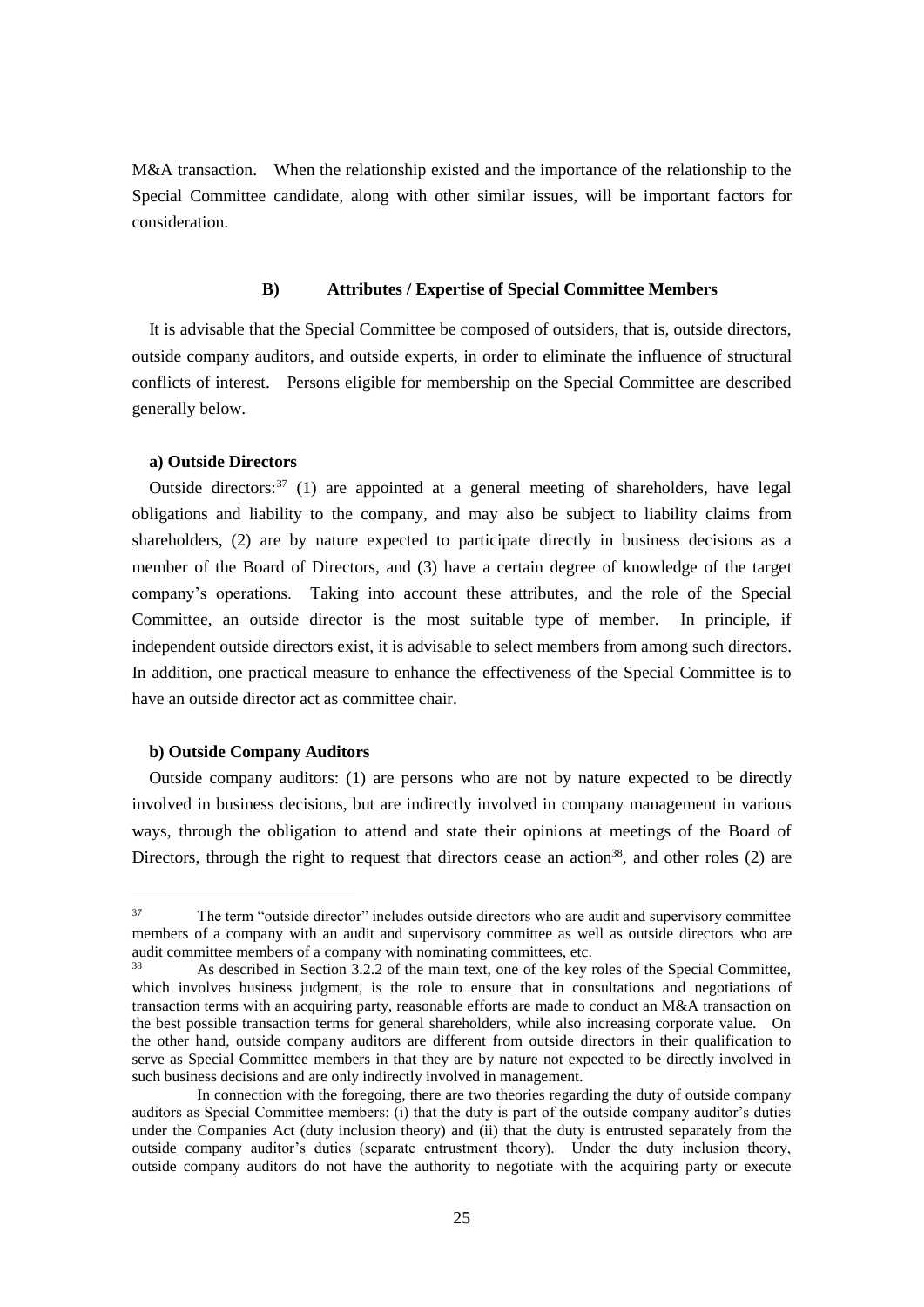M&A transaction. When the relationship existed and the importance of the relationship to the Special Committee candidate, along with other similar issues, will be important factors for consideration.

#### B) Attributes / Expertise of Special Committee Members

It is advisable that the Special Committee be composed of outsiders, that is, outside directors, outside company auditors, and outside experts, in order to eliminate the influence of structural conflicts of interest. Persons eligible for membership on the Special Committee are described generally below.

**a) Outside Directors**

Outside directors:[37] (1) are appointed at a general meeting of shareholders, have legal obligations and liability to the company, and may also be subject to liability claims from shareholders, (2) are by nature expected to participate directly in business decisions as a member of the Board of Directors, and (3) have a certain degree of knowledge of the target company's operations. Taking into account these attributes, and the role of the Special Committee, an outside director is the most suitable type of member. In principle, if independent outside directors exist, it is advisable to select members from among such directors. In addition, one practical measure to enhance the effectiveness of the Special Committee is to have an outside director act as committee chair.

**b) Outside Company Auditors**

Outside company auditors: (1) are persons who are not by nature expected to be directly involved in business decisions, but are indirectly involved in company management in various ways, through the obligation to attend and state their opinions at meetings of the Board of Directors, through the right to request that directors cease an action[38], and other roles (2) are

---

[37] The term "outside director" includes outside directors who are audit and supervisory committee members of a company with an audit and supervisory committee as well as outside directors who are audit committee members of a company with nominating committees, etc.

[38] As described in Section 3.2.2 of the main text, one of the key roles of the Special Committee, which involves business judgment, is the role to ensure that in consultations and negotiations of transaction terms with an acquiring party, reasonable efforts are made to conduct an M&A transaction on the best possible transaction terms for general shareholders, while also increasing corporate value. On the other hand, outside company auditors are different from outside directors in their qualification to serve as Special Committee members in that they are by nature not expected to be directly involved in such business decisions and are only indirectly involved in management.

In connection with the foregoing, there are two theories regarding the duty of outside company auditors as Special Committee members: (i) that the duty is part of the outside company auditor's duties under the Companies Act (duty inclusion theory) and (ii) that the duty is entrusted separately from the outside company auditor's duties (separate entrustment theory). Under the duty inclusion theory, outside company auditors do not have the authority to negotiate with the acquiring party or execute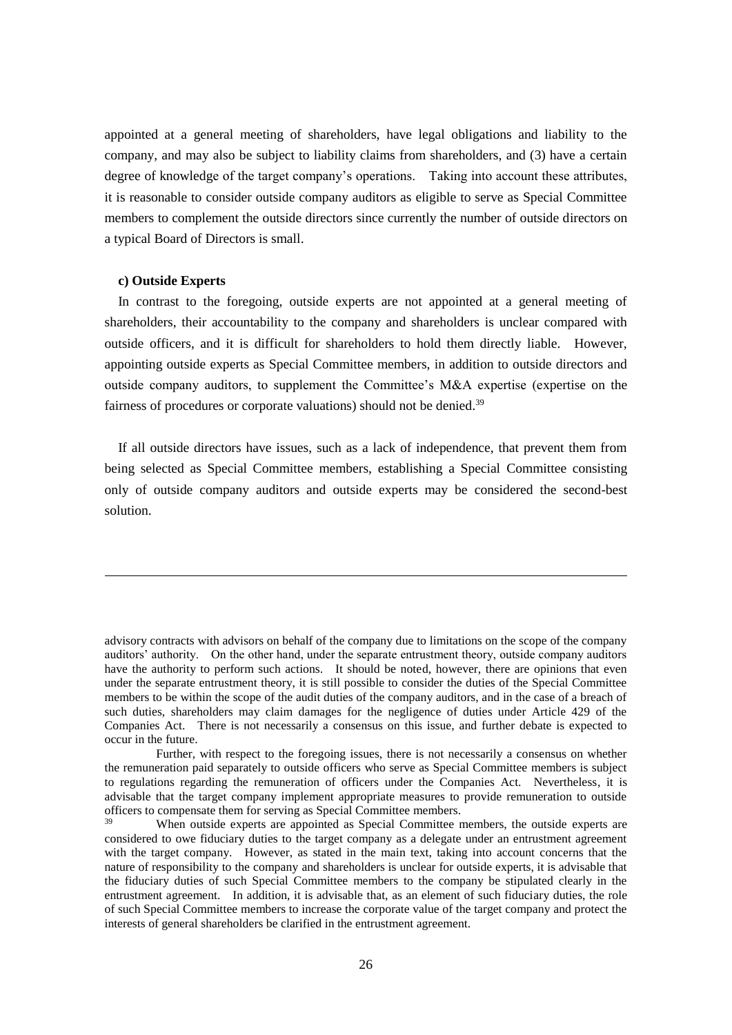appointed at a general meeting of shareholders, have legal obligations and liability to the company, and may also be subject to liability claims from shareholders, and (3) have a certain degree of knowledge of the target company's operations. Taking into account these attributes, it is reasonable to consider outside company auditors as eligible to serve as Special Committee members to complement the outside directors since currently the number of outside directors on a typical Board of Directors is small.

**c) Outside Experts**

In contrast to the foregoing, outside experts are not appointed at a general meeting of shareholders, their accountability to the company and shareholders is unclear compared with outside officers, and it is difficult for shareholders to hold them directly liable. However, appointing outside experts as Special Committee members, in addition to outside directors and outside company auditors, to supplement the Committee's M&A expertise (expertise on the fairness of procedures or corporate valuations) should not be denied.[39]

If all outside directors have issues, such as a lack of independence, that prevent them from being selected as Special Committee members, establishing a Special Committee consisting only of outside company auditors and outside experts may be considered the second-best solution.

---

advisory contracts with advisors on behalf of the company due to limitations on the scope of the company auditors' authority. On the other hand, under the separate entrustment theory, outside company auditors have the authority to perform such actions. It should be noted, however, there are opinions that even under the separate entrustment theory, it is still possible to consider the duties of the Special Committee members to be within the scope of the audit duties of the company auditors, and in the case of a breach of such duties, shareholders may claim damages for the negligence of duties under Article 429 of the Companies Act. There is not necessarily a consensus on this issue, and further debate is expected to occur in the future.

Further, with respect to the foregoing issues, there is not necessarily a consensus on whether the remuneration paid separately to outside officers who serve as Special Committee members is subject to regulations regarding the remuneration of officers under the Companies Act. Nevertheless, it is advisable that the target company implement appropriate measures to provide remuneration to outside officers to compensate them for serving as Special Committee members.

[39] When outside experts are appointed as Special Committee members, the outside experts are considered to owe fiduciary duties to the target company as a delegate under an entrustment agreement with the target company. However, as stated in the main text, taking into account concerns that the nature of responsibility to the company and shareholders is unclear for outside experts, it is advisable that the fiduciary duties of such Special Committee members to the company be stipulated clearly in the entrustment agreement. In addition, it is advisable that, as an element of such fiduciary duties, the role of such Special Committee members to increase the corporate value of the target company and protect the interests of general shareholders be clarified in the entrustment agreement.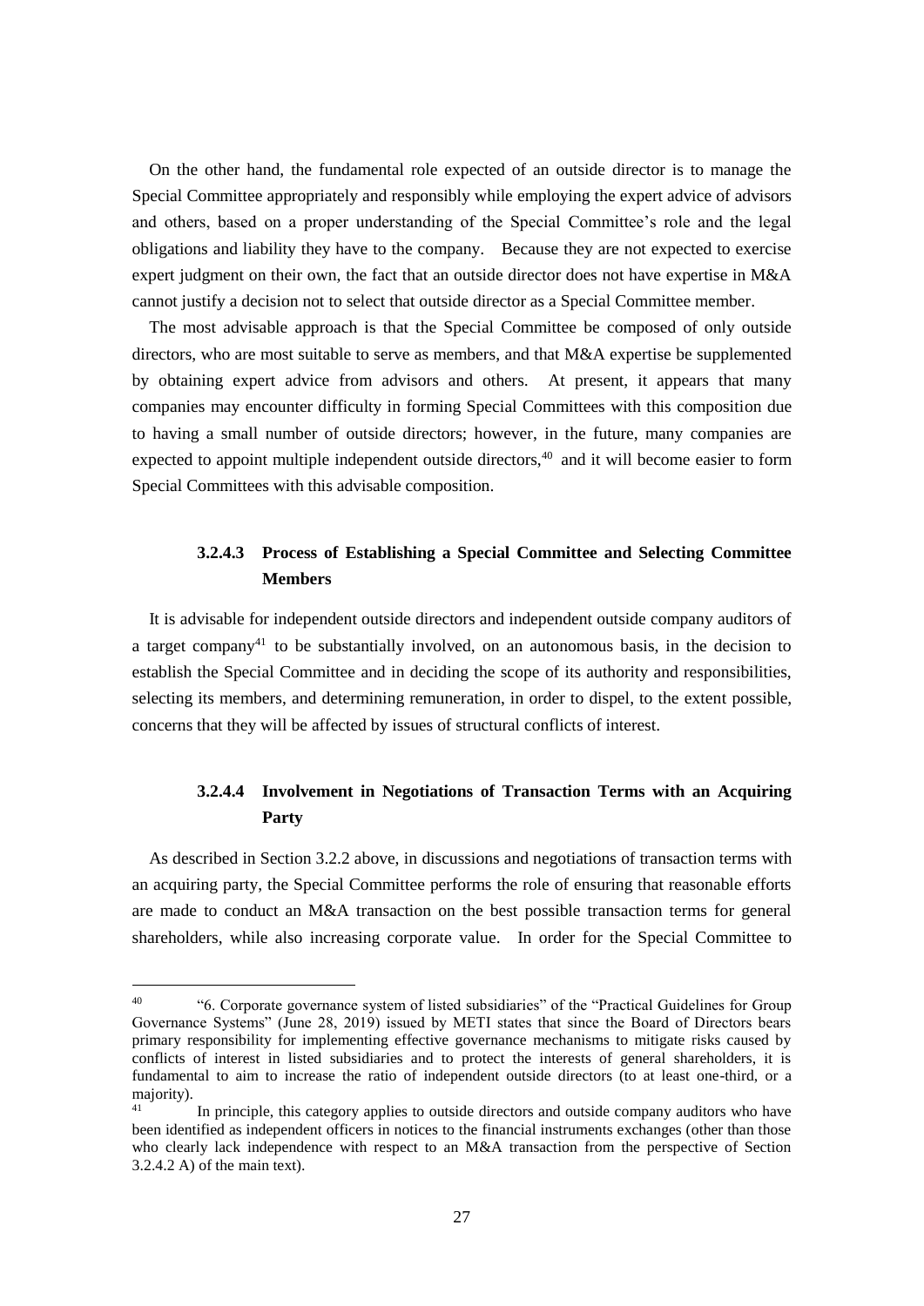On the other hand, the fundamental role expected of an outside director is to manage the Special Committee appropriately and responsibly while employing the expert advice of advisors and others, based on a proper understanding of the Special Committee's role and the legal obligations and liability they have to the company. Because they are not expected to exercise expert judgment on their own, the fact that an outside director does not have expertise in M&A cannot justify a decision not to select that outside director as a Special Committee member.

The most advisable approach is that the Special Committee be composed of only outside directors, who are most suitable to serve as members, and that M&A expertise be supplemented by obtaining expert advice from advisors and others. At present, it appears that many companies may encounter difficulty in forming Special Committees with this composition due to having a small number of outside directors; however, in the future, many companies are expected to appoint multiple independent outside directors,[40] and it will become easier to form Special Committees with this advisable composition.

#### 3.2.4.3 Process of Establishing a Special Committee and Selecting Committee Members

It is advisable for independent outside directors and independent outside company auditors of a target company[41] to be substantially involved, on an autonomous basis, in the decision to establish the Special Committee and in deciding the scope of its authority and responsibilities, selecting its members, and determining remuneration, in order to dispel, to the extent possible, concerns that they will be affected by issues of structural conflicts of interest.

#### 3.2.4.4 Involvement in Negotiations of Transaction Terms with an Acquiring Party

As described in Section 3.2.2 above, in discussions and negotiations of transaction terms with an acquiring party, the Special Committee performs the role of ensuring that reasonable efforts are made to conduct an M&A transaction on the best possible transaction terms for general shareholders, while also increasing corporate value. In order for the Special Committee to

---

[40] "6. Corporate governance system of listed subsidiaries" of the "Practical Guidelines for Group Governance Systems" (June 28, 2019) issued by METI states that since the Board of Directors bears primary responsibility for implementing effective governance mechanisms to mitigate risks caused by conflicts of interest in listed subsidiaries and to protect the interests of general shareholders, it is fundamental to aim to increase the ratio of independent outside directors (to at least one-third, or a majority).

[41] In principle, this category applies to outside directors and outside company auditors who have been identified as independent officers in notices to the financial instruments exchanges (other than those who clearly lack independence with respect to an M&A transaction from the perspective of Section 3.2.4.2 A) of the main text).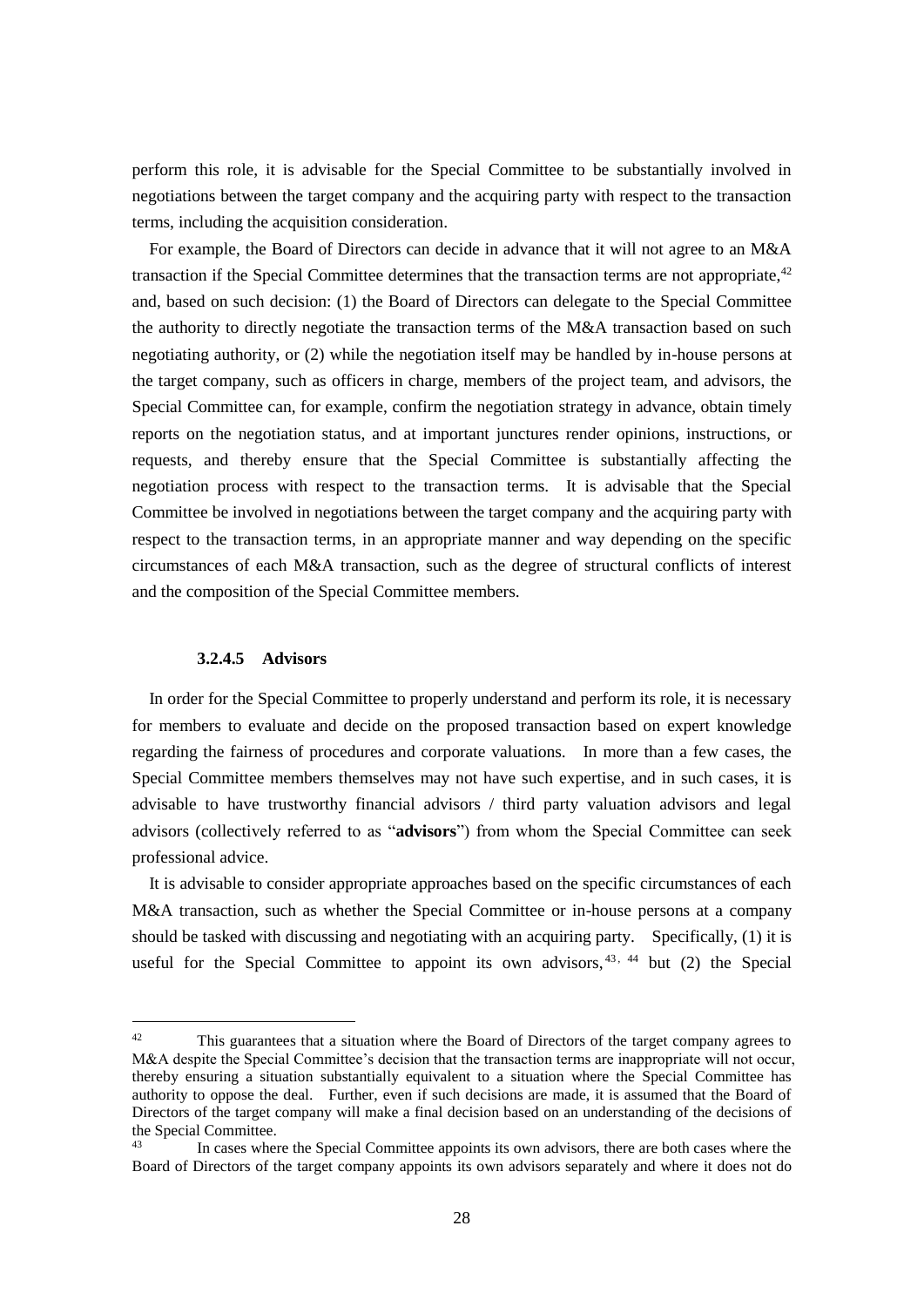perform this role, it is advisable for the Special Committee to be substantially involved in negotiations between the target company and the acquiring party with respect to the transaction terms, including the acquisition consideration.

For example, the Board of Directors can decide in advance that it will not agree to an M&A transaction if the Special Committee determines that the transaction terms are not appropriate,[42] and, based on such decision: (1) the Board of Directors can delegate to the Special Committee the authority to directly negotiate the transaction terms of the M&A transaction based on such negotiating authority, or (2) while the negotiation itself may be handled by in-house persons at the target company, such as officers in charge, members of the project team, and advisors, the Special Committee can, for example, confirm the negotiation strategy in advance, obtain timely reports on the negotiation status, and at important junctures render opinions, instructions, or requests, and thereby ensure that the Special Committee is substantially affecting the negotiation process with respect to the transaction terms. It is advisable that the Special Committee be involved in negotiations between the target company and the acquiring party with respect to the transaction terms, in an appropriate manner and way depending on the specific circumstances of each M&A transaction, such as the degree of structural conflicts of interest and the composition of the Special Committee members.

#### 3.2.4.5 Advisors

In order for the Special Committee to properly understand and perform its role, it is necessary for members to evaluate and decide on the proposed transaction based on expert knowledge regarding the fairness of procedures and corporate valuations. In more than a few cases, the Special Committee members themselves may not have such expertise, and in such cases, it is advisable to have trustworthy financial advisors / third party valuation advisors and legal advisors (collectively referred to as "**advisors**") from whom the Special Committee can seek professional advice.

It is advisable to consider appropriate approaches based on the specific circumstances of each M&A transaction, such as whether the Special Committee or in-house persons at a company should be tasked with discussing and negotiating with an acquiring party. Specifically, (1) it is useful for the Special Committee to appoint its own advisors,[43, 44] but (2) the Special

---

[42] This guarantees that a situation where the Board of Directors of the target company agrees to M&A despite the Special Committee's decision that the transaction terms are inappropriate will not occur, thereby ensuring a situation substantially equivalent to a situation where the Special Committee has authority to oppose the deal. Further, even if such decisions are made, it is assumed that the Board of Directors of the target company will make a final decision based on an understanding of the decisions of the Special Committee.

[43] In cases where the Special Committee appoints its own advisors, there are both cases where the Board of Directors of the target company appoints its own advisors separately and where it does not do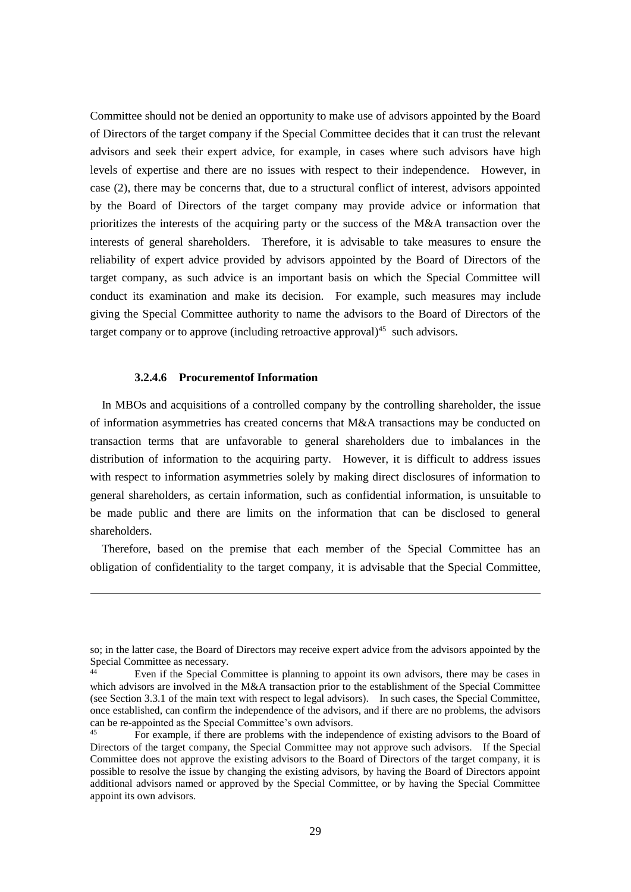Committee should not be denied an opportunity to make use of advisors appointed by the Board of Directors of the target company if the Special Committee decides that it can trust the relevant advisors and seek their expert advice, for example, in cases where such advisors have high levels of expertise and there are no issues with respect to their independence. However, in case (2), there may be concerns that, due to a structural conflict of interest, advisors appointed by the Board of Directors of the target company may provide advice or information that prioritizes the interests of the acquiring party or the success of the M&A transaction over the interests of general shareholders. Therefore, it is advisable to take measures to ensure the reliability of expert advice provided by advisors appointed by the Board of Directors of the target company, as such advice is an important basis on which the Special Committee will conduct its examination and make its decision. For example, such measures may include giving the Special Committee authority to name the advisors to the Board of Directors of the target company or to approve (including retroactive approval)[45] such advisors.

#### 3.2.4.6 Procurementof Information

In MBOs and acquisitions of a controlled company by the controlling shareholder, the issue of information asymmetries has created concerns that M&A transactions may be conducted on transaction terms that are unfavorable to general shareholders due to imbalances in the distribution of information to the acquiring party. However, it is difficult to address issues with respect to information asymmetries solely by making direct disclosures of information to general shareholders, as certain information, such as confidential information, is unsuitable to be made public and there are limits on the information that can be disclosed to general shareholders.

Therefore, based on the premise that each member of the Special Committee has an obligation of confidentiality to the target company, it is advisable that the Special Committee,

---

so; in the latter case, the Board of Directors may receive expert advice from the advisors appointed by the Special Committee as necessary.

[44] Even if the Special Committee is planning to appoint its own advisors, there may be cases in which advisors are involved in the M&A transaction prior to the establishment of the Special Committee (see Section 3.3.1 of the main text with respect to legal advisors). In such cases, the Special Committee, once established, can confirm the independence of the advisors, and if there are no problems, the advisors can be re-appointed as the Special Committee's own advisors.

[45] For example, if there are problems with the independence of existing advisors to the Board of Directors of the target company, the Special Committee may not approve such advisors. If the Special Committee does not approve the existing advisors to the Board of Directors of the target company, it is possible to resolve the issue by changing the existing advisors, by having the Board of Directors appoint additional advisors named or approved by the Special Committee, or by having the Special Committee appoint its own advisors.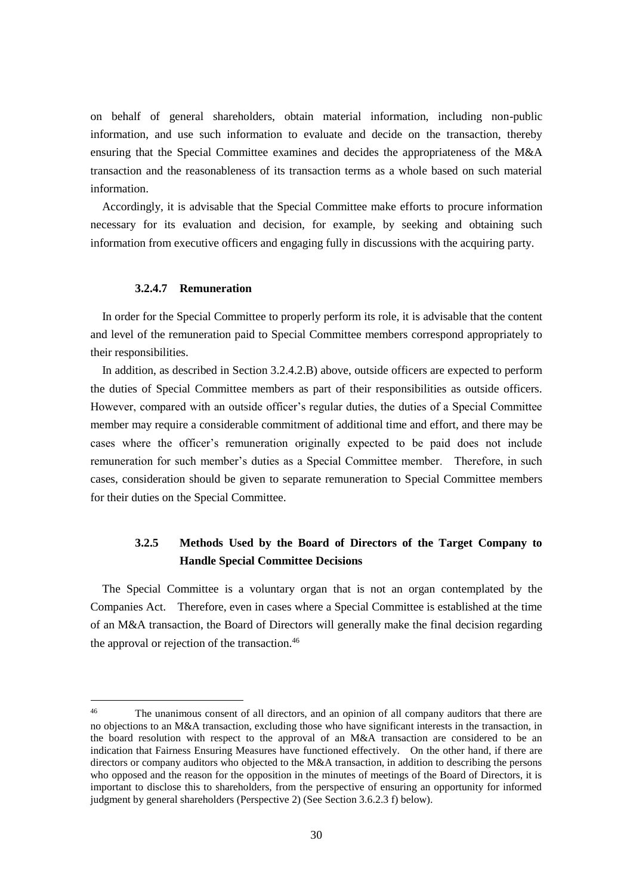on behalf of general shareholders, obtain material information, including non-public information, and use such information to evaluate and decide on the transaction, thereby ensuring that the Special Committee examines and decides the appropriateness of the M&A transaction and the reasonableness of its transaction terms as a whole based on such material information.

Accordingly, it is advisable that the Special Committee make efforts to procure information necessary for its evaluation and decision, for example, by seeking and obtaining such information from executive officers and engaging fully in discussions with the acquiring party.

#### 3.2.4.7 Remuneration

In order for the Special Committee to properly perform its role, it is advisable that the content and level of the remuneration paid to Special Committee members correspond appropriately to their responsibilities.

In addition, as described in Section 3.2.4.2.B) above, outside officers are expected to perform the duties of Special Committee members as part of their responsibilities as outside officers. However, compared with an outside officer's regular duties, the duties of a Special Committee member may require a considerable commitment of additional time and effort, and there may be cases where the officer's remuneration originally expected to be paid does not include remuneration for such member's duties as a Special Committee member. Therefore, in such cases, consideration should be given to separate remuneration to Special Committee members for their duties on the Special Committee.

### 3.2.5 Methods Used by the Board of Directors of the Target Company to Handle Special Committee Decisions

The Special Committee is a voluntary organ that is not an organ contemplated by the Companies Act. Therefore, even in cases where a Special Committee is established at the time of an M&A transaction, the Board of Directors will generally make the final decision regarding the approval or rejection of the transaction.[46]

---

[46] The unanimous consent of all directors, and an opinion of all company auditors that there are no objections to an M&A transaction, excluding those who have significant interests in the transaction, in the board resolution with respect to the approval of an M&A transaction are considered to be an indication that Fairness Ensuring Measures have functioned effectively. On the other hand, if there are directors or company auditors who objected to the M&A transaction, in addition to describing the persons who opposed and the reason for the opposition in the minutes of meetings of the Board of Directors, it is important to disclose this to shareholders, from the perspective of ensuring an opportunity for informed judgment by general shareholders (Perspective 2) (See Section 3.6.2.3 f) below).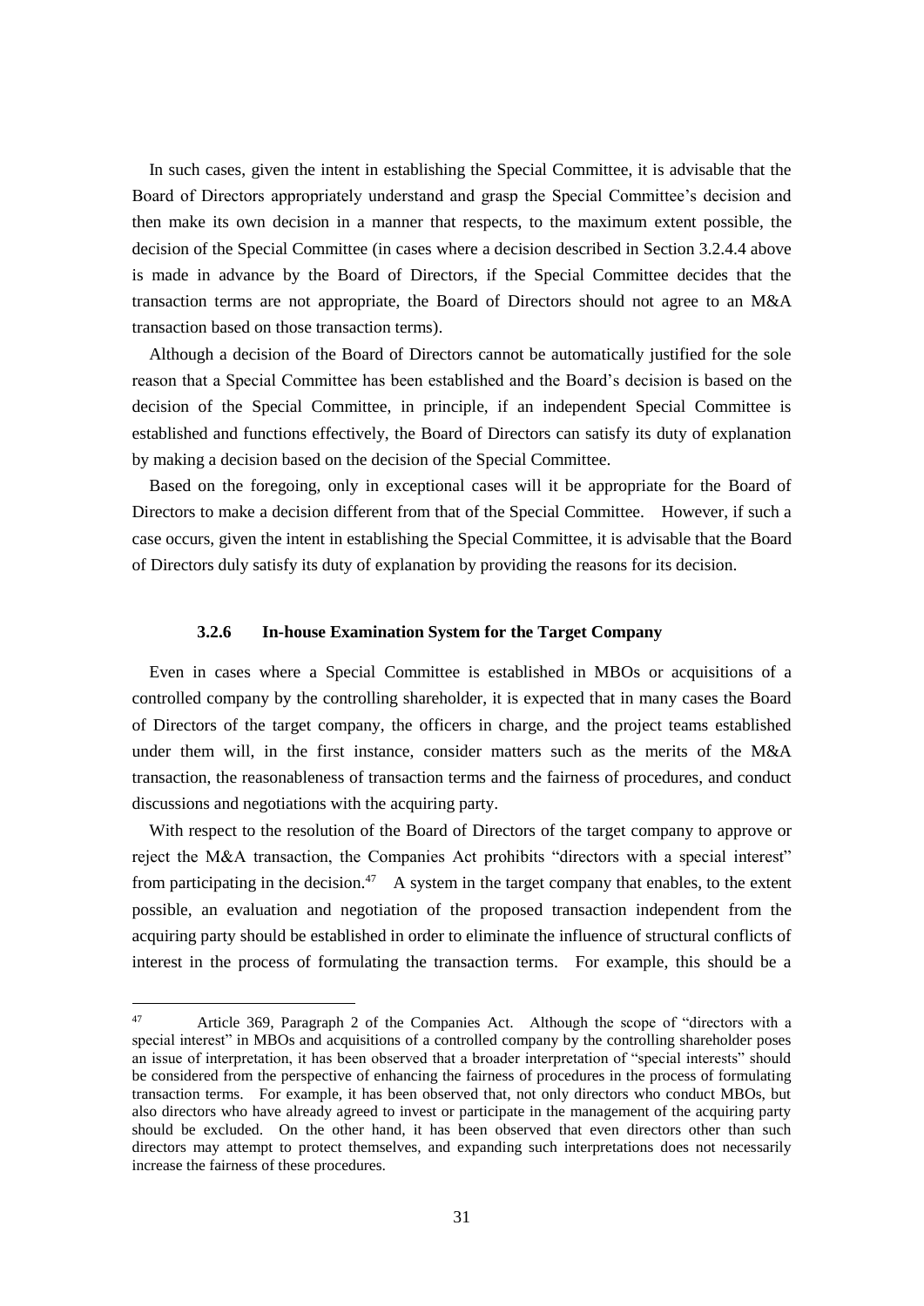In such cases, given the intent in establishing the Special Committee, it is advisable that the Board of Directors appropriately understand and grasp the Special Committee's decision and then make its own decision in a manner that respects, to the maximum extent possible, the decision of the Special Committee (in cases where a decision described in Section 3.2.4.4 above is made in advance by the Board of Directors, if the Special Committee decides that the transaction terms are not appropriate, the Board of Directors should not agree to an M&A transaction based on those transaction terms).

Although a decision of the Board of Directors cannot be automatically justified for the sole reason that a Special Committee has been established and the Board's decision is based on the decision of the Special Committee, in principle, if an independent Special Committee is established and functions effectively, the Board of Directors can satisfy its duty of explanation by making a decision based on the decision of the Special Committee.

Based on the foregoing, only in exceptional cases will it be appropriate for the Board of Directors to make a decision different from that of the Special Committee. However, if such a case occurs, given the intent in establishing the Special Committee, it is advisable that the Board of Directors duly satisfy its duty of explanation by providing the reasons for its decision.

### 3.2.6 In-house Examination System for the Target Company

Even in cases where a Special Committee is established in MBOs or acquisitions of a controlled company by the controlling shareholder, it is expected that in many cases the Board of Directors of the target company, the officers in charge, and the project teams established under them will, in the first instance, consider matters such as the merits of the M&A transaction, the reasonableness of transaction terms and the fairness of procedures, and conduct discussions and negotiations with the acquiring party.

With respect to the resolution of the Board of Directors of the target company to approve or reject the M&A transaction, the Companies Act prohibits "directors with a special interest" from participating in the decision.[47] A system in the target company that enables, to the extent possible, an evaluation and negotiation of the proposed transaction independent from the acquiring party should be established in order to eliminate the influence of structural conflicts of interest in the process of formulating the transaction terms. For example, this should be a

---

[47] Article 369, Paragraph 2 of the Companies Act. Although the scope of "directors with a special interest" in MBOs and acquisitions of a controlled company by the controlling shareholder poses an issue of interpretation, it has been observed that a broader interpretation of "special interests" should be considered from the perspective of enhancing the fairness of procedures in the process of formulating transaction terms. For example, it has been observed that, not only directors who conduct MBOs, but also directors who have already agreed to invest or participate in the management of the acquiring party should be excluded. On the other hand, it has been observed that even directors other than such directors may attempt to protect themselves, and expanding such interpretations does not necessarily increase the fairness of these procedures.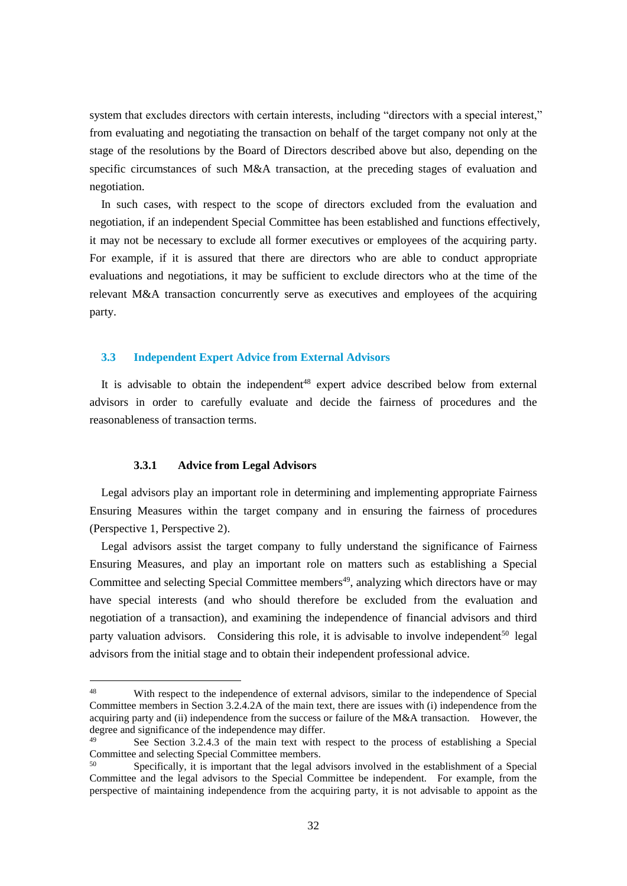system that excludes directors with certain interests, including "directors with a special interest," from evaluating and negotiating the transaction on behalf of the target company not only at the stage of the resolutions by the Board of Directors described above but also, depending on the specific circumstances of such M&A transaction, at the preceding stages of evaluation and negotiation.

In such cases, with respect to the scope of directors excluded from the evaluation and negotiation, if an independent Special Committee has been established and functions effectively, it may not be necessary to exclude all former executives or employees of the acquiring party. For example, if it is assured that there are directors who are able to conduct appropriate evaluations and negotiations, it may be sufficient to exclude directors who at the time of the relevant M&A transaction concurrently serve as executives and employees of the acquiring party.

## 3.3 Independent Expert Advice from External Advisors

It is advisable to obtain the independent[48] expert advice described below from external advisors in order to carefully evaluate and decide the fairness of procedures and the reasonableness of transaction terms.

### 3.3.1 Advice from Legal Advisors

Legal advisors play an important role in determining and implementing appropriate Fairness Ensuring Measures within the target company and in ensuring the fairness of procedures (Perspective 1, Perspective 2).

Legal advisors assist the target company to fully understand the significance of Fairness Ensuring Measures, and play an important role on matters such as establishing a Special Committee and selecting Special Committee members[49], analyzing which directors have or may have special interests (and who should therefore be excluded from the evaluation and negotiation of a transaction), and examining the independence of financial advisors and third party valuation advisors. Considering this role, it is advisable to involve independent[50] legal advisors from the initial stage and to obtain their independent professional advice.

---

[48] With respect to the independence of external advisors, similar to the independence of Special Committee members in Section 3.2.4.2A of the main text, there are issues with (i) independence from the acquiring party and (ii) independence from the success or failure of the M&A transaction. However, the degree and significance of the independence may differ.

[49] See Section 3.2.4.3 of the main text with respect to the process of establishing a Special Committee and selecting Special Committee members.

[50] Specifically, it is important that the legal advisors involved in the establishment of a Special Committee and the legal advisors to the Special Committee be independent. For example, from the perspective of maintaining independence from the acquiring party, it is not advisable to appoint as the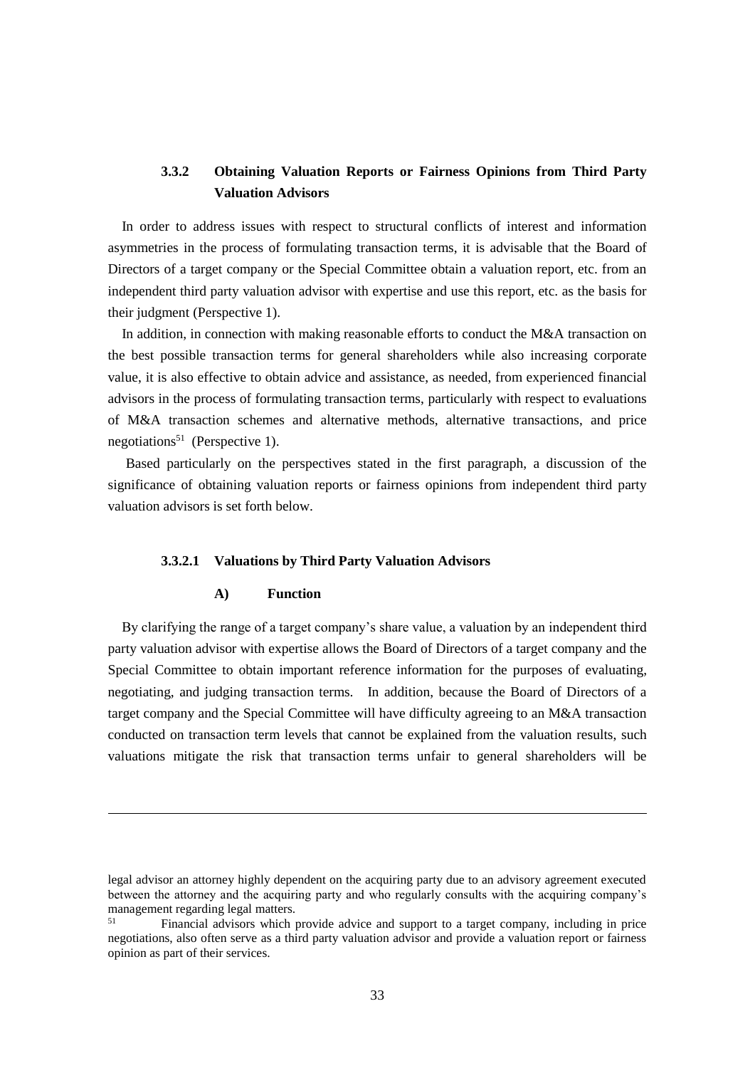### 3.3.2 Obtaining Valuation Reports or Fairness Opinions from Third Party Valuation Advisors

In order to address issues with respect to structural conflicts of interest and information asymmetries in the process of formulating transaction terms, it is advisable that the Board of Directors of a target company or the Special Committee obtain a valuation report, etc. from an independent third party valuation advisor with expertise and use this report, etc. as the basis for their judgment (Perspective 1).

In addition, in connection with making reasonable efforts to conduct the M&A transaction on the best possible transaction terms for general shareholders while also increasing corporate value, it is also effective to obtain advice and assistance, as needed, from experienced financial advisors in the process of formulating transaction terms, particularly with respect to evaluations of M&A transaction schemes and alternative methods, alternative transactions, and price negotiations[51] (Perspective 1).

Based particularly on the perspectives stated in the first paragraph, a discussion of the significance of obtaining valuation reports or fairness opinions from independent third party valuation advisors is set forth below.

#### 3.3.2.1 Valuations by Third Party Valuation Advisors

##### A) Function

By clarifying the range of a target company's share value, a valuation by an independent third party valuation advisor with expertise allows the Board of Directors of a target company and the Special Committee to obtain important reference information for the purposes of evaluating, negotiating, and judging transaction terms. In addition, because the Board of Directors of a target company and the Special Committee will have difficulty agreeing to an M&A transaction conducted on transaction term levels that cannot be explained from the valuation results, such valuations mitigate the risk that transaction terms unfair to general shareholders will be

---

legal advisor an attorney highly dependent on the acquiring party due to an advisory agreement executed between the attorney and the acquiring party and who regularly consults with the acquiring company's management regarding legal matters.

[51] Financial advisors which provide advice and support to a target company, including in price negotiations, also often serve as a third party valuation advisor and provide a valuation report or fairness opinion as part of their services.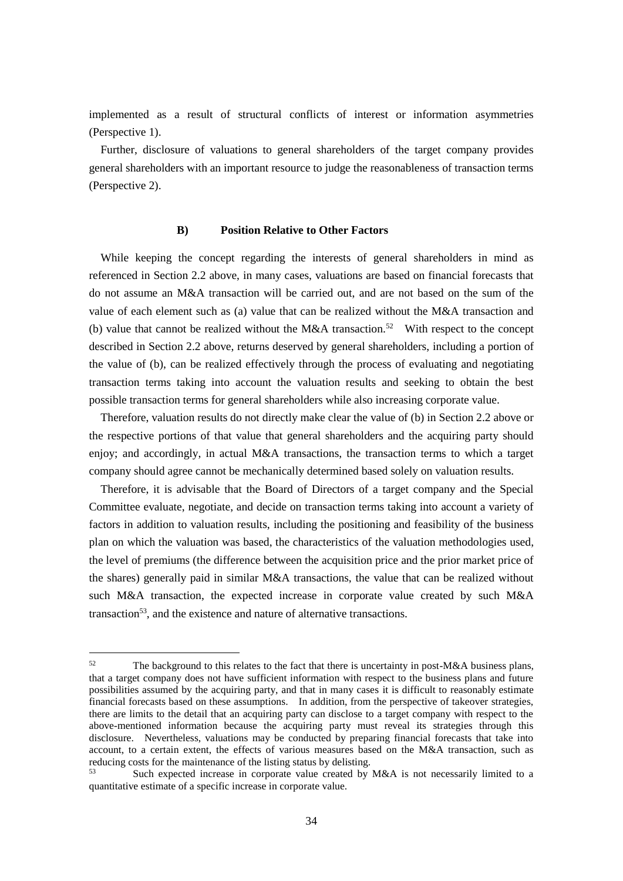implemented as a result of structural conflicts of interest or information asymmetries (Perspective 1).

Further, disclosure of valuations to general shareholders of the target company provides general shareholders with an important resource to judge the reasonableness of transaction terms (Perspective 2).

#### B) Position Relative to Other Factors

While keeping the concept regarding the interests of general shareholders in mind as referenced in Section 2.2 above, in many cases, valuations are based on financial forecasts that do not assume an M&A transaction will be carried out, and are not based on the sum of the value of each element such as (a) value that can be realized without the M&A transaction and (b) value that cannot be realized without the M&A transaction.[52] With respect to the concept described in Section 2.2 above, returns deserved by general shareholders, including a portion of the value of (b), can be realized effectively through the process of evaluating and negotiating transaction terms taking into account the valuation results and seeking to obtain the best possible transaction terms for general shareholders while also increasing corporate value.

Therefore, valuation results do not directly make clear the value of (b) in Section 2.2 above or the respective portions of that value that general shareholders and the acquiring party should enjoy; and accordingly, in actual M&A transactions, the transaction terms to which a target company should agree cannot be mechanically determined based solely on valuation results.

Therefore, it is advisable that the Board of Directors of a target company and the Special Committee evaluate, negotiate, and decide on transaction terms taking into account a variety of factors in addition to valuation results, including the positioning and feasibility of the business plan on which the valuation was based, the characteristics of the valuation methodologies used, the level of premiums (the difference between the acquisition price and the prior market price of the shares) generally paid in similar M&A transactions, the value that can be realized without such M&A transaction, the expected increase in corporate value created by such M&A transaction[53], and the existence and nature of alternative transactions.

---

[52] The background to this relates to the fact that there is uncertainty in post-M&A business plans, that a target company does not have sufficient information with respect to the business plans and future possibilities assumed by the acquiring party, and that in many cases it is difficult to reasonably estimate financial forecasts based on these assumptions. In addition, from the perspective of takeover strategies, there are limits to the detail that an acquiring party can disclose to a target company with respect to the above-mentioned information because the acquiring party must reveal its strategies through this disclosure. Nevertheless, valuations may be conducted by preparing financial forecasts that take into account, to a certain extent, the effects of various measures based on the M&A transaction, such as reducing costs for the maintenance of the listing status by delisting.

[53] Such expected increase in corporate value created by M&A is not necessarily limited to a quantitative estimate of a specific increase in corporate value.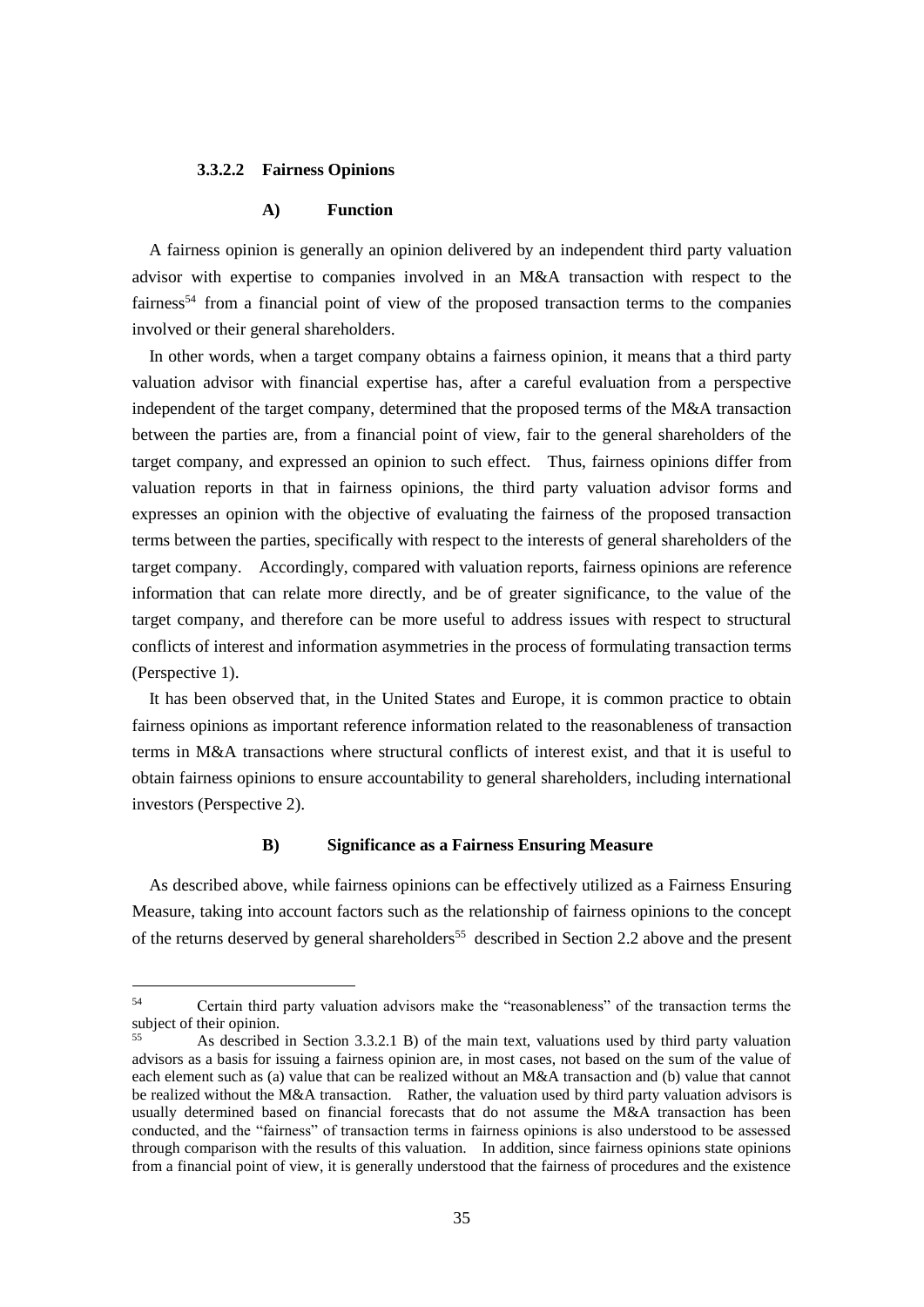#### 3.3.2.2 Fairness Opinions

##### A) Function

A fairness opinion is generally an opinion delivered by an independent third party valuation advisor with expertise to companies involved in an M&A transaction with respect to the fairness[54] from a financial point of view of the proposed transaction terms to the companies involved or their general shareholders.

In other words, when a target company obtains a fairness opinion, it means that a third party valuation advisor with financial expertise has, after a careful evaluation from a perspective independent of the target company, determined that the proposed terms of the M&A transaction between the parties are, from a financial point of view, fair to the general shareholders of the target company, and expressed an opinion to such effect. Thus, fairness opinions differ from valuation reports in that in fairness opinions, the third party valuation advisor forms and expresses an opinion with the objective of evaluating the fairness of the proposed transaction terms between the parties, specifically with respect to the interests of general shareholders of the target company. Accordingly, compared with valuation reports, fairness opinions are reference information that can relate more directly, and be of greater significance, to the value of the target company, and therefore can be more useful to address issues with respect to structural conflicts of interest and information asymmetries in the process of formulating transaction terms (Perspective 1).

It has been observed that, in the United States and Europe, it is common practice to obtain fairness opinions as important reference information related to the reasonableness of transaction terms in M&A transactions where structural conflicts of interest exist, and that it is useful to obtain fairness opinions to ensure accountability to general shareholders, including international investors (Perspective 2).

##### B) Significance as a Fairness Ensuring Measure

As described above, while fairness opinions can be effectively utilized as a Fairness Ensuring Measure, taking into account factors such as the relationship of fairness opinions to the concept of the returns deserved by general shareholders[55] described in Section 2.2 above and the present

---

[54] Certain third party valuation advisors make the "reasonableness" of the transaction terms the subject of their opinion.

[55] As described in Section 3.3.2.1 B) of the main text, valuations used by third party valuation advisors as a basis for issuing a fairness opinion are, in most cases, not based on the sum of the value of each element such as (a) value that can be realized without an M&A transaction and (b) value that cannot be realized without the M&A transaction. Rather, the valuation used by third party valuation advisors is usually determined based on financial forecasts that do not assume the M&A transaction has been conducted, and the "fairness" of transaction terms in fairness opinions is also understood to be assessed through comparison with the results of this valuation. In addition, since fairness opinions state opinions from a financial point of view, it is generally understood that the fairness of procedures and the existence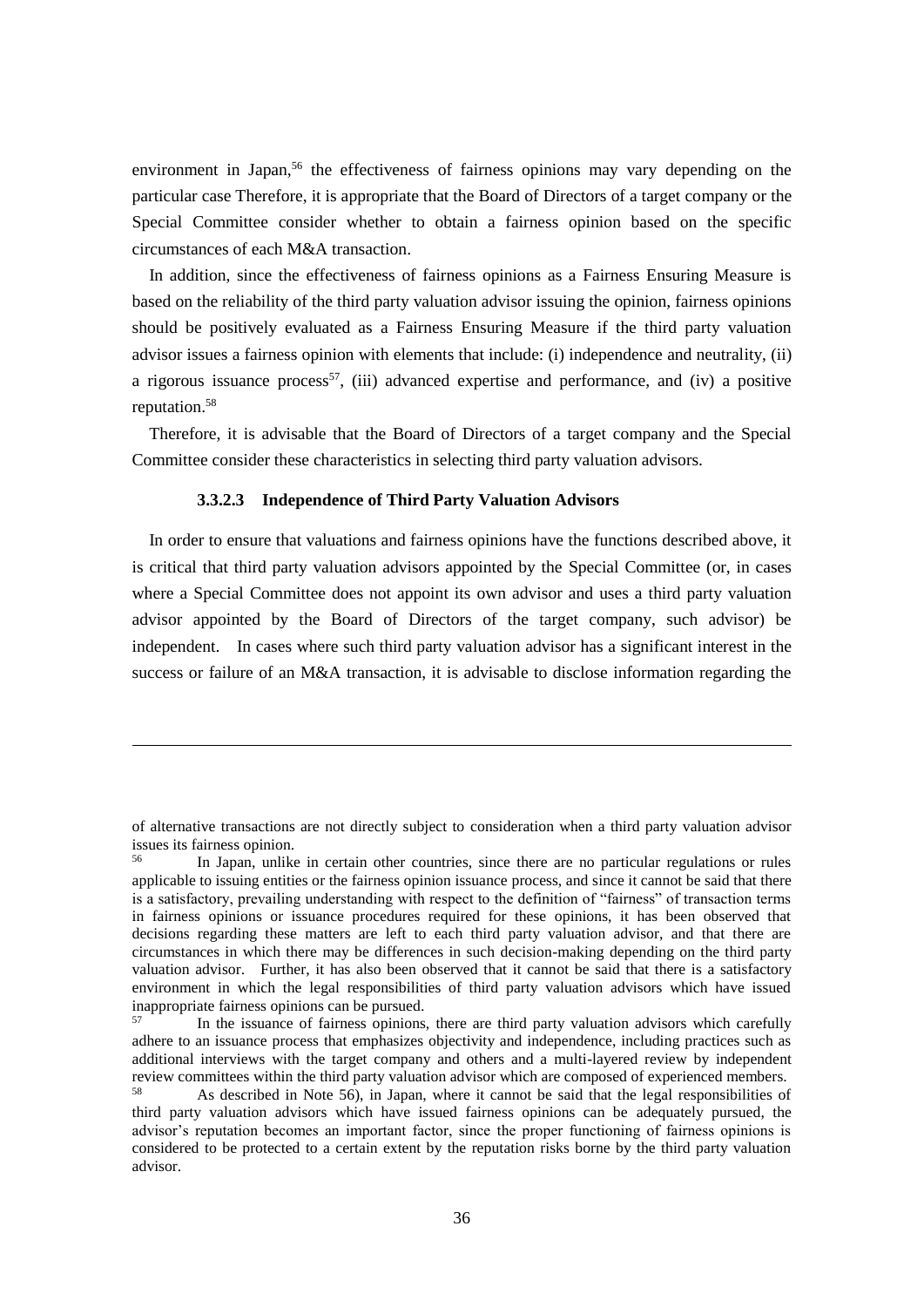environment in Japan,[56] the effectiveness of fairness opinions may vary depending on the particular case Therefore, it is appropriate that the Board of Directors of a target company or the Special Committee consider whether to obtain a fairness opinion based on the specific circumstances of each M&A transaction.

In addition, since the effectiveness of fairness opinions as a Fairness Ensuring Measure is based on the reliability of the third party valuation advisor issuing the opinion, fairness opinions should be positively evaluated as a Fairness Ensuring Measure if the third party valuation advisor issues a fairness opinion with elements that include: (i) independence and neutrality, (ii) a rigorous issuance process[57], (iii) advanced expertise and performance, and (iv) a positive reputation.[58]

Therefore, it is advisable that the Board of Directors of a target company and the Special Committee consider these characteristics in selecting third party valuation advisors.

#### 3.3.2.3 Independence of Third Party Valuation Advisors

In order to ensure that valuations and fairness opinions have the functions described above, it is critical that third party valuation advisors appointed by the Special Committee (or, in cases where a Special Committee does not appoint its own advisor and uses a third party valuation advisor appointed by the Board of Directors of the target company, such advisor) be independent. In cases where such third party valuation advisor has a significant interest in the success or failure of an M&A transaction, it is advisable to disclose information regarding the

---

of alternative transactions are not directly subject to consideration when a third party valuation advisor issues its fairness opinion.

[56] In Japan, unlike in certain other countries, since there are no particular regulations or rules applicable to issuing entities or the fairness opinion issuance process, and since it cannot be said that there is a satisfactory, prevailing understanding with respect to the definition of "fairness" of transaction terms in fairness opinions or issuance procedures required for these opinions, it has been observed that decisions regarding these matters are left to each third party valuation advisor, and that there are circumstances in which there may be differences in such decision-making depending on the third party valuation advisor. Further, it has also been observed that it cannot be said that there is a satisfactory environment in which the legal responsibilities of third party valuation advisors which have issued inappropriate fairness opinions can be pursued.

[57] In the issuance of fairness opinions, there are third party valuation advisors which carefully adhere to an issuance process that emphasizes objectivity and independence, including practices such as additional interviews with the target company and others and a multi-layered review by independent review committees within the third party valuation advisor which are composed of experienced members.

[58] As described in Note 56), in Japan, where it cannot be said that the legal responsibilities of third party valuation advisors which have issued fairness opinions can be adequately pursued, the advisor's reputation becomes an important factor, since the proper functioning of fairness opinions is considered to be protected to a certain extent by the reputation risks borne by the third party valuation advisor.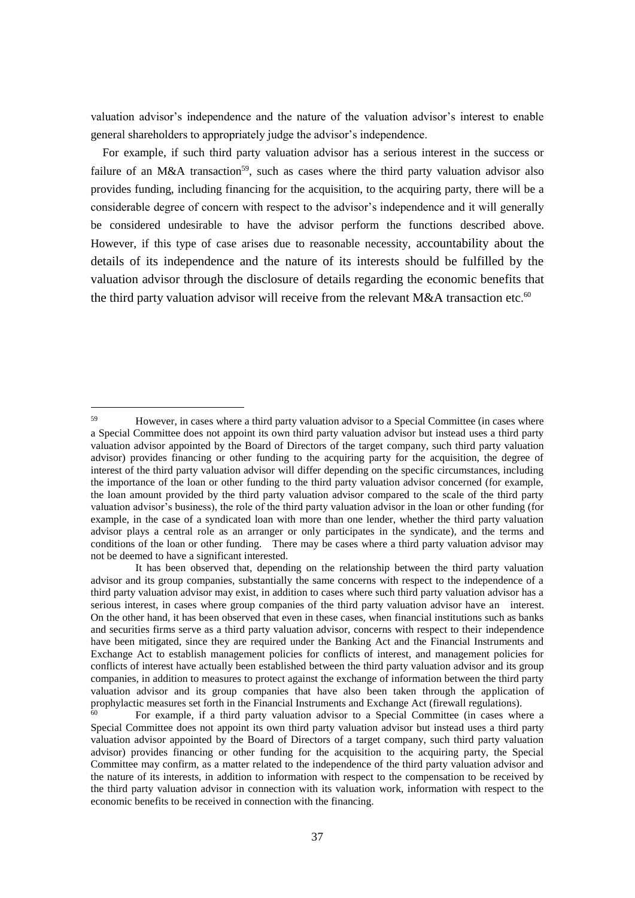valuation advisor's independence and the nature of the valuation advisor's interest to enable general shareholders to appropriately judge the advisor's independence.

For example, if such third party valuation advisor has a serious interest in the success or failure of an M&A transaction[59], such as cases where the third party valuation advisor also provides funding, including financing for the acquisition, to the acquiring party, there will be a considerable degree of concern with respect to the advisor's independence and it will generally be considered undesirable to have the advisor perform the functions described above. However, if this type of case arises due to reasonable necessity, accountability about the details of its independence and the nature of its interests should be fulfilled by the valuation advisor through the disclosure of details regarding the economic benefits that the third party valuation advisor will receive from the relevant M&A transaction etc.[60]

---

[59] However, in cases where a third party valuation advisor to a Special Committee (in cases where a Special Committee does not appoint its own third party valuation advisor but instead uses a third party valuation advisor appointed by the Board of Directors of the target company, such third party valuation advisor) provides financing or other funding to the acquiring party for the acquisition, the degree of interest of the third party valuation advisor will differ depending on the specific circumstances, including the importance of the loan or other funding to the third party valuation advisor concerned (for example, the loan amount provided by the third party valuation advisor compared to the scale of the third party valuation advisor's business), the role of the third party valuation advisor in the loan or other funding (for example, in the case of a syndicated loan with more than one lender, whether the third party valuation advisor plays a central role as an arranger or only participates in the syndicate), and the terms and conditions of the loan or other funding. There may be cases where a third party valuation advisor may not be deemed to have a significant interested.

It has been observed that, depending on the relationship between the third party valuation advisor and its group companies, substantially the same concerns with respect to the independence of a third party valuation advisor may exist, in addition to cases where such third party valuation advisor has a serious interest, in cases where group companies of the third party valuation advisor have an interest. On the other hand, it has been observed that even in these cases, when financial institutions such as banks and securities firms serve as a third party valuation advisor, concerns with respect to their independence have been mitigated, since they are required under the Banking Act and the Financial Instruments and Exchange Act to establish management policies for conflicts of interest, and management policies for conflicts of interest have actually been established between the third party valuation advisor and its group companies, in addition to measures to protect against the exchange of information between the third party valuation advisor and its group companies that have also been taken through the application of prophylactic measures set forth in the Financial Instruments and Exchange Act (firewall regulations).

[60] For example, if a third party valuation advisor to a Special Committee (in cases where a Special Committee does not appoint its own third party valuation advisor but instead uses a third party valuation advisor appointed by the Board of Directors of a target company, such third party valuation advisor) provides financing or other funding for the acquisition to the acquiring party, the Special Committee may confirm, as a matter related to the independence of the third party valuation advisor and the nature of its interests, in addition to information with respect to the compensation to be received by the third party valuation advisor in connection with its valuation work, information with respect to the economic benefits to be received in connection with the financing.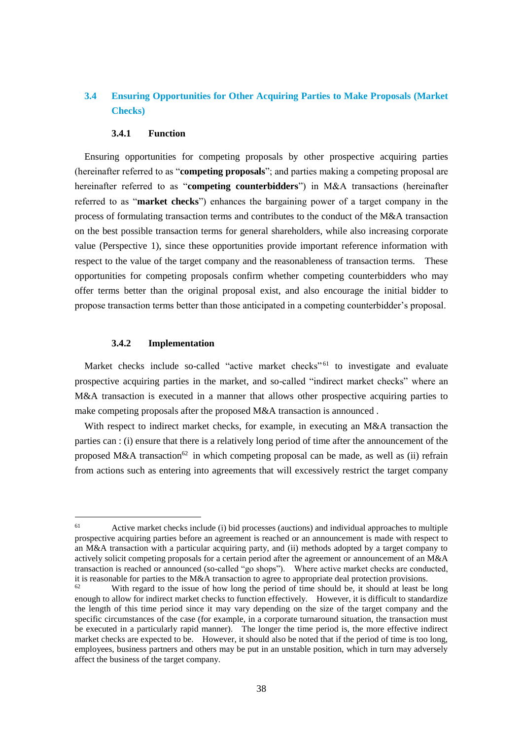## 3.4 Ensuring Opportunities for Other Acquiring Parties to Make Proposals (Market Checks)

### 3.4.1 Function

Ensuring opportunities for competing proposals by other prospective acquiring parties (hereinafter referred to as "**competing proposals**"; and parties making a competing proposal are hereinafter referred to as "**competing counterbidders**") in M&A transactions (hereinafter referred to as "**market checks**") enhances the bargaining power of a target company in the process of formulating transaction terms and contributes to the conduct of the M&A transaction on the best possible transaction terms for general shareholders, while also increasing corporate value (Perspective 1), since these opportunities provide important reference information with respect to the value of the target company and the reasonableness of transaction terms. These opportunities for competing proposals confirm whether competing counterbidders who may offer terms better than the original proposal exist, and also encourage the initial bidder to propose transaction terms better than those anticipated in a competing counterbidder's proposal.

### 3.4.2 Implementation

Market checks include so-called "active market checks"[61] to investigate and evaluate prospective acquiring parties in the market, and so-called "indirect market checks" where an M&A transaction is executed in a manner that allows other prospective acquiring parties to make competing proposals after the proposed M&A transaction is announced .

With respect to indirect market checks, for example, in executing an M&A transaction the parties can : (i) ensure that there is a relatively long period of time after the announcement of the proposed M&A transaction[62] in which competing proposal can be made, as well as (ii) refrain from actions such as entering into agreements that will excessively restrict the target company

---

[61] Active market checks include (i) bid processes (auctions) and individual approaches to multiple prospective acquiring parties before an agreement is reached or an announcement is made with respect to an M&A transaction with a particular acquiring party, and (ii) methods adopted by a target company to actively solicit competing proposals for a certain period after the agreement or announcement of an M&A transaction is reached or announced (so-called "go shops"). Where active market checks are conducted, it is reasonable for parties to the M&A transaction to agree to appropriate deal protection provisions.

[62] With regard to the issue of how long the period of time should be, it should at least be long enough to allow for indirect market checks to function effectively. However, it is difficult to standardize the length of this time period since it may vary depending on the size of the target company and the specific circumstances of the case (for example, in a corporate turnaround situation, the transaction must be executed in a particularly rapid manner). The longer the time period is, the more effective indirect market checks are expected to be. However, it should also be noted that if the period of time is too long, employees, business partners and others may be put in an unstable position, which in turn may adversely affect the business of the target company.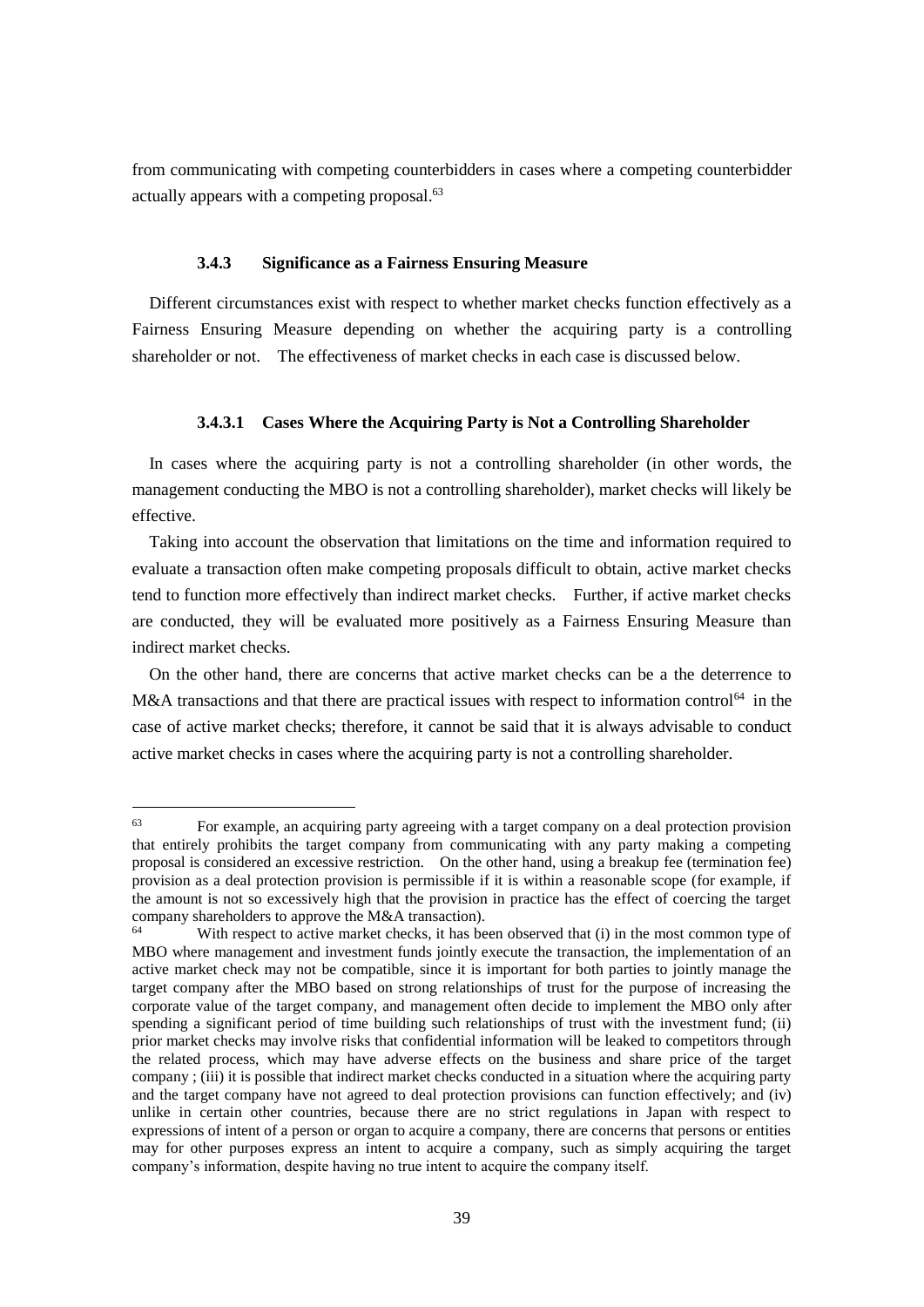from communicating with competing counterbidders in cases where a competing counterbidder actually appears with a competing proposal.[63]

### 3.4.3 Significance as a Fairness Ensuring Measure

Different circumstances exist with respect to whether market checks function effectively as a Fairness Ensuring Measure depending on whether the acquiring party is a controlling shareholder or not. The effectiveness of market checks in each case is discussed below.

#### 3.4.3.1 Cases Where the Acquiring Party is Not a Controlling Shareholder

In cases where the acquiring party is not a controlling shareholder (in other words, the management conducting the MBO is not a controlling shareholder), market checks will likely be effective.

Taking into account the observation that limitations on the time and information required to evaluate a transaction often make competing proposals difficult to obtain, active market checks tend to function more effectively than indirect market checks. Further, if active market checks are conducted, they will be evaluated more positively as a Fairness Ensuring Measure than indirect market checks.

On the other hand, there are concerns that active market checks can be a the deterrence to M&A transactions and that there are practical issues with respect to information control[64] in the case of active market checks; therefore, it cannot be said that it is always advisable to conduct active market checks in cases where the acquiring party is not a controlling shareholder.

---

[63] For example, an acquiring party agreeing with a target company on a deal protection provision that entirely prohibits the target company from communicating with any party making a competing proposal is considered an excessive restriction. On the other hand, using a breakup fee (termination fee) provision as a deal protection provision is permissible if it is within a reasonable scope (for example, if the amount is not so excessively high that the provision in practice has the effect of coercing the target company shareholders to approve the M&A transaction).

[64] With respect to active market checks, it has been observed that (i) in the most common type of MBO where management and investment funds jointly execute the transaction, the implementation of an active market check may not be compatible, since it is important for both parties to jointly manage the target company after the MBO based on strong relationships of trust for the purpose of increasing the corporate value of the target company, and management often decide to implement the MBO only after spending a significant period of time building such relationships of trust with the investment fund; (ii) prior market checks may involve risks that confidential information will be leaked to competitors through the related process, which may have adverse effects on the business and share price of the target company ; (iii) it is possible that indirect market checks conducted in a situation where the acquiring party and the target company have not agreed to deal protection provisions can function effectively; and (iv) unlike in certain other countries, because there are no strict regulations in Japan with respect to expressions of intent of a person or organ to acquire a company, there are concerns that persons or entities may for other purposes express an intent to acquire a company, such as simply acquiring the target company's information, despite having no true intent to acquire the company itself.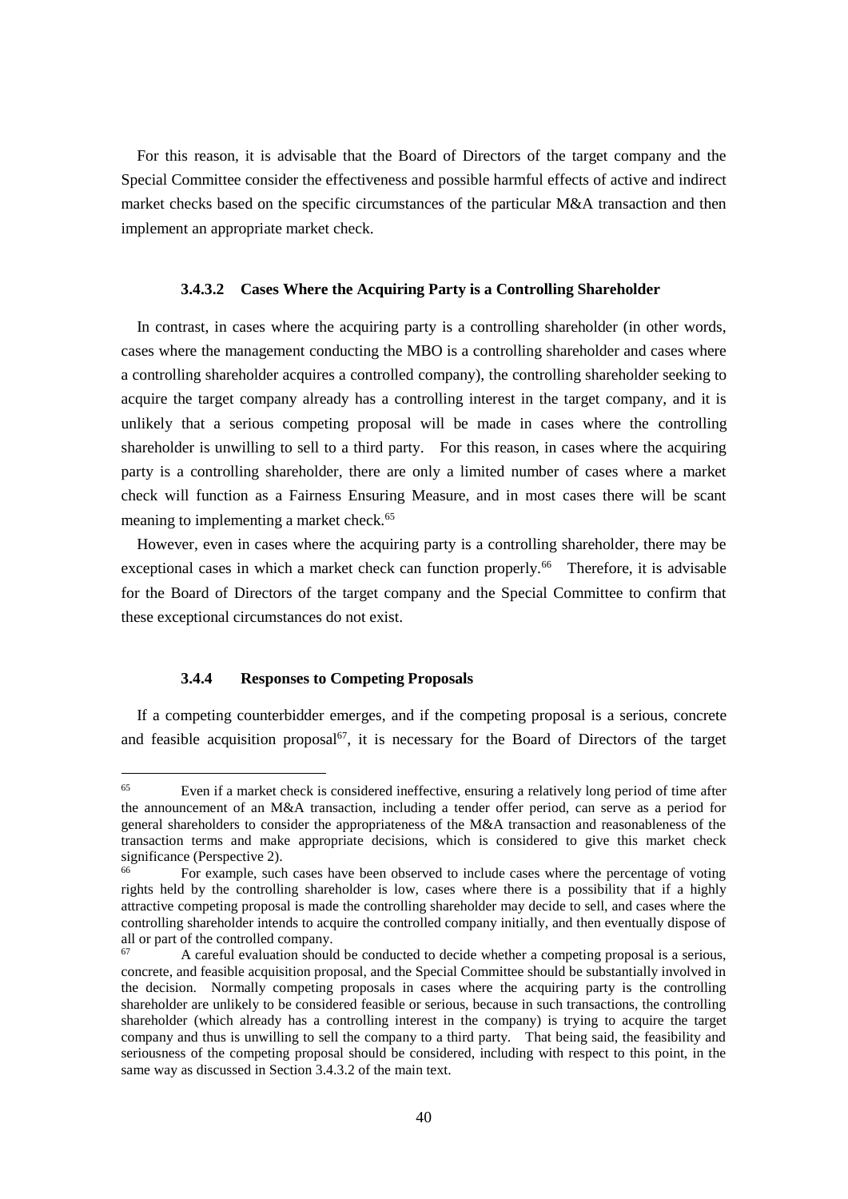For this reason, it is advisable that the Board of Directors of the target company and the Special Committee consider the effectiveness and possible harmful effects of active and indirect market checks based on the specific circumstances of the particular M&A transaction and then implement an appropriate market check.

#### 3.4.3.2 Cases Where the Acquiring Party is a Controlling Shareholder

In contrast, in cases where the acquiring party is a controlling shareholder (in other words, cases where the management conducting the MBO is a controlling shareholder and cases where a controlling shareholder acquires a controlled company), the controlling shareholder seeking to acquire the target company already has a controlling interest in the target company, and it is unlikely that a serious competing proposal will be made in cases where the controlling shareholder is unwilling to sell to a third party. For this reason, in cases where the acquiring party is a controlling shareholder, there are only a limited number of cases where a market check will function as a Fairness Ensuring Measure, and in most cases there will be scant meaning to implementing a market check.[65]

However, even in cases where the acquiring party is a controlling shareholder, there may be exceptional cases in which a market check can function properly.[66] Therefore, it is advisable for the Board of Directors of the target company and the Special Committee to confirm that these exceptional circumstances do not exist.

### 3.4.4 Responses to Competing Proposals

If a competing counterbidder emerges, and if the competing proposal is a serious, concrete and feasible acquisition proposal[67], it is necessary for the Board of Directors of the target

---

[65] Even if a market check is considered ineffective, ensuring a relatively long period of time after the announcement of an M&A transaction, including a tender offer period, can serve as a period for general shareholders to consider the appropriateness of the M&A transaction and reasonableness of the transaction terms and make appropriate decisions, which is considered to give this market check significance (Perspective 2).

[66] For example, such cases have been observed to include cases where the percentage of voting rights held by the controlling shareholder is low, cases where there is a possibility that if a highly attractive competing proposal is made the controlling shareholder may decide to sell, and cases where the controlling shareholder intends to acquire the controlled company initially, and then eventually dispose of all or part of the controlled company.

[67] A careful evaluation should be conducted to decide whether a competing proposal is a serious, concrete, and feasible acquisition proposal, and the Special Committee should be substantially involved in the decision. Normally competing proposals in cases where the acquiring party is the controlling shareholder are unlikely to be considered feasible or serious, because in such transactions, the controlling shareholder (which already has a controlling interest in the company) is trying to acquire the target company and thus is unwilling to sell the company to a third party. That being said, the feasibility and seriousness of the competing proposal should be considered, including with respect to this point, in the same way as discussed in Section 3.4.3.2 of the main text.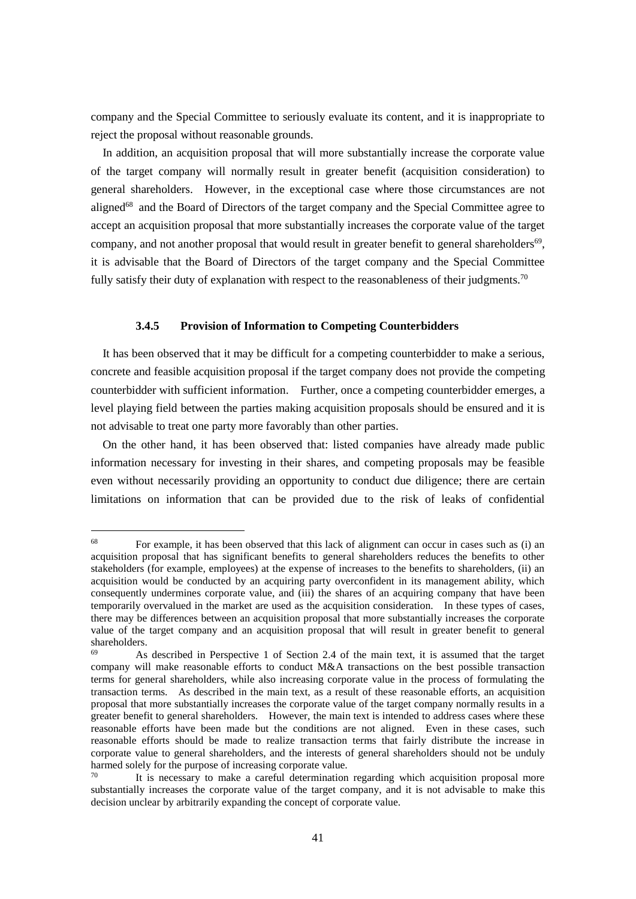company and the Special Committee to seriously evaluate its content, and it is inappropriate to reject the proposal without reasonable grounds.

In addition, an acquisition proposal that will more substantially increase the corporate value of the target company will normally result in greater benefit (acquisition consideration) to general shareholders. However, in the exceptional case where those circumstances are not aligned[68] and the Board of Directors of the target company and the Special Committee agree to accept an acquisition proposal that more substantially increases the corporate value of the target company, and not another proposal that would result in greater benefit to general shareholders[69], it is advisable that the Board of Directors of the target company and the Special Committee fully satisfy their duty of explanation with respect to the reasonableness of their judgments.[70]

### 3.4.5 Provision of Information to Competing Counterbidders

It has been observed that it may be difficult for a competing counterbidder to make a serious, concrete and feasible acquisition proposal if the target company does not provide the competing counterbidder with sufficient information. Further, once a competing counterbidder emerges, a level playing field between the parties making acquisition proposals should be ensured and it is not advisable to treat one party more favorably than other parties.

On the other hand, it has been observed that: listed companies have already made public information necessary for investing in their shares, and competing proposals may be feasible even without necessarily providing an opportunity to conduct due diligence; there are certain limitations on information that can be provided due to the risk of leaks of confidential

---

[68] For example, it has been observed that this lack of alignment can occur in cases such as (i) an acquisition proposal that has significant benefits to general shareholders reduces the benefits to other stakeholders (for example, employees) at the expense of increases to the benefits to shareholders, (ii) an acquisition would be conducted by an acquiring party overconfident in its management ability, which consequently undermines corporate value, and (iii) the shares of an acquiring company that have been temporarily overvalued in the market are used as the acquisition consideration. In these types of cases, there may be differences between an acquisition proposal that more substantially increases the corporate value of the target company and an acquisition proposal that will result in greater benefit to general shareholders.

[69] As described in Perspective 1 of Section 2.4 of the main text, it is assumed that the target company will make reasonable efforts to conduct M&A transactions on the best possible transaction terms for general shareholders, while also increasing corporate value in the process of formulating the transaction terms. As described in the main text, as a result of these reasonable efforts, an acquisition proposal that more substantially increases the corporate value of the target company normally results in a greater benefit to general shareholders. However, the main text is intended to address cases where these reasonable efforts have been made but the conditions are not aligned. Even in these cases, such reasonable efforts should be made to realize transaction terms that fairly distribute the increase in corporate value to general shareholders, and the interests of general shareholders should not be unduly harmed solely for the purpose of increasing corporate value.

[70] It is necessary to make a careful determination regarding which acquisition proposal more substantially increases the corporate value of the target company, and it is not advisable to make this decision unclear by arbitrarily expanding the concept of corporate value.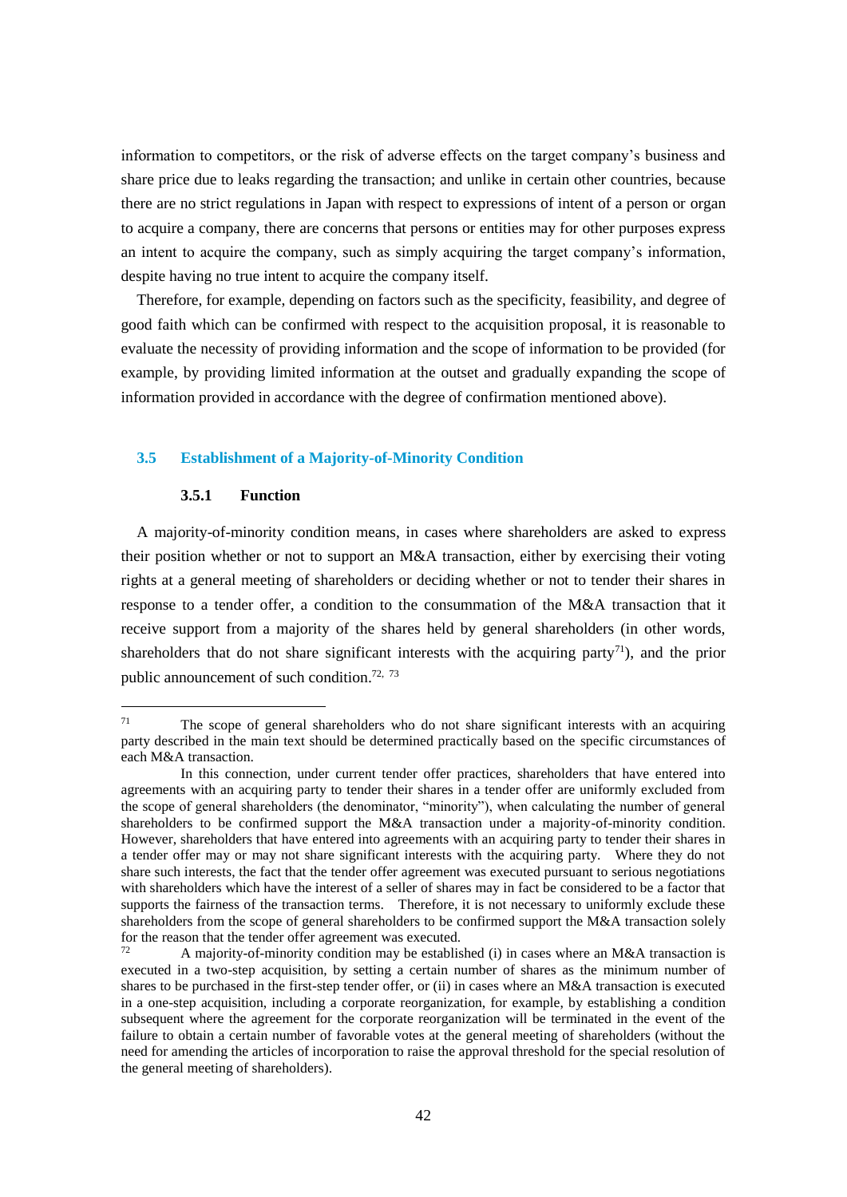information to competitors, or the risk of adverse effects on the target company's business and share price due to leaks regarding the transaction; and unlike in certain other countries, because there are no strict regulations in Japan with respect to expressions of intent of a person or organ to acquire a company, there are concerns that persons or entities may for other purposes express an intent to acquire the company, such as simply acquiring the target company's information, despite having no true intent to acquire the company itself.

Therefore, for example, depending on factors such as the specificity, feasibility, and degree of good faith which can be confirmed with respect to the acquisition proposal, it is reasonable to evaluate the necessity of providing information and the scope of information to be provided (for example, by providing limited information at the outset and gradually expanding the scope of information provided in accordance with the degree of confirmation mentioned above).

## 3.5 Establishment of a Majority-of-Minority Condition

### 3.5.1 Function

A majority-of-minority condition means, in cases where shareholders are asked to express their position whether or not to support an M&A transaction, either by exercising their voting rights at a general meeting of shareholders or deciding whether or not to tender their shares in response to a tender offer, a condition to the consummation of the M&A transaction that it receive support from a majority of the shares held by general shareholders (in other words, shareholders that do not share significant interests with the acquiring party[71]), and the prior public announcement of such condition.[72, 73]

---

[71] The scope of general shareholders who do not share significant interests with an acquiring party described in the main text should be determined practically based on the specific circumstances of each M&A transaction.

In this connection, under current tender offer practices, shareholders that have entered into agreements with an acquiring party to tender their shares in a tender offer are uniformly excluded from the scope of general shareholders (the denominator, "minority"), when calculating the number of general shareholders to be confirmed support the M&A transaction under a majority-of-minority condition. However, shareholders that have entered into agreements with an acquiring party to tender their shares in a tender offer may or may not share significant interests with the acquiring party. Where they do not share such interests, the fact that the tender offer agreement was executed pursuant to serious negotiations with shareholders which have the interest of a seller of shares may in fact be considered to be a factor that supports the fairness of the transaction terms. Therefore, it is not necessary to uniformly exclude these shareholders from the scope of general shareholders to be confirmed support the M&A transaction solely for the reason that the tender offer agreement was executed.

[72] A majority-of-minority condition may be established (i) in cases where an M&A transaction is executed in a two-step acquisition, by setting a certain number of shares as the minimum number of shares to be purchased in the first-step tender offer, or (ii) in cases where an M&A transaction is executed in a one-step acquisition, including a corporate reorganization, for example, by establishing a condition subsequent where the agreement for the corporate reorganization will be terminated in the event of the failure to obtain a certain number of favorable votes at the general meeting of shareholders (without the need for amending the articles of incorporation to raise the approval threshold for the special resolution of the general meeting of shareholders).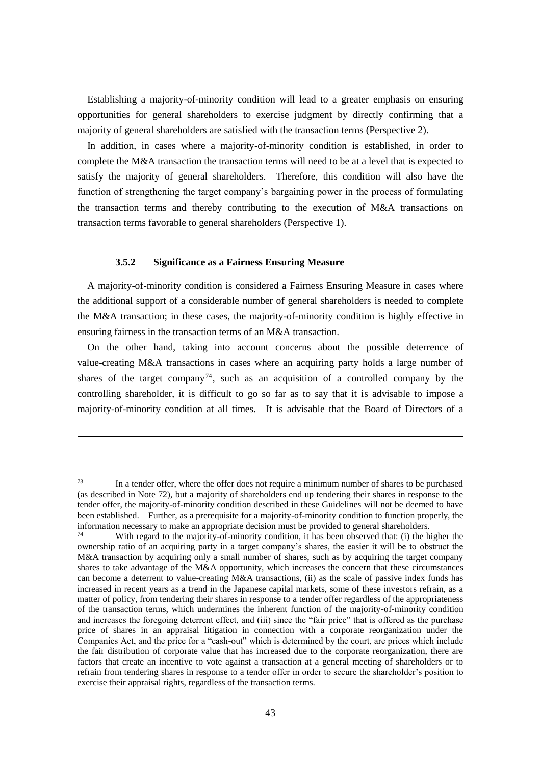Establishing a majority-of-minority condition will lead to a greater emphasis on ensuring opportunities for general shareholders to exercise judgment by directly confirming that a majority of general shareholders are satisfied with the transaction terms (Perspective 2).

In addition, in cases where a majority-of-minority condition is established, in order to complete the M&A transaction the transaction terms will need to be at a level that is expected to satisfy the majority of general shareholders. Therefore, this condition will also have the function of strengthening the target company's bargaining power in the process of formulating the transaction terms and thereby contributing to the execution of M&A transactions on transaction terms favorable to general shareholders (Perspective 1).

### 3.5.2 Significance as a Fairness Ensuring Measure

A majority-of-minority condition is considered a Fairness Ensuring Measure in cases where the additional support of a considerable number of general shareholders is needed to complete the M&A transaction; in these cases, the majority-of-minority condition is highly effective in ensuring fairness in the transaction terms of an M&A transaction.

On the other hand, taking into account concerns about the possible deterrence of value-creating M&A transactions in cases where an acquiring party holds a large number of shares of the target company[74], such as an acquisition of a controlled company by the controlling shareholder, it is difficult to go so far as to say that it is advisable to impose a majority-of-minority condition at all times. It is advisable that the Board of Directors of a

---

[73] In a tender offer, where the offer does not require a minimum number of shares to be purchased (as described in Note 72), but a majority of shareholders end up tendering their shares in response to the tender offer, the majority-of-minority condition described in these Guidelines will not be deemed to have been established. Further, as a prerequisite for a majority-of-minority condition to function properly, the information necessary to make an appropriate decision must be provided to general shareholders.

[74] With regard to the majority-of-minority condition, it has been observed that: (i) the higher the ownership ratio of an acquiring party in a target company's shares, the easier it will be to obstruct the M&A transaction by acquiring only a small number of shares, such as by acquiring the target company shares to take advantage of the M&A opportunity, which increases the concern that these circumstances can become a deterrent to value-creating M&A transactions, (ii) as the scale of passive index funds has increased in recent years as a trend in the Japanese capital markets, some of these investors refrain, as a matter of policy, from tendering their shares in response to a tender offer regardless of the appropriateness of the transaction terms, which undermines the inherent function of the majority-of-minority condition and increases the foregoing deterrent effect, and (iii) since the "fair price" that is offered as the purchase price of shares in an appraisal litigation in connection with a corporate reorganization under the Companies Act, and the price for a "cash-out" which is determined by the court, are prices which include the fair distribution of corporate value that has increased due to the corporate reorganization, there are factors that create an incentive to vote against a transaction at a general meeting of shareholders or to refrain from tendering shares in response to a tender offer in order to secure the shareholder's position to exercise their appraisal rights, regardless of the transaction terms.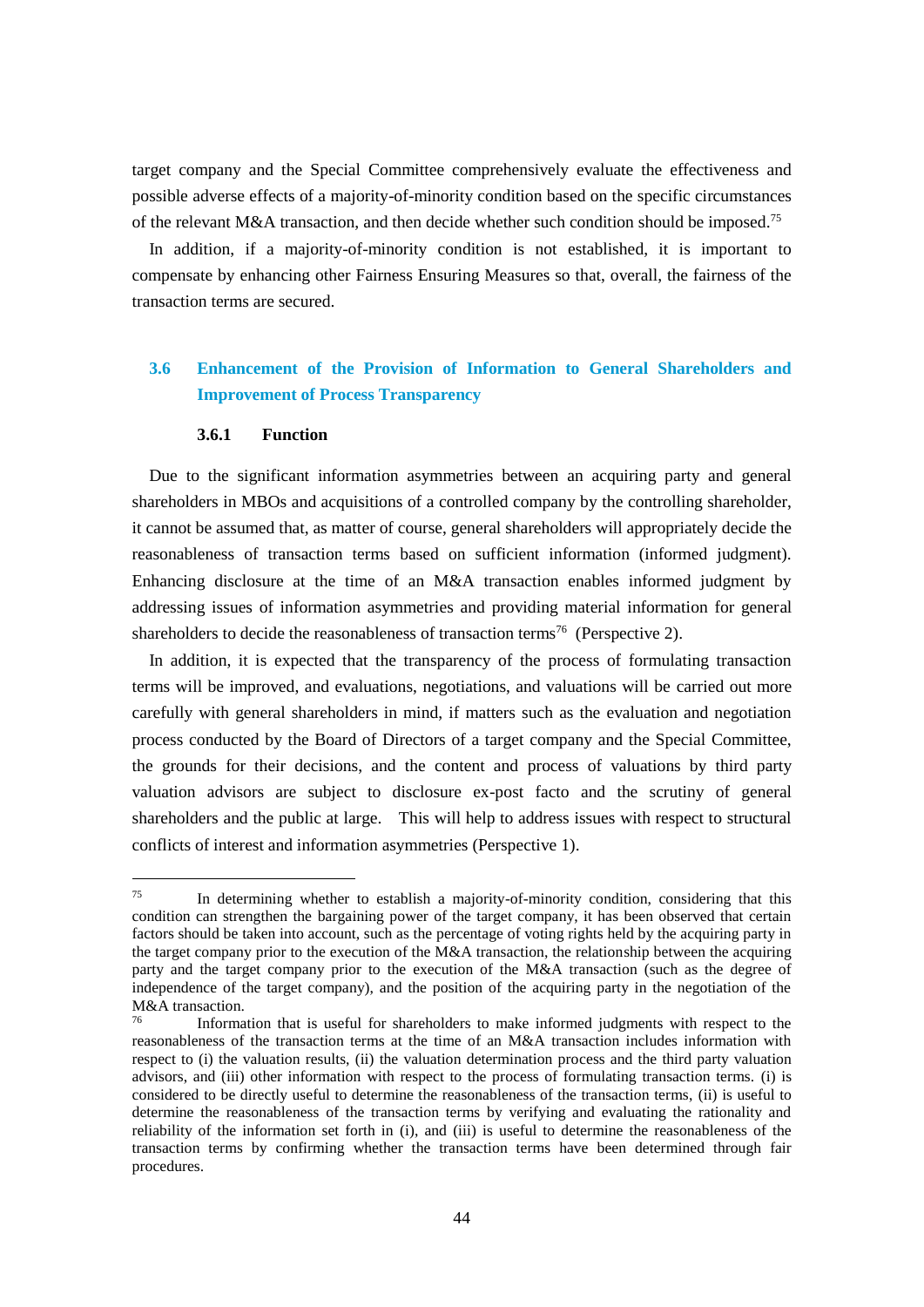target company and the Special Committee comprehensively evaluate the effectiveness and possible adverse effects of a majority-of-minority condition based on the specific circumstances of the relevant M&A transaction, and then decide whether such condition should be imposed.[75]

In addition, if a majority-of-minority condition is not established, it is important to compensate by enhancing other Fairness Ensuring Measures so that, overall, the fairness of the transaction terms are secured.

## 3.6 Enhancement of the Provision of Information to General Shareholders and Improvement of Process Transparency

### 3.6.1 Function

Due to the significant information asymmetries between an acquiring party and general shareholders in MBOs and acquisitions of a controlled company by the controlling shareholder, it cannot be assumed that, as matter of course, general shareholders will appropriately decide the reasonableness of transaction terms based on sufficient information (informed judgment). Enhancing disclosure at the time of an M&A transaction enables informed judgment by addressing issues of information asymmetries and providing material information for general shareholders to decide the reasonableness of transaction terms[76] (Perspective 2).

In addition, it is expected that the transparency of the process of formulating transaction terms will be improved, and evaluations, negotiations, and valuations will be carried out more carefully with general shareholders in mind, if matters such as the evaluation and negotiation process conducted by the Board of Directors of a target company and the Special Committee, the grounds for their decisions, and the content and process of valuations by third party valuation advisors are subject to disclosure ex-post facto and the scrutiny of general shareholders and the public at large. This will help to address issues with respect to structural conflicts of interest and information asymmetries (Perspective 1).

---

[75] In determining whether to establish a majority-of-minority condition, considering that this condition can strengthen the bargaining power of the target company, it has been observed that certain factors should be taken into account, such as the percentage of voting rights held by the acquiring party in the target company prior to the execution of the M&A transaction, the relationship between the acquiring party and the target company prior to the execution of the M&A transaction (such as the degree of independence of the target company), and the position of the acquiring party in the negotiation of the M&A transaction.

[76] Information that is useful for shareholders to make informed judgments with respect to the reasonableness of the transaction terms at the time of an M&A transaction includes information with respect to (i) the valuation results, (ii) the valuation determination process and the third party valuation advisors, and (iii) other information with respect to the process of formulating transaction terms. (i) is considered to be directly useful to determine the reasonableness of the transaction terms, (ii) is useful to determine the reasonableness of the transaction terms by verifying and evaluating the rationality and reliability of the information set forth in (i), and (iii) is useful to determine the reasonableness of the transaction terms by confirming whether the transaction terms have been determined through fair procedures.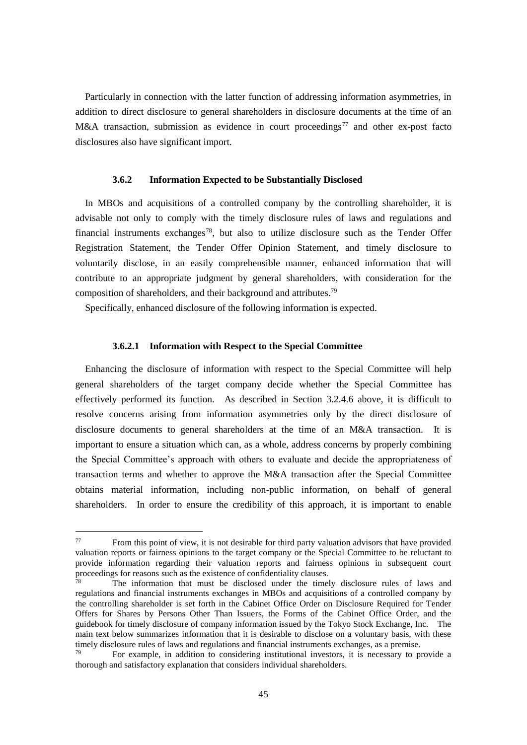Particularly in connection with the latter function of addressing information asymmetries, in addition to direct disclosure to general shareholders in disclosure documents at the time of an M&A transaction, submission as evidence in court proceedings[77] and other ex-post facto disclosures also have significant import.

### 3.6.2 Information Expected to be Substantially Disclosed

In MBOs and acquisitions of a controlled company by the controlling shareholder, it is advisable not only to comply with the timely disclosure rules of laws and regulations and financial instruments exchanges[78], but also to utilize disclosure such as the Tender Offer Registration Statement, the Tender Offer Opinion Statement, and timely disclosure to voluntarily disclose, in an easily comprehensible manner, enhanced information that will contribute to an appropriate judgment by general shareholders, with consideration for the composition of shareholders, and their background and attributes.[79]

Specifically, enhanced disclosure of the following information is expected.

#### 3.6.2.1 Information with Respect to the Special Committee

Enhancing the disclosure of information with respect to the Special Committee will help general shareholders of the target company decide whether the Special Committee has effectively performed its function. As described in Section 3.2.4.6 above, it is difficult to resolve concerns arising from information asymmetries only by the direct disclosure of disclosure documents to general shareholders at the time of an M&A transaction. It is important to ensure a situation which can, as a whole, address concerns by properly combining the Special Committee's approach with others to evaluate and decide the appropriateness of transaction terms and whether to approve the M&A transaction after the Special Committee obtains material information, including non-public information, on behalf of general shareholders. In order to ensure the credibility of this approach, it is important to enable

---

[77] From this point of view, it is not desirable for third party valuation advisors that have provided valuation reports or fairness opinions to the target company or the Special Committee to be reluctant to provide information regarding their valuation reports and fairness opinions in subsequent court proceedings for reasons such as the existence of confidentiality clauses.

[78] The information that must be disclosed under the timely disclosure rules of laws and regulations and financial instruments exchanges in MBOs and acquisitions of a controlled company by the controlling shareholder is set forth in the Cabinet Office Order on Disclosure Required for Tender Offers for Shares by Persons Other Than Issuers, the Forms of the Cabinet Office Order, and the guidebook for timely disclosure of company information issued by the Tokyo Stock Exchange, Inc. The main text below summarizes information that it is desirable to disclose on a voluntary basis, with these timely disclosure rules of laws and regulations and financial instruments exchanges, as a premise.

[79] For example, in addition to considering institutional investors, it is necessary to provide a thorough and satisfactory explanation that considers individual shareholders.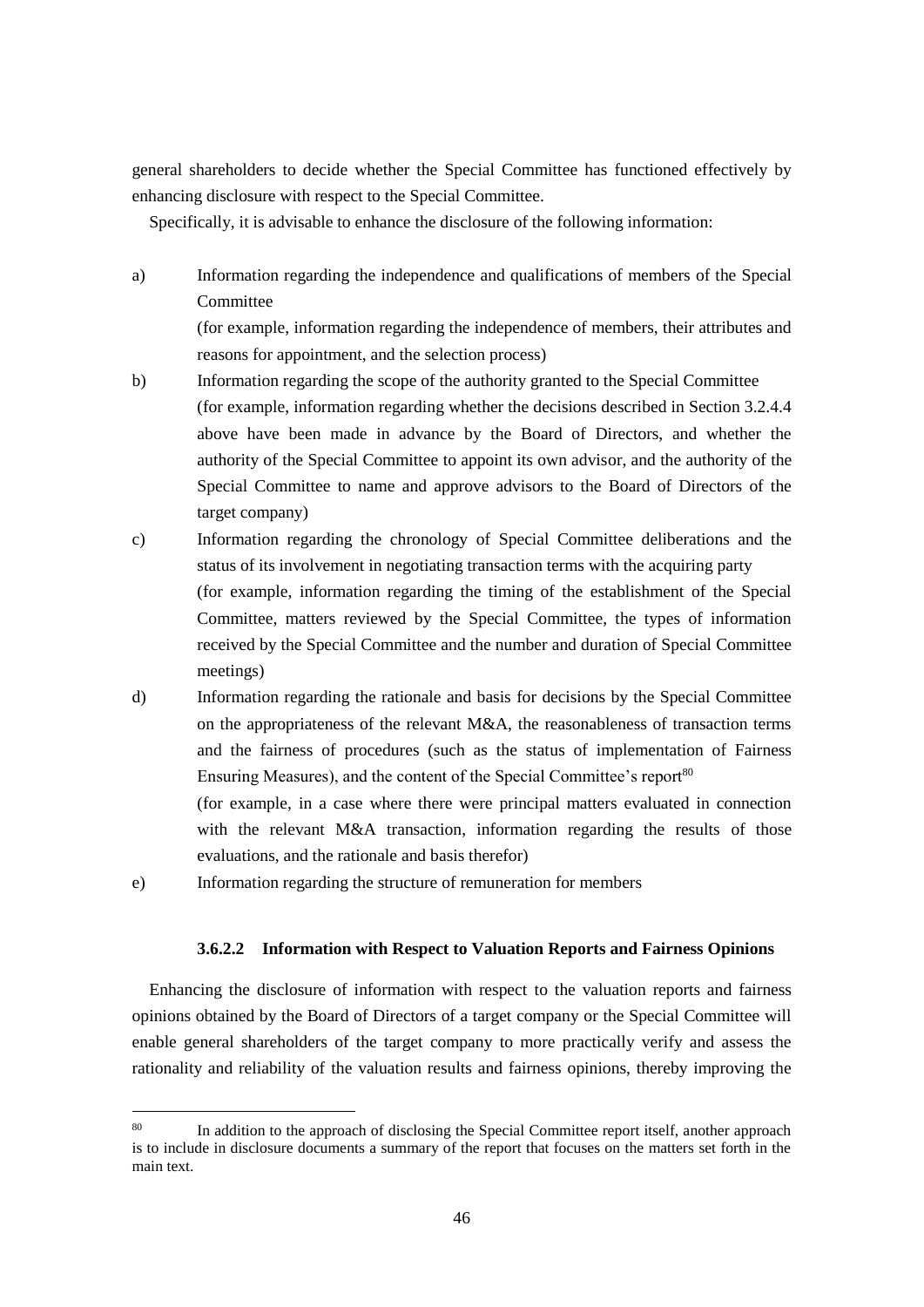general shareholders to decide whether the Special Committee has functioned effectively by enhancing disclosure with respect to the Special Committee.

Specifically, it is advisable to enhance the disclosure of the following information:

a) Information regarding the independence and qualifications of members of the Special Committee
(for example, information regarding the independence of members, their attributes and reasons for appointment, and the selection process)

b) Information regarding the scope of the authority granted to the Special Committee
(for example, information regarding whether the decisions described in Section 3.2.4.4 above have been made in advance by the Board of Directors, and whether the authority of the Special Committee to appoint its own advisor, and the authority of the Special Committee to name and approve advisors to the Board of Directors of the target company)

c) Information regarding the chronology of Special Committee deliberations and the status of its involvement in negotiating transaction terms with the acquiring party
(for example, information regarding the timing of the establishment of the Special Committee, matters reviewed by the Special Committee, the types of information received by the Special Committee and the number and duration of Special Committee meetings)

d) Information regarding the rationale and basis for decisions by the Special Committee on the appropriateness of the relevant M&A, the reasonableness of transaction terms and the fairness of procedures (such as the status of implementation of Fairness Ensuring Measures), and the content of the Special Committee's report[80]
(for example, in a case where there were principal matters evaluated in connection with the relevant M&A transaction, information regarding the results of those evaluations, and the rationale and basis therefor)

e) Information regarding the structure of remuneration for members

#### 3.6.2.2 Information with Respect to Valuation Reports and Fairness Opinions

Enhancing the disclosure of information with respect to the valuation reports and fairness opinions obtained by the Board of Directors of a target company or the Special Committee will enable general shareholders of the target company to more practically verify and assess the rationality and reliability of the valuation results and fairness opinions, thereby improving the

---

[80] In addition to the approach of disclosing the Special Committee report itself, another approach is to include in disclosure documents a summary of the report that focuses on the matters set forth in the main text.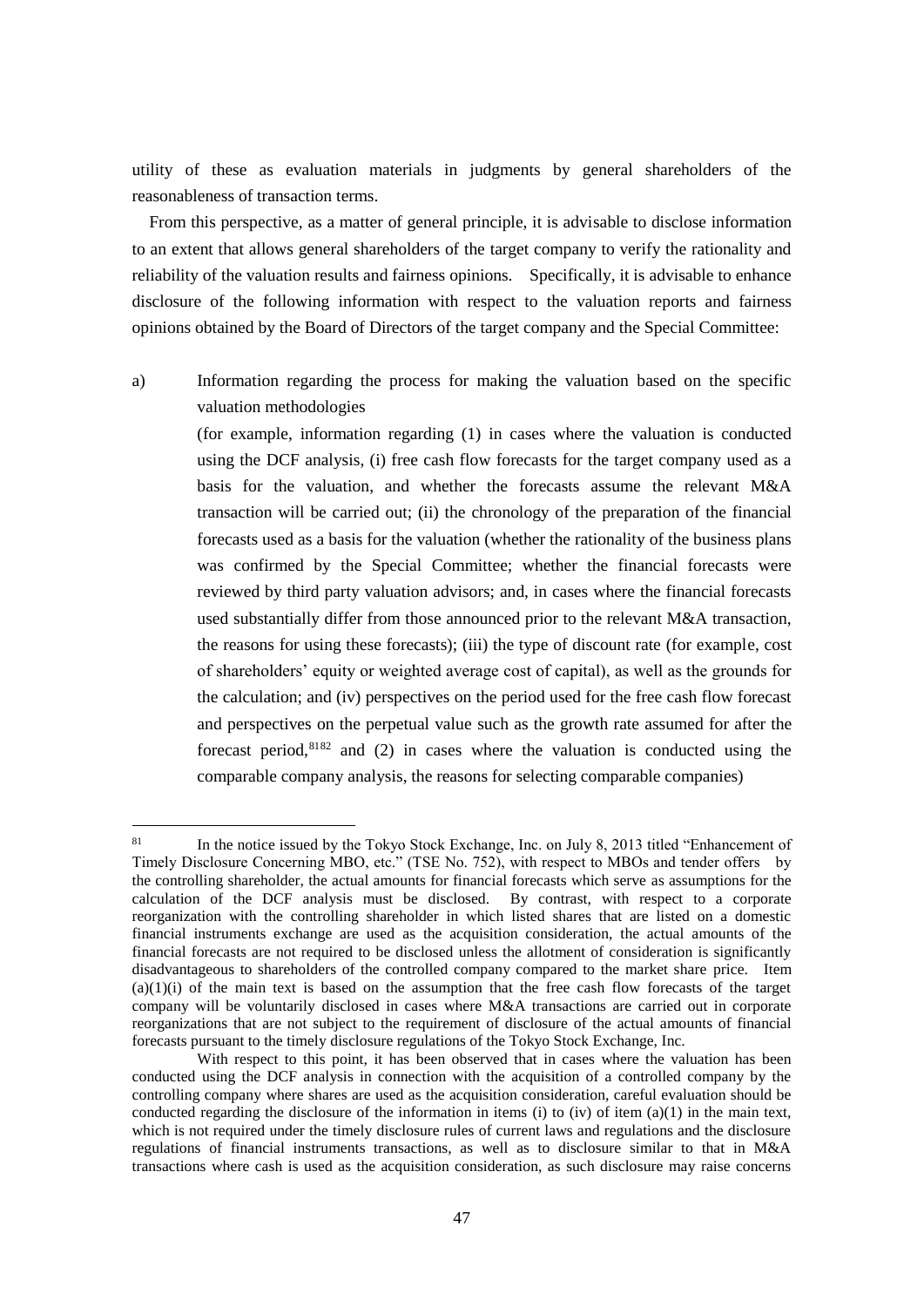utility of these as evaluation materials in judgments by general shareholders of the reasonableness of transaction terms.

From this perspective, as a matter of general principle, it is advisable to disclose information to an extent that allows general shareholders of the target company to verify the rationality and reliability of the valuation results and fairness opinions. Specifically, it is advisable to enhance disclosure of the following information with respect to the valuation reports and fairness opinions obtained by the Board of Directors of the target company and the Special Committee:

a) Information regarding the process for making the valuation based on the specific valuation methodologies

(for example, information regarding (1) in cases where the valuation is conducted using the DCF analysis, (i) free cash flow forecasts for the target company used as a basis for the valuation, and whether the forecasts assume the relevant M&A transaction will be carried out; (ii) the chronology of the preparation of the financial forecasts used as a basis for the valuation (whether the rationality of the business plans was confirmed by the Special Committee; whether the financial forecasts were reviewed by third party valuation advisors; and, in cases where the financial forecasts used substantially differ from those announced prior to the relevant M&A transaction, the reasons for using these forecasts); (iii) the type of discount rate (for example, cost of shareholders' equity or weighted average cost of capital), as well as the grounds for the calculation; and (iv) perspectives on the period used for the free cash flow forecast and perspectives on the perpetual value such as the growth rate assumed for after the forecast period,[81][82] and (2) in cases where the valuation is conducted using the comparable company analysis, the reasons for selecting comparable companies)

---

[81] In the notice issued by the Tokyo Stock Exchange, Inc. on July 8, 2013 titled "Enhancement of Timely Disclosure Concerning MBO, etc." (TSE No. 752), with respect to MBOs and tender offers by the controlling shareholder, the actual amounts for financial forecasts which serve as assumptions for the calculation of the DCF analysis must be disclosed. By contrast, with respect to a corporate reorganization with the controlling shareholder in which listed shares that are listed on a domestic financial instruments exchange are used as the acquisition consideration, the actual amounts of the financial forecasts are not required to be disclosed unless the allotment of consideration is significantly disadvantageous to shareholders of the controlled company compared to the market share price. Item (a)(1)(i) of the main text is based on the assumption that the free cash flow forecasts of the target company will be voluntarily disclosed in cases where M&A transactions are carried out in corporate reorganizations that are not subject to the requirement of disclosure of the actual amounts of financial forecasts pursuant to the timely disclosure regulations of the Tokyo Stock Exchange, Inc.

With respect to this point, it has been observed that in cases where the valuation has been conducted using the DCF analysis in connection with the acquisition of a controlled company by the controlling company where shares are used as the acquisition consideration, careful evaluation should be conducted regarding the disclosure of the information in items (i) to (iv) of item (a)(1) in the main text, which is not required under the timely disclosure rules of current laws and regulations and the disclosure regulations of financial instruments transactions, as well as to disclosure similar to that in M&A transactions where cash is used as the acquisition consideration, as such disclosure may raise concerns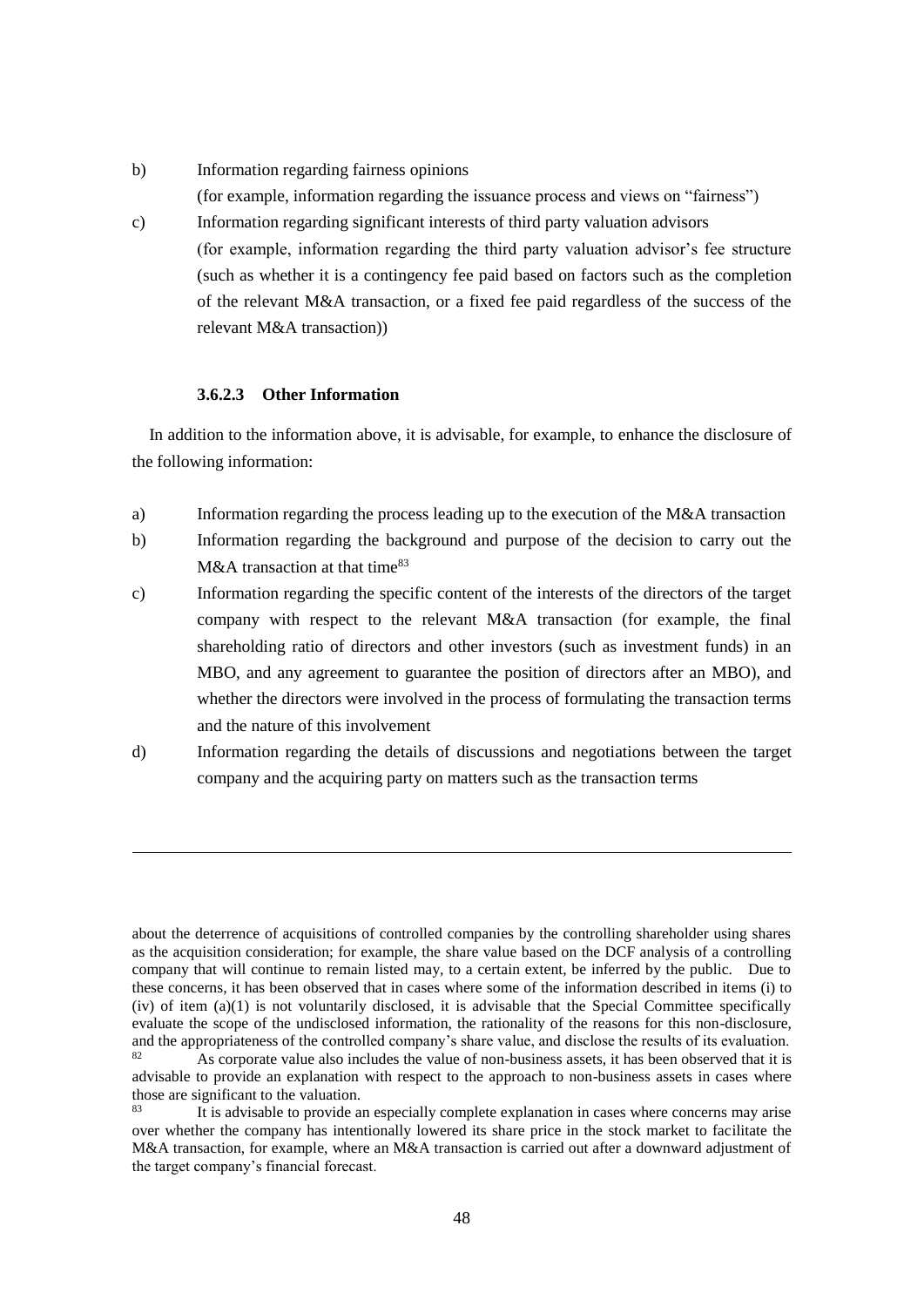b) Information regarding fairness opinions
   (for example, information regarding the issuance process and views on "fairness")

c) Information regarding significant interests of third party valuation advisors
   (for example, information regarding the third party valuation advisor's fee structure (such as whether it is a contingency fee paid based on factors such as the completion of the relevant M&A transaction, or a fixed fee paid regardless of the success of the relevant M&A transaction))

#### 3.6.2.3 Other Information

In addition to the information above, it is advisable, for example, to enhance the disclosure of the following information:

a) Information regarding the process leading up to the execution of the M&A transaction

b) Information regarding the background and purpose of the decision to carry out the M&A transaction at that time[83]

c) Information regarding the specific content of the interests of the directors of the target company with respect to the relevant M&A transaction (for example, the final shareholding ratio of directors and other investors (such as investment funds) in an MBO, and any agreement to guarantee the position of directors after an MBO), and whether the directors were involved in the process of formulating the transaction terms and the nature of this involvement

d) Information regarding the details of discussions and negotiations between the target company and the acquiring party on matters such as the transaction terms

---

about the deterrence of acquisitions of controlled companies by the controlling shareholder using shares as the acquisition consideration; for example, the share value based on the DCF analysis of a controlling company that will continue to remain listed may, to a certain extent, be inferred by the public. Due to these concerns, it has been observed that in cases where some of the information described in items (i) to (iv) of item (a)(1) is not voluntarily disclosed, it is advisable that the Special Committee specifically evaluate the scope of the undisclosed information, the rationality of the reasons for this non-disclosure, and the appropriateness of the controlled company's share value, and disclose the results of its evaluation.

[82] As corporate value also includes the value of non-business assets, it has been observed that it is advisable to provide an explanation with respect to the approach to non-business assets in cases where those are significant to the valuation.

[83] It is advisable to provide an especially complete explanation in cases where concerns may arise over whether the company has intentionally lowered its share price in the stock market to facilitate the M&A transaction, for example, where an M&A transaction is carried out after a downward adjustment of the target company's financial forecast.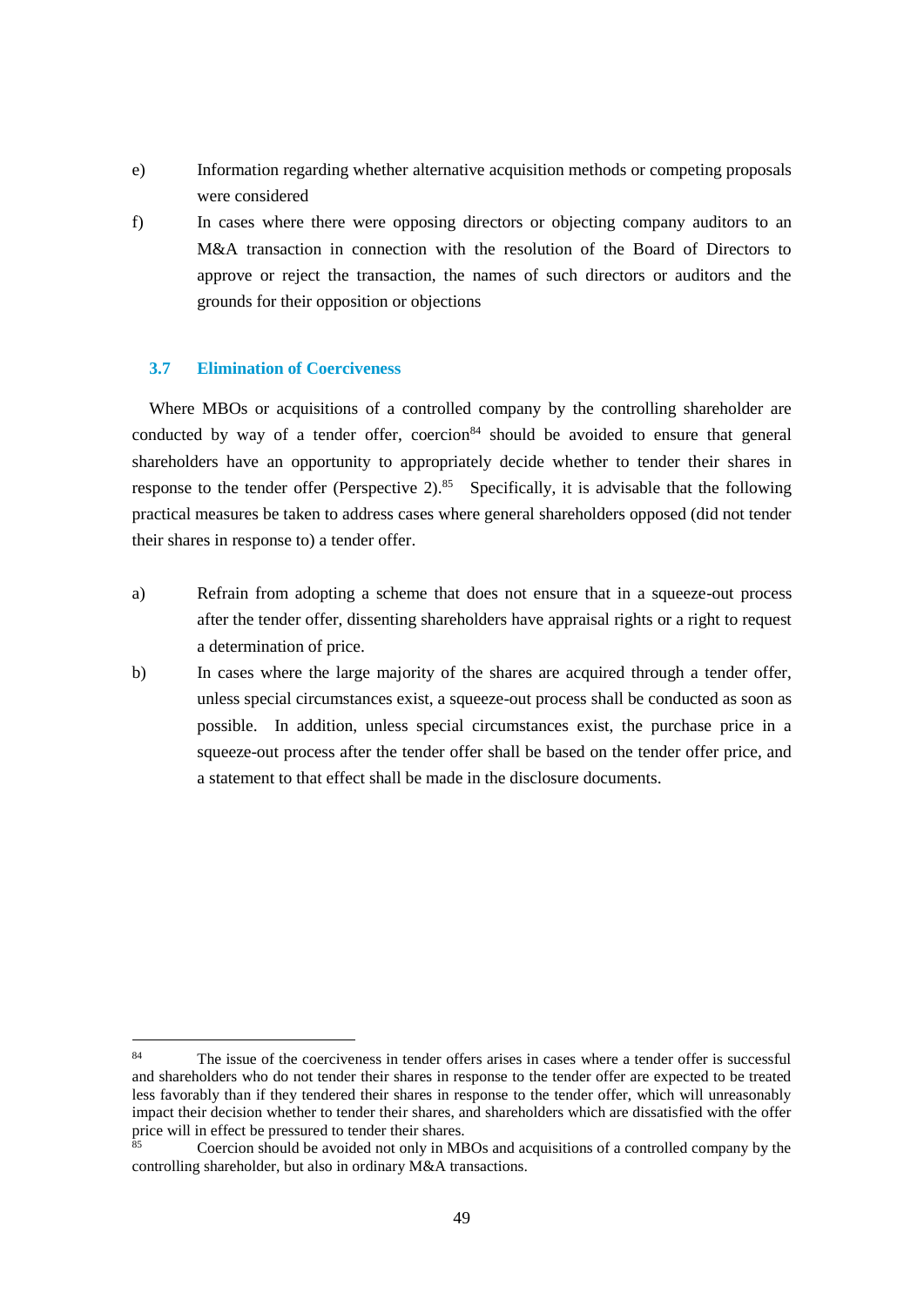e) Information regarding whether alternative acquisition methods or competing proposals were considered

f) In cases where there were opposing directors or objecting company auditors to an M&A transaction in connection with the resolution of the Board of Directors to approve or reject the transaction, the names of such directors or auditors and the grounds for their opposition or objections

### 3.7 Elimination of Coerciveness

Where MBOs or acquisitions of a controlled company by the controlling shareholder are conducted by way of a tender offer, coercion[84] should be avoided to ensure that general shareholders have an opportunity to appropriately decide whether to tender their shares in response to the tender offer (Perspective 2).[85] Specifically, it is advisable that the following practical measures be taken to address cases where general shareholders opposed (did not tender their shares in response to) a tender offer.

a) Refrain from adopting a scheme that does not ensure that in a squeeze-out process after the tender offer, dissenting shareholders have appraisal rights or a right to request a determination of price.

b) In cases where the large majority of the shares are acquired through a tender offer, unless special circumstances exist, a squeeze-out process shall be conducted as soon as possible. In addition, unless special circumstances exist, the purchase price in a squeeze-out process after the tender offer shall be based on the tender offer price, and a statement to that effect shall be made in the disclosure documents.

---

[84] The issue of the coerciveness in tender offers arises in cases where a tender offer is successful and shareholders who do not tender their shares in response to the tender offer are expected to be treated less favorably than if they tendered their shares in response to the tender offer, which will unreasonably impact their decision whether to tender their shares, and shareholders which are dissatisfied with the offer price will in effect be pressured to tender their shares.

[85] Coercion should be avoided not only in MBOs and acquisitions of a controlled company by the controlling shareholder, but also in ordinary M&A transactions.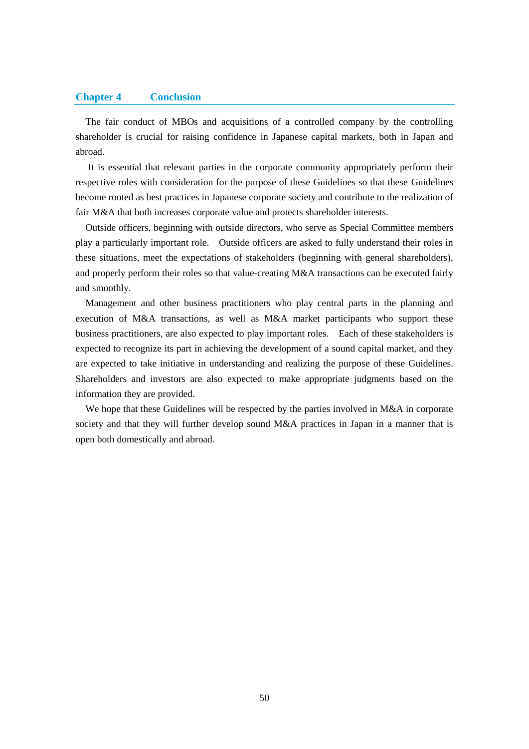## Chapter 4　Conclusion

The fair conduct of MBOs and acquisitions of a controlled company by the controlling shareholder is crucial for raising confidence in Japanese capital markets, both in Japan and abroad.

It is essential that relevant parties in the corporate community appropriately perform their respective roles with consideration for the purpose of these Guidelines so that these Guidelines become rooted as best practices in Japanese corporate society and contribute to the realization of fair M&A that both increases corporate value and protects shareholder interests.

Outside officers, beginning with outside directors, who serve as Special Committee members play a particularly important role. Outside officers are asked to fully understand their roles in these situations, meet the expectations of stakeholders (beginning with general shareholders), and properly perform their roles so that value-creating M&A transactions can be executed fairly and smoothly.

Management and other business practitioners who play central parts in the planning and execution of M&A transactions, as well as M&A market participants who support these business practitioners, are also expected to play important roles. Each of these stakeholders is expected to recognize its part in achieving the development of a sound capital market, and they are expected to take initiative in understanding and realizing the purpose of these Guidelines. Shareholders and investors are also expected to make appropriate judgments based on the information they are provided.

We hope that these Guidelines will be respected by the parties involved in M&A in corporate society and that they will further develop sound M&A practices in Japan in a manner that is open both domestically and abroad.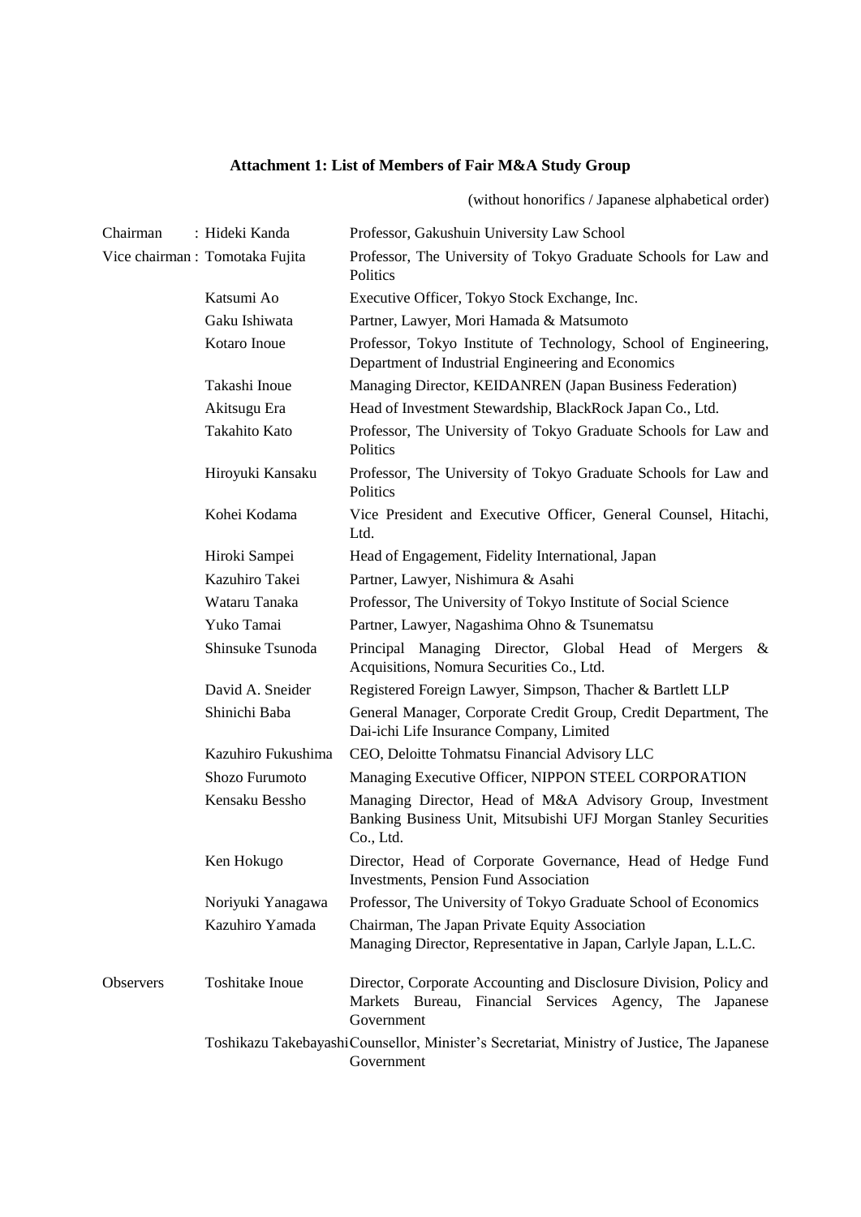**Attachment 1: List of Members of Fair M&A Study Group**

(without honorifics / Japanese alphabetical order)

| | | |
|---|---|---|
| Chairman | : Hideki Kanda | Professor, Gakushuin University Law School |
| Vice chairman | : Tomotaka Fujita | Professor, The University of Tokyo Graduate Schools for Law and Politics |
| | Katsumi Ao | Executive Officer, Tokyo Stock Exchange, Inc. |
| | Gaku Ishiwata | Partner, Lawyer, Mori Hamada & Matsumoto |
| | Kotaro Inoue | Professor, Tokyo Institute of Technology, School of Engineering, Department of Industrial Engineering and Economics |
| | Takashi Inoue | Managing Director, KEIDANREN (Japan Business Federation) |
| | Akitsugu Era | Head of Investment Stewardship, BlackRock Japan Co., Ltd. |
| | Takahito Kato | Professor, The University of Tokyo Graduate Schools for Law and Politics |
| | Hiroyuki Kansaku | Professor, The University of Tokyo Graduate Schools for Law and Politics |
| | Kohei Kodama | Vice President and Executive Officer, General Counsel, Hitachi, Ltd. |
| | Hiroki Sampei | Head of Engagement, Fidelity International, Japan |
| | Kazuhiro Takei | Partner, Lawyer, Nishimura & Asahi |
| | Wataru Tanaka | Professor, The University of Tokyo Institute of Social Science |
| | Yuko Tamai | Partner, Lawyer, Nagashima Ohno & Tsunematsu |
| | Shinsuke Tsunoda | Principal Managing Director, Global Head of Mergers & Acquisitions, Nomura Securities Co., Ltd. |
| | David A. Sneider | Registered Foreign Lawyer, Simpson, Thacher & Bartlett LLP |
| | Shinichi Baba | General Manager, Corporate Credit Group, Credit Department, The Dai-ichi Life Insurance Company, Limited |
| | Kazuhiro Fukushima | CEO, Deloitte Tohmatsu Financial Advisory LLC |
| | Shozo Furumoto | Managing Executive Officer, NIPPON STEEL CORPORATION |
| | Kensaku Bessho | Managing Director, Head of M&A Advisory Group, Investment Banking Business Unit, Mitsubishi UFJ Morgan Stanley Securities Co., Ltd. |
| | Ken Hokugo | Director, Head of Corporate Governance, Head of Hedge Fund Investments, Pension Fund Association |
| | Noriyuki Yanagawa | Professor, The University of Tokyo Graduate School of Economics |
| | Kazuhiro Yamada | Chairman, The Japan Private Equity Association<br>Managing Director, Representative in Japan, Carlyle Japan, L.L.C. |
| Observers | Toshitake Inoue | Director, Corporate Accounting and Disclosure Division, Policy and Markets Bureau, Financial Services Agency, The Japanese Government |
| | Toshikazu Takebayashi | Counsellor, Minister's Secretariat, Ministry of Justice, The Japanese Government |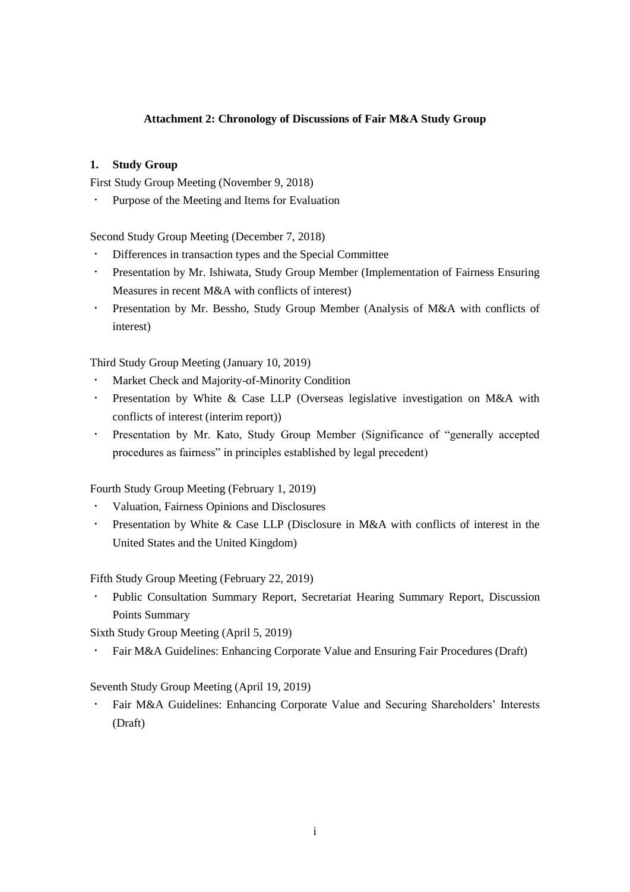**Attachment 2: Chronology of Discussions of Fair M&A Study Group**

## 1. Study Group

First Study Group Meeting (November 9, 2018)

- Purpose of the Meeting and Items for Evaluation

Second Study Group Meeting (December 7, 2018)

- Differences in transaction types and the Special Committee
- Presentation by Mr. Ishiwata, Study Group Member (Implementation of Fairness Ensuring Measures in recent M&A with conflicts of interest)
- Presentation by Mr. Bessho, Study Group Member (Analysis of M&A with conflicts of interest)

Third Study Group Meeting (January 10, 2019)

- Market Check and Majority-of-Minority Condition
- Presentation by White & Case LLP (Overseas legislative investigation on M&A with conflicts of interest (interim report))
- Presentation by Mr. Kato, Study Group Member (Significance of "generally accepted procedures as fairness" in principles established by legal precedent)

Fourth Study Group Meeting (February 1, 2019)

- Valuation, Fairness Opinions and Disclosures
- Presentation by White & Case LLP (Disclosure in M&A with conflicts of interest in the United States and the United Kingdom)

Fifth Study Group Meeting (February 22, 2019)

- Public Consultation Summary Report, Secretariat Hearing Summary Report, Discussion Points Summary

Sixth Study Group Meeting (April 5, 2019)

- Fair M&A Guidelines: Enhancing Corporate Value and Ensuring Fair Procedures (Draft)

Seventh Study Group Meeting (April 19, 2019)

- Fair M&A Guidelines: Enhancing Corporate Value and Securing Shareholders' Interests (Draft)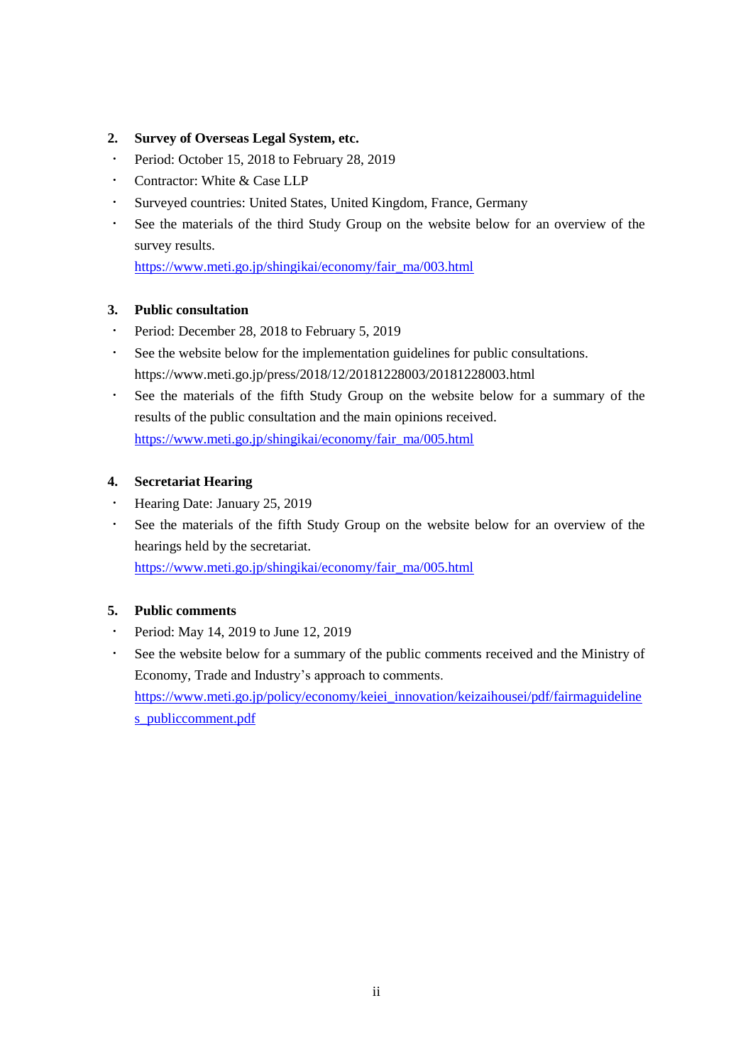**2. Survey of Overseas Legal System, etc.**

- Period: October 15, 2018 to February 28, 2019
- Contractor: White & Case LLP
- Surveyed countries: United States, United Kingdom, France, Germany
- See the materials of the third Study Group on the website below for an overview of the survey results.
  https://www.meti.go.jp/shingikai/economy/fair_ma/003.html

**3. Public consultation**

- Period: December 28, 2018 to February 5, 2019
- See the website below for the implementation guidelines for public consultations.
  https://www.meti.go.jp/press/2018/12/20181228003/20181228003.html
- See the materials of the fifth Study Group on the website below for a summary of the results of the public consultation and the main opinions received.
  https://www.meti.go.jp/shingikai/economy/fair_ma/005.html

**4. Secretariat Hearing**

- Hearing Date: January 25, 2019
- See the materials of the fifth Study Group on the website below for an overview of the hearings held by the secretariat.
  https://www.meti.go.jp/shingikai/economy/fair_ma/005.html

**5. Public comments**

- Period: May 14, 2019 to June 12, 2019
- See the website below for a summary of the public comments received and the Ministry of Economy, Trade and Industry's approach to comments.
  https://www.meti.go.jp/policy/economy/keiei_innovation/keizaihousei/pdf/fairmaguidelines_publiccomment.pdf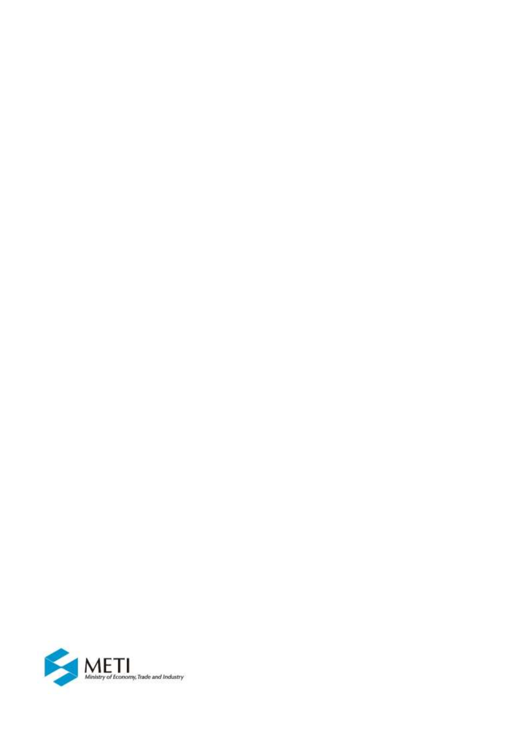METI

Ministry of Economy, Trade and Industry